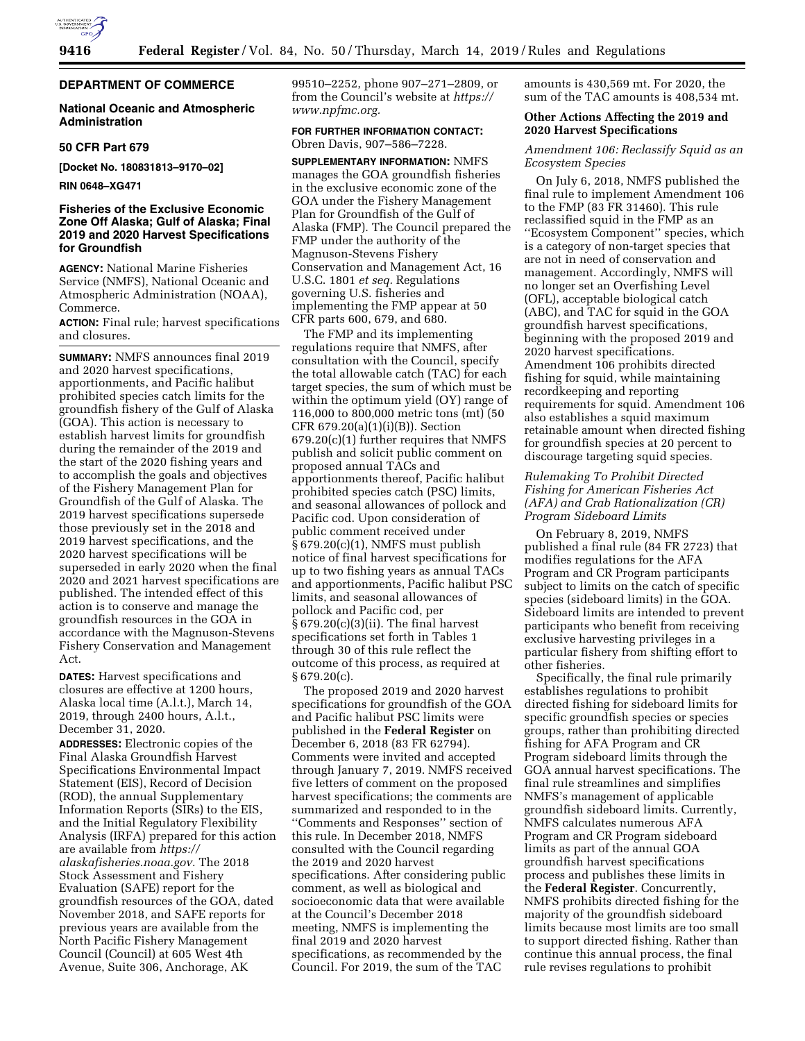## DEPARTMENT OF COMMERCE

### National Oceanic and Atmospheric Administration

#### 50 CFR Part 679

**[Docket No. 180831813–9170–02]**

**RIN 0648–XG471**

### Fisheries of the Exclusive Economic Zone Off Alaska; Gulf of Alaska; Final 2019 and 2020 Harvest Specifications for Groundfish

**AGENCY:** National Marine Fisheries Service (NMFS), National Oceanic and Atmospheric Administration (NOAA), Commerce.

**ACTION:** Final rule; harvest specifications and closures.

**SUMMARY:** NMFS announces final 2019 and 2020 harvest specifications, apportionments, and Pacific halibut prohibited species catch limits for the groundfish fishery of the Gulf of Alaska (GOA). This action is necessary to establish harvest limits for groundfish during the remainder of the 2019 and the start of the 2020 fishing years and to accomplish the goals and objectives of the Fishery Management Plan for Groundfish of the Gulf of Alaska. The 2019 harvest specifications supersede those previously set in the 2018 and 2019 harvest specifications, and the 2020 harvest specifications will be superseded in early 2020 when the final 2020 and 2021 harvest specifications are published. The intended effect of this action is to conserve and manage the groundfish resources in the GOA in accordance with the Magnuson-Stevens Fishery Conservation and Management Act.

**DATES:** Harvest specifications and closures are effective at 1200 hours, Alaska local time (A.l.t.), March 14, 2019, through 2400 hours, A.l.t., December 31, 2020.

**ADDRESSES:** Electronic copies of the Final Alaska Groundfish Harvest Specifications Environmental Impact Statement (EIS), Record of Decision (ROD), the annual Supplementary Information Reports (SIRs) to the EIS, and the Initial Regulatory Flexibility Analysis (IRFA) prepared for this action are available from *https://alaskafisheries.noaa.gov.* The 2018 Stock Assessment and Fishery Evaluation (SAFE) report for the groundfish resources of the GOA, dated November 2018, and SAFE reports for previous years are available from the North Pacific Fishery Management Council (Council) at 605 West 4th Avenue, Suite 306, Anchorage, AK 99510–2252, phone 907–271–2809, or from the Council's website at *https://www.npfmc.org.*

**FOR FURTHER INFORMATION CONTACT:** Obren Davis, 907–586–7228.

**SUPPLEMENTARY INFORMATION:** NMFS manages the GOA groundfish fisheries in the exclusive economic zone of the GOA under the Fishery Management Plan for Groundfish of the Gulf of Alaska (FMP). The Council prepared the FMP under the authority of the Magnuson-Stevens Fishery Conservation and Management Act, 16 U.S.C. 1801 *et seq.* Regulations governing U.S. fisheries and implementing the FMP appear at 50 CFR parts 600, 679, and 680.

The FMP and its implementing regulations require that NMFS, after consultation with the Council, specify the total allowable catch (TAC) for each target species, the sum of which must be within the optimum yield (OY) range of 116,000 to 800,000 metric tons (mt) (50 CFR 679.20(a)(1)(i)(B)). Section 679.20(c)(1) further requires that NMFS publish and solicit public comment on proposed annual TACs and apportionments thereof, Pacific halibut prohibited species catch (PSC) limits, and seasonal allowances of pollock and Pacific cod. Upon consideration of public comment received under § 679.20(c)(1), NMFS must publish notice of final harvest specifications for up to two fishing years as annual TACs and apportionments, Pacific halibut PSC limits, and seasonal allowances of pollock and Pacific cod, per § 679.20(c)(3)(ii). The final harvest specifications set forth in Tables 1 through 30 of this rule reflect the outcome of this process, as required at § 679.20(c).

The proposed 2019 and 2020 harvest specifications for groundfish of the GOA and Pacific halibut PSC limits were published in the **Federal Register** on December 6, 2018 (83 FR 62794). Comments were invited and accepted through January 7, 2019. NMFS received five letters of comment on the proposed harvest specifications; the comments are summarized and responded to in the ''Comments and Responses'' section of this rule. In December 2018, NMFS consulted with the Council regarding the 2019 and 2020 harvest specifications. After considering public comment, as well as biological and socioeconomic data that were available at the Council's December 2018 meeting, NMFS is implementing the final 2019 and 2020 harvest specifications, as recommended by the Council. For 2019, the sum of the TAC amounts is 430,569 mt. For 2020, the sum of the TAC amounts is 408,534 mt.

### Other Actions Affecting the 2019 and 2020 Harvest Specifications

*Amendment 106: Reclassify Squid as an Ecosystem Species*

On July 6, 2018, NMFS published the final rule to implement Amendment 106 to the FMP (83 FR 31460). This rule reclassified squid in the FMP as an ''Ecosystem Component'' species, which is a category of non-target species that are not in need of conservation and management. Accordingly, NMFS will no longer set an Overfishing Level (OFL), acceptable biological catch (ABC), and TAC for squid in the GOA groundfish harvest specifications, beginning with the proposed 2019 and 2020 harvest specifications. Amendment 106 prohibits directed fishing for squid, while maintaining recordkeeping and reporting requirements for squid. Amendment 106 also establishes a squid maximum retainable amount when directed fishing for groundfish species at 20 percent to discourage targeting squid species.

*Rulemaking To Prohibit Directed Fishing for American Fisheries Act (AFA) and Crab Rationalization (CR) Program Sideboard Limits*

On February 8, 2019, NMFS published a final rule (84 FR 2723) that modifies regulations for the AFA Program and CR Program participants subject to limits on the catch of specific species (sideboard limits) in the GOA. Sideboard limits are intended to prevent participants who benefit from receiving exclusive harvesting privileges in a particular fishery from shifting effort to other fisheries.

Specifically, the final rule primarily establishes regulations to prohibit directed fishing for sideboard limits for specific groundfish species or species groups, rather than prohibiting directed fishing for AFA Program and CR Program sideboard limits through the GOA annual harvest specifications. The final rule streamlines and simplifies NMFS's management of applicable groundfish sideboard limits. Currently, NMFS calculates numerous AFA Program and CR Program sideboard limits as part of the annual GOA groundfish harvest specifications process and publishes these limits in the **Federal Register**. Concurrently, NMFS prohibits directed fishing for the majority of the groundfish sideboard limits because most limits are too small to support directed fishing. Rather than continue this annual process, the final rule revises regulations to prohibit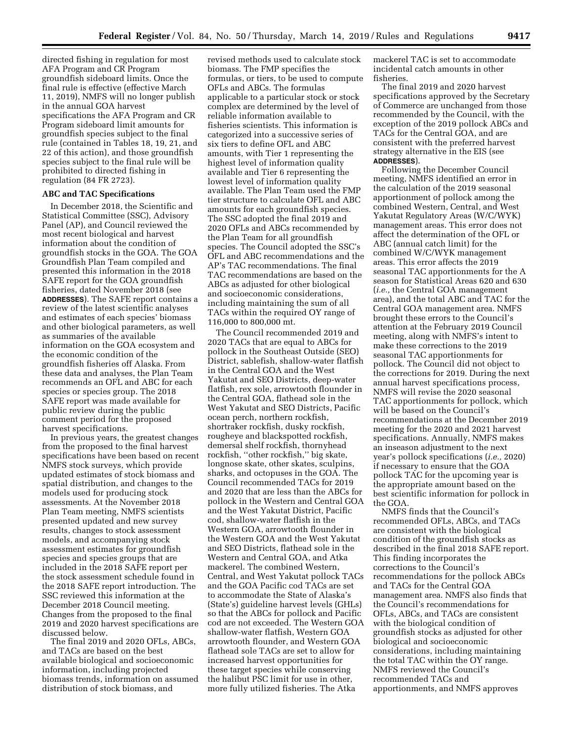directed fishing in regulation for most AFA Program and CR Program groundfish sideboard limits. Once the final rule is effective (effective March 11, 2019), NMFS will no longer publish in the annual GOA harvest specifications the AFA Program and CR Program sideboard limit amounts for groundfish species subject to the final rule (contained in Tables 18, 19, 21, and 22 of this action), and those groundfish species subject to the final rule will be prohibited to directed fishing in regulation (84 FR 2723).

## ABC and TAC Specifications

In December 2018, the Scientific and Statistical Committee (SSC), Advisory Panel (AP), and Council reviewed the most recent biological and harvest information about the condition of groundfish stocks in the GOA. The GOA Groundfish Plan Team compiled and presented this information in the 2018 SAFE report for the GOA groundfish fisheries, dated November 2018 (see **ADDRESSES**). The SAFE report contains a review of the latest scientific analyses and estimates of each species' biomass and other biological parameters, as well as summaries of the available information on the GOA ecosystem and the economic condition of the groundfish fisheries off Alaska. From these data and analyses, the Plan Team recommends an OFL and ABC for each species or species group. The 2018 SAFE report was made available for public review during the public comment period for the proposed harvest specifications.

In previous years, the greatest changes from the proposed to the final harvest specifications have been based on recent NMFS stock surveys, which provide updated estimates of stock biomass and spatial distribution, and changes to the models used for producing stock assessments. At the November 2018 Plan Team meeting, NMFS scientists presented updated and new survey results, changes to stock assessment models, and accompanying stock assessment estimates for groundfish species and species groups that are included in the 2018 SAFE report per the stock assessment schedule found in the 2018 SAFE report introduction. The SSC reviewed this information at the December 2018 Council meeting. Changes from the proposed to the final 2019 and 2020 harvest specifications are discussed below.

The final 2019 and 2020 OFLs, ABCs, and TACs are based on the best available biological and socioeconomic information, including projected biomass trends, information on assumed distribution of stock biomass, and revised methods used to calculate stock biomass. The FMP specifies the formulas, or tiers, to be used to compute OFLs and ABCs. The formulas applicable to a particular stock or stock complex are determined by the level of reliable information available to fisheries scientists. This information is categorized into a successive series of six tiers to define OFL and ABC amounts, with Tier 1 representing the highest level of information quality available and Tier 6 representing the lowest level of information quality available. The Plan Team used the FMP tier structure to calculate OFL and ABC amounts for each groundfish species. The SSC adopted the final 2019 and 2020 OFLs and ABCs recommended by the Plan Team for all groundfish species. The Council adopted the SSC's OFL and ABC recommendations and the AP's TAC recommendations. The final TAC recommendations are based on the ABCs as adjusted for other biological and socioeconomic considerations, including maintaining the sum of all TACs within the required OY range of 116,000 to 800,000 mt.

The Council recommended 2019 and 2020 TACs that are equal to ABCs for pollock in the Southeast Outside (SEO) District, sablefish, shallow-water flatfish in the Central GOA and the West Yakutat and SEO Districts, deep-water flatfish, rex sole, arrowtooth flounder in the Central GOA, flathead sole in the West Yakutat and SEO Districts, Pacific ocean perch, northern rockfish, shortraker rockfish, dusky rockfish, rougheye and blackspotted rockfish, demersal shelf rockfish, thornyhead rockfish, "other rockfish," big skate, longnose skate, other skates, sculpins, sharks, and octopuses in the GOA. The Council recommended TACs for 2019 and 2020 that are less than the ABCs for pollock in the Western and Central GOA and the West Yakutat District, Pacific cod, shallow-water flatfish in the Western GOA, arrowtooth flounder in the Western GOA and the West Yakutat and SEO Districts, flathead sole in the Western and Central GOA, and Atka mackerel. The combined Western, Central, and West Yakutat pollock TACs and the GOA Pacific cod TACs are set to accommodate the State of Alaska's (State's) guideline harvest levels (GHLs) so that the ABCs for pollock and Pacific cod are not exceeded. The Western GOA shallow-water flatfish, Western GOA arrowtooth flounder, and Western GOA flathead sole TACs are set to allow for increased harvest opportunities for these target species while conserving the halibut PSC limit for use in other, more fully utilized fisheries. The Atka mackerel TAC is set to accommodate incidental catch amounts in other fisheries.

The final 2019 and 2020 harvest specifications approved by the Secretary of Commerce are unchanged from those recommended by the Council, with the exception of the 2019 pollock ABCs and TACs for the Central GOA, and are consistent with the preferred harvest strategy alternative in the EIS (see **ADDRESSES**).

Following the December Council meeting, NMFS identified an error in the calculation of the 2019 seasonal apportionment of pollock among the combined Western, Central, and West Yakutat Regulatory Areas (W/C/WYK) management areas. This error does not affect the determination of the OFL or ABC (annual catch limit) for the combined W/C/WYK management areas. This error affects the 2019 seasonal TAC apportionments for the A season for Statistical Areas 620 and 630 (*i.e.,* the Central GOA management area), and the total ABC and TAC for the Central GOA management area. NMFS brought these errors to the Council's attention at the February 2019 Council meeting, along with NMFS's intent to make these corrections to the 2019 seasonal TAC apportionments for pollock. The Council did not object to the corrections for 2019. During the next annual harvest specifications process, NMFS will revise the 2020 seasonal TAC apportionments for pollock, which will be based on the Council's recommendations at the December 2019 meeting for the 2020 and 2021 harvest specifications. Annually, NMFS makes an inseason adjustment to the next year's pollock specifications (*i.e.,* 2020) if necessary to ensure that the GOA pollock TAC for the upcoming year is the appropriate amount based on the best scientific information for pollock in the GOA.

NMFS finds that the Council's recommended OFLs, ABCs, and TACs are consistent with the biological condition of the groundfish stocks as described in the final 2018 SAFE report. This finding incorporates the corrections to the Council's recommendations for the pollock ABCs and TACs for the Central GOA management area. NMFS also finds that the Council's recommendations for OFLs, ABCs, and TACs are consistent with the biological condition of groundfish stocks as adjusted for other biological and socioeconomic considerations, including maintaining the total TAC within the OY range. NMFS reviewed the Council's recommended TACs and apportionments, and NMFS approves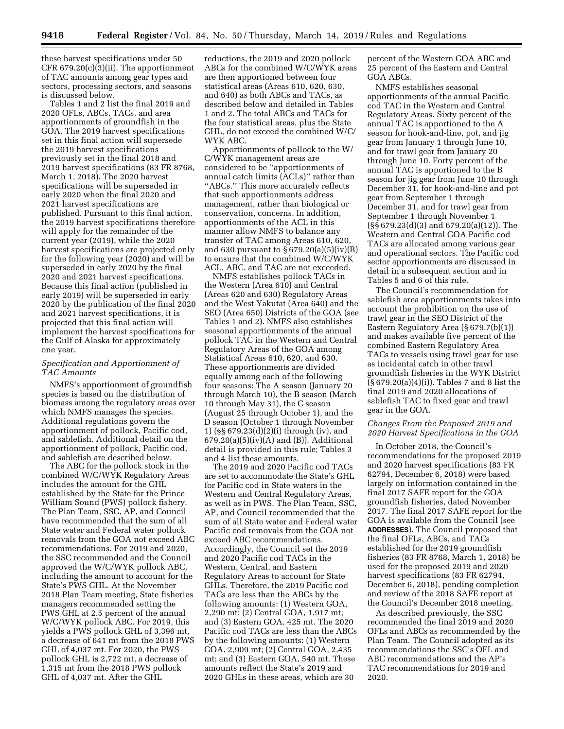these harvest specifications under 50 CFR 679.20(c)(3)(ii). The apportionment of TAC amounts among gear types and sectors, processing sectors, and seasons is discussed below.

Tables 1 and 2 list the final 2019 and 2020 OFLs, ABCs, TACs, and area apportionments of groundfish in the GOA. The 2019 harvest specifications set in this final action will supersede the 2019 harvest specifications previously set in the final 2018 and 2019 harvest specifications (83 FR 8768, March 1, 2018). The 2020 harvest specifications will be superseded in early 2020 when the final 2020 and 2021 harvest specifications are published. Pursuant to this final action, the 2019 harvest specifications therefore will apply for the remainder of the current year (2019), while the 2020 harvest specifications are projected only for the following year (2020) and will be superseded in early 2020 by the final 2020 and 2021 harvest specifications. Because this final action (published in early 2019) will be superseded in early 2020 by the publication of the final 2020 and 2021 harvest specifications, it is projected that this final action will implement the harvest specifications for the Gulf of Alaska for approximately one year.

### *Specification and Apportionment of TAC Amounts*

NMFS's apportionment of groundfish species is based on the distribution of biomass among the regulatory areas over which NMFS manages the species. Additional regulations govern the apportionment of pollock, Pacific cod, and sablefish. Additional detail on the apportionment of pollock, Pacific cod, and sablefish are described below.

The ABC for the pollock stock in the combined W/C/WYK Regulatory Areas includes the amount for the GHL established by the State for the Prince William Sound (PWS) pollock fishery. The Plan Team, SSC, AP, and Council have recommended that the sum of all State water and Federal water pollock removals from the GOA not exceed ABC recommendations. For 2019 and 2020, the SSC recommended and the Council approved the W/C/WYK pollock ABC, including the amount to account for the State's PWS GHL. At the November 2018 Plan Team meeting, State fisheries managers recommended setting the PWS GHL at 2.5 percent of the annual W/C/WYK pollock ABC. For 2019, this yields a PWS pollock GHL of 3,396 mt, a decrease of 641 mt from the 2018 PWS GHL of 4,037 mt. For 2020, the PWS pollock GHL is 2,722 mt, a decrease of 1,315 mt from the 2018 PWS pollock GHL of 4,037 mt. After the GHL reductions, the 2019 and 2020 pollock ABCs for the combined W/C/WYK areas are then apportioned between four statistical areas (Areas 610, 620, 630, and 640) as both ABCs and TACs, as described below and detailed in Tables 1 and 2. The total ABCs and TACs for the four statistical areas, plus the State GHL, do not exceed the combined W/C/WYK ABC.

Apportionments of pollock to the W/C/WYK management areas are considered to be ''apportionments of annual catch limits (ACLs)'' rather than ''ABCs.'' This more accurately reflects that such apportionments address management, rather than biological or conservation, concerns. In addition, apportionments of the ACL in this manner allow NMFS to balance any transfer of TAC among Areas 610, 620, and 630 pursuant to § 679.20(a)(5)(iv)(B) to ensure that the combined W/C/WYK ACL, ABC, and TAC are not exceeded.

NMFS establishes pollock TACs in the Western (Area 610) and Central (Areas 620 and 630) Regulatory Areas and the West Yakutat (Area 640) and the SEO (Area 650) Districts of the GOA (see Tables 1 and 2). NMFS also establishes seasonal apportionments of the annual pollock TAC in the Western and Central Regulatory Areas of the GOA among Statistical Areas 610, 620, and 630. These apportionments are divided equally among each of the following four seasons: The A season (January 20 through March 10), the B season (March 10 through May 31), the C season (August 25 through October 1), and the D season (October 1 through November 1) (§§ 679.23(d)(2)(i) through (iv), and 679.20(a)(5)(iv)(A) and (B)). Additional detail is provided in this rule; Tables 3 and 4 list these amounts.

The 2019 and 2020 Pacific cod TACs are set to accommodate the State's GHL for Pacific cod in State waters in the Western and Central Regulatory Areas, as well as in PWS. The Plan Team, SSC, AP, and Council recommended that the sum of all State water and Federal water Pacific cod removals from the GOA not exceed ABC recommendations. Accordingly, the Council set the 2019 and 2020 Pacific cod TACs in the Western, Central, and Eastern Regulatory Areas to account for State GHLs. Therefore, the 2019 Pacific cod TACs are less than the ABCs by the following amounts: (1) Western GOA, 2,290 mt; (2) Central GOA, 1,917 mt; and (3) Eastern GOA, 425 mt. The 2020 Pacific cod TACs are less than the ABCs by the following amounts: (1) Western GOA, 2,909 mt; (2) Central GOA, 2,435 mt; and (3) Eastern GOA, 540 mt. These amounts reflect the State's 2019 and 2020 GHLs in these areas, which are 30 percent of the Western GOA ABC and 25 percent of the Eastern and Central GOA ABCs.

NMFS establishes seasonal apportionments of the annual Pacific cod TAC in the Western and Central Regulatory Areas. Sixty percent of the annual TAC is apportioned to the A season for hook-and-line, pot, and jig gear from January 1 through June 10, and for trawl gear from January 20 through June 10. Forty percent of the annual TAC is apportioned to the B season for jig gear from June 10 through December 31, for hook-and-line and pot gear from September 1 through December 31, and for trawl gear from September 1 through November 1 (§§ 679.23(d)(3) and 679.20(a)(12)). The Western and Central GOA Pacific cod TACs are allocated among various gear and operational sectors. The Pacific cod sector apportionments are discussed in detail in a subsequent section and in Tables 5 and 6 of this rule.

The Council's recommendation for sablefish area apportionments takes into account the prohibition on the use of trawl gear in the SEO District of the Eastern Regulatory Area (§ 679.7(b)(1)) and makes available five percent of the combined Eastern Regulatory Area TACs to vessels using trawl gear for use as incidental catch in other trawl groundfish fisheries in the WYK District (§ 679.20(a)(4)(i)). Tables 7 and 8 list the final 2019 and 2020 allocations of sablefish TAC to fixed gear and trawl gear in the GOA.

### *Changes From the Proposed 2019 and 2020 Harvest Specifications in the GOA*

In October 2018, the Council's recommendations for the proposed 2019 and 2020 harvest specifications (83 FR 62794, December 6, 2018) were based largely on information contained in the final 2017 SAFE report for the GOA groundfish fisheries, dated November 2017. The final 2017 SAFE report for the GOA is available from the Council (see **ADDRESSES**). The Council proposed that the final OFLs, ABCs, and TACs established for the 2019 groundfish fisheries (83 FR 8768, March 1, 2018) be used for the proposed 2019 and 2020 harvest specifications (83 FR 62794, December 6, 2018), pending completion and review of the 2018 SAFE report at the Council's December 2018 meeting.

As described previously, the SSC recommended the final 2019 and 2020 OFLs and ABCs as recommended by the Plan Team. The Council adopted as its recommendations the SSC's OFL and ABC recommendations and the AP's TAC recommendations for 2019 and 2020.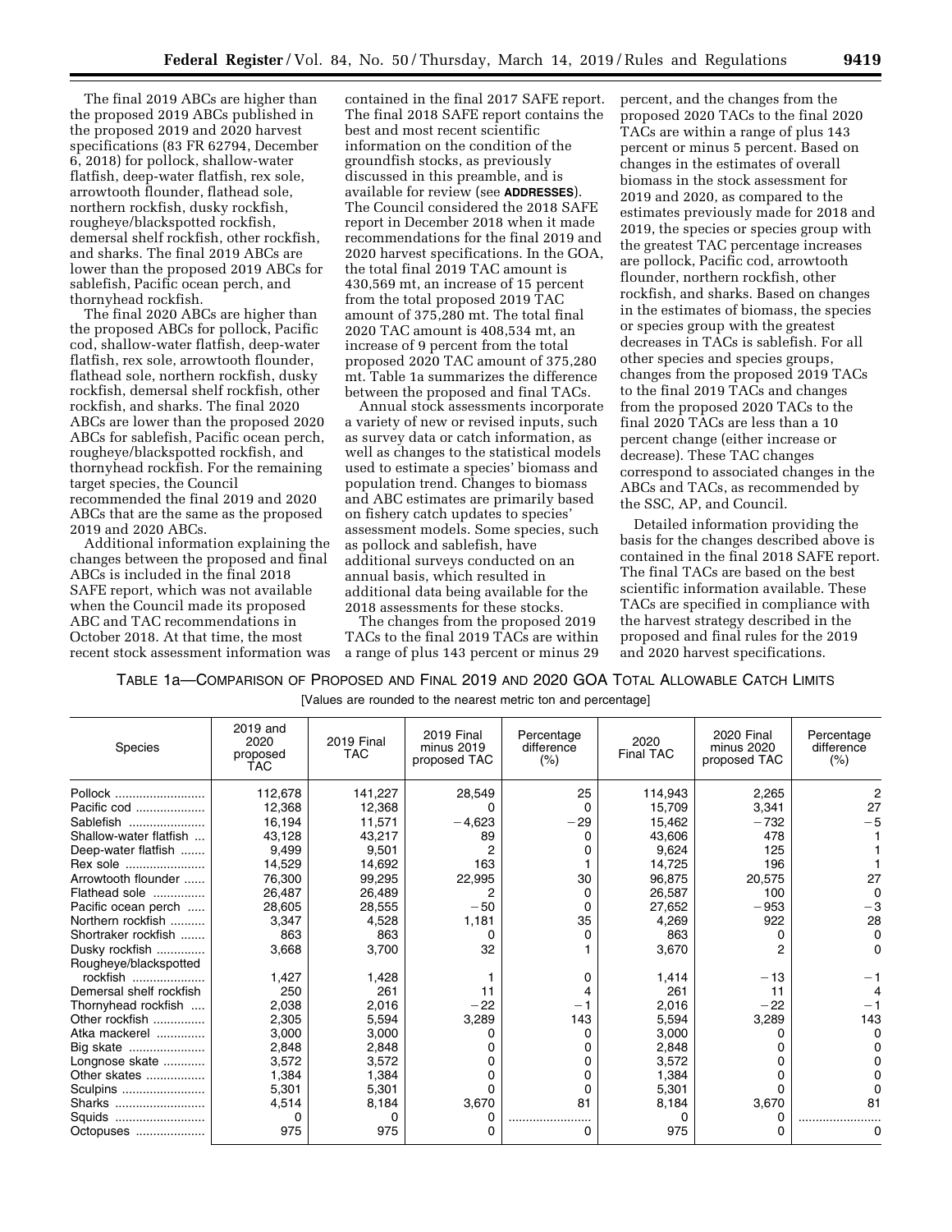The final 2019 ABCs are higher than the proposed 2019 ABCs published in the proposed 2019 and 2020 harvest specifications (83 FR 62794, December 6, 2018) for pollock, shallow-water flatfish, deep-water flatfish, rex sole, arrowtooth flounder, flathead sole, northern rockfish, dusky rockfish, rougheye/blackspotted rockfish, demersal shelf rockfish, other rockfish, and sharks. The final 2019 ABCs are lower than the proposed 2019 ABCs for sablefish, Pacific ocean perch, and thornyhead rockfish.

The final 2020 ABCs are higher than the proposed ABCs for pollock, Pacific cod, shallow-water flatfish, deep-water flatfish, rex sole, arrowtooth flounder, flathead sole, northern rockfish, dusky rockfish, demersal shelf rockfish, other rockfish, and sharks. The final 2020 ABCs are lower than the proposed 2020 ABCs for sablefish, Pacific ocean perch, rougheye/blackspotted rockfish, and thornyhead rockfish. For the remaining target species, the Council recommended the final 2019 and 2020 ABCs that are the same as the proposed 2019 and 2020 ABCs.

Additional information explaining the changes between the proposed and final ABCs is included in the final 2018 SAFE report, which was not available when the Council made its proposed ABC and TAC recommendations in October 2018. At that time, the most recent stock assessment information was contained in the final 2017 SAFE report. The final 2018 SAFE report contains the best and most recent scientific information on the condition of the groundfish stocks, as previously discussed in this preamble, and is available for review (see **ADDRESSES**). The Council considered the 2018 SAFE report in December 2018 when it made recommendations for the final 2019 and 2020 harvest specifications. In the GOA, the total final 2019 TAC amount is 430,569 mt, an increase of 15 percent from the total proposed 2019 TAC amount of 375,280 mt. The total final 2020 TAC amount is 408,534 mt, an increase of 9 percent from the total proposed 2020 TAC amount of 375,280 mt. Table 1a summarizes the difference between the proposed and final TACs.

Annual stock assessments incorporate a variety of new or revised inputs, such as survey data or catch information, as well as changes to the statistical models used to estimate a species' biomass and population trend. Changes to biomass and ABC estimates are primarily based on fishery catch updates to species' assessment models. Some species, such as pollock and sablefish, have additional surveys conducted on an annual basis, which resulted in additional data being available for the 2018 assessments for these stocks.

The changes from the proposed 2019 TACs to the final 2019 TACs are within a range of plus 143 percent or minus 29 percent, and the changes from the proposed 2020 TACs to the final 2020 TACs are within a range of plus 143 percent or minus 5 percent. Based on changes in the estimates of overall biomass in the stock assessment for 2019 and 2020, as compared to the estimates previously made for 2018 and 2019, the species or species group with the greatest TAC percentage increases are pollock, Pacific cod, arrowtooth flounder, northern rockfish, other rockfish, and sharks. Based on changes in the estimates of biomass, the species or species group with the greatest decreases in TACs is sablefish. For all other species and species groups, changes from the proposed 2019 TACs to the final 2019 TACs and changes from the proposed 2020 TACs to the final 2020 TACs are less than a 10 percent change (either increase or decrease). These TAC changes correspond to associated changes in the ABCs and TACs, as recommended by the SSC, AP, and Council.

Detailed information providing the basis for the changes described above is contained in the final 2018 SAFE report. The final TACs are based on the best scientific information available. These TACs are specified in compliance with the harvest strategy described in the proposed and final rules for the 2019 and 2020 harvest specifications.

TABLE 1a—COMPARISON OF PROPOSED AND FINAL 2019 AND 2020 GOA TOTAL ALLOWABLE CATCH LIMITS

[Values are rounded to the nearest metric ton and percentage]

| Species | 2019 and 2020 proposed TAC | 2019 Final TAC | 2019 Final minus 2019 proposed TAC | Percentage difference (%) | 2020 Final TAC | 2020 Final minus 2020 proposed TAC | Percentage difference (%) |
|---|---|---|---|---|---|---|---|
| Pollock | 112,678 | 141,227 | 28,549 | 25 | 114,943 | 2,265 | 2 |
| Pacific cod | 12,368 | 12,368 | 0 | 0 | 15,709 | 3,341 | 27 |
| Sablefish | 16,194 | 11,571 | −4,623 | −29 | 15,462 | −732 | −5 |
| Shallow-water flatfish | 43,128 | 43,217 | 89 | 0 | 43,606 | 478 | 1 |
| Deep-water flatfish | 9,499 | 9,501 | 2 | 0 | 9,624 | 125 | 1 |
| Rex sole | 14,529 | 14,692 | 163 | 1 | 14,725 | 196 | 1 |
| Arrowtooth flounder | 76,300 | 99,295 | 22,995 | 30 | 96,875 | 20,575 | 27 |
| Flathead sole | 26,487 | 26,489 | 2 | 0 | 26,587 | 100 | 0 |
| Pacific ocean perch | 28,605 | 28,555 | −50 | 0 | 27,652 | −953 | −3 |
| Northern rockfish | 3,347 | 4,528 | 1,181 | 35 | 4,269 | 922 | 28 |
| Shortraker rockfish | 863 | 863 | 0 | 0 | 863 | 0 | 0 |
| Dusky rockfish | 3,668 | 3,700 | 32 | 1 | 3,670 | 2 | 0 |
| Rougheye/blackspotted rockfish | 1,427 | 1,428 | 1 | 0 | 1,414 | −13 | −1 |
| Demersal shelf rockfish | 250 | 261 | 11 | 4 | 261 | 11 | 4 |
| Thornyhead rockfish | 2,038 | 2,016 | −22 | −1 | 2,016 | −22 | −1 |
| Other rockfish | 2,305 | 5,594 | 3,289 | 143 | 5,594 | 3,289 | 143 |
| Atka mackerel | 3,000 | 3,000 | 0 | 0 | 3,000 | 0 | 0 |
| Big skate | 2,848 | 2,848 | 0 | 0 | 2,848 | 0 | 0 |
| Longnose skate | 3,572 | 3,572 | 0 | 0 | 3,572 | 0 | 0 |
| Other skates | 1,384 | 1,384 | 0 | 0 | 1,384 | 0 | 0 |
| Sculpins | 5,301 | 5,301 | 0 | 0 | 5,301 | 0 | 0 |
| Sharks | 4,514 | 8,184 | 3,670 | 81 | 8,184 | 3,670 | 81 |
| Squids | 0 | 0 | 0 | | 0 | 0 | |
| Octopuses | 975 | 975 | 0 | 0 | 975 | 0 | 0 |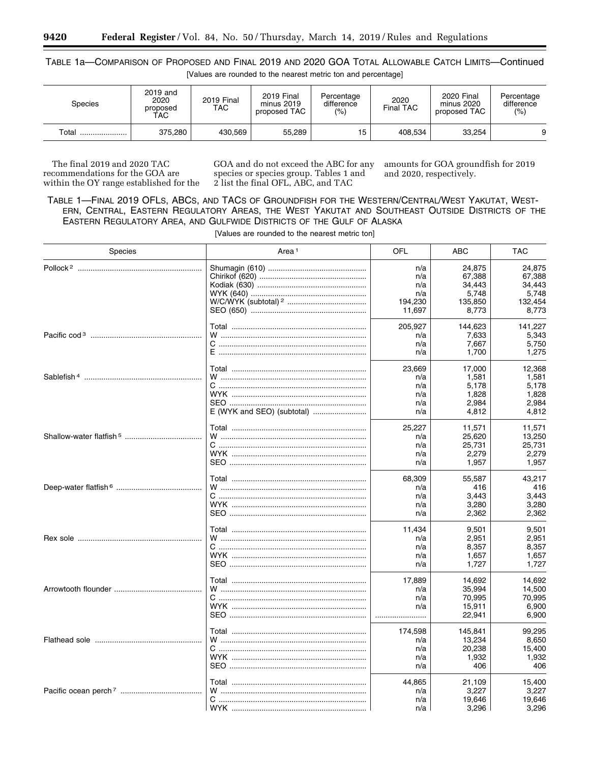TABLE 1a—COMPARISON OF PROPOSED AND FINAL 2019 AND 2020 GOA TOTAL ALLOWABLE CATCH LIMITS—Continued

[Values are rounded to the nearest metric ton and percentage]

| Species | 2019 and 2020 proposed TAC | 2019 Final TAC | 2019 Final minus 2019 proposed TAC | Percentage difference (%) | 2020 Final TAC | 2020 Final minus 2020 proposed TAC | Percentage difference (%) |
|---|---|---|---|---|---|---|---|
| Total | 375,280 | 430,569 | 55,289 | 15 | 408,534 | 33,254 | 9 |

The final 2019 and 2020 TAC recommendations for the GOA are within the OY range established for the GOA and do not exceed the ABC for any species or species group. Tables 1 and 2 list the final OFL, ABC, and TAC amounts for GOA groundfish for 2019 and 2020, respectively.

TABLE 1—FINAL 2019 OFLS, ABCS, AND TACS OF GROUNDFISH FOR THE WESTERN/CENTRAL/WEST YAKUTAT, WESTERN, CENTRAL, EASTERN REGULATORY AREAS, THE WEST YAKUTAT AND SOUTHEAST OUTSIDE DISTRICTS OF THE EASTERN REGULATORY AREA, AND GULFWIDE DISTRICTS OF THE GULF OF ALASKA

[Values are rounded to the nearest metric ton]

| Species | Area [1] | OFL | ABC | TAC |
|---|---|---|---|---|
| Pollock [2] | Shumagin (610) | n/a | 24,875 | 24,875 |
| | Chirikof (620) | n/a | 67,388 | 67,388 |
| | Kodiak (630) | n/a | 34,443 | 34,443 |
| | WYK (640) | n/a | 5,748 | 5,748 |
| | W/C/WYK (subtotal) [2] | 194,230 | 135,850 | 132,454 |
| | SEO (650) | 11,697 | 8,773 | 8,773 |
| | Total | 205,927 | 144,623 | 141,227 |
| Pacific cod [3] | W | n/a | 7,633 | 5,343 |
| | C | n/a | 7,667 | 5,750 |
| | E | n/a | 1,700 | 1,275 |
| | Total | 23,669 | 17,000 | 12,368 |
| Sablefish [4] | W | n/a | 1,581 | 1,581 |
| | C | n/a | 5,178 | 5,178 |
| | WYK | n/a | 1,828 | 1,828 |
| | SEO | n/a | 2,984 | 2,984 |
| | E (WYK and SEO) (subtotal) | n/a | 4,812 | 4,812 |
| | Total | 25,227 | 11,571 | 11,571 |
| Shallow-water flatfish [5] | W | n/a | 25,620 | 13,250 |
| | C | n/a | 25,731 | 25,731 |
| | WYK | n/a | 2,279 | 2,279 |
| | SEO | n/a | 1,957 | 1,957 |
| | Total | 68,309 | 55,587 | 43,217 |
| Deep-water flatfish [6] | W | n/a | 416 | 416 |
| | C | n/a | 3,443 | 3,443 |
| | WYK | n/a | 3,280 | 3,280 |
| | SEO | n/a | 2,362 | 2,362 |
| | Total | 11,434 | 9,501 | 9,501 |
| Rex sole | W | n/a | 2,951 | 2,951 |
| | C | n/a | 8,357 | 8,357 |
| | WYK | n/a | 1,657 | 1,657 |
| | SEO | n/a | 1,727 | 1,727 |
| | Total | 17,889 | 14,692 | 14,692 |
| Arrowtooth flounder | W | n/a | 35,994 | 14,500 |
| | C | n/a | 70,995 | 70,995 |
| | WYK | n/a | 15,911 | 6,900 |
| | SEO | | 22,941 | 6,900 |
| | Total | 174,598 | 145,841 | 99,295 |
| Flathead sole | W | n/a | 13,234 | 8,650 |
| | C | n/a | 20,238 | 15,400 |
| | WYK | n/a | 1,932 | 1,932 |
| | SEO | n/a | 406 | 406 |
| | Total | 44,865 | 21,109 | 15,400 |
| Pacific ocean perch [7] | W | n/a | 3,227 | 3,227 |
| | C | n/a | 19,646 | 19,646 |
| | WYK | n/a | 3,296 | 3,296 |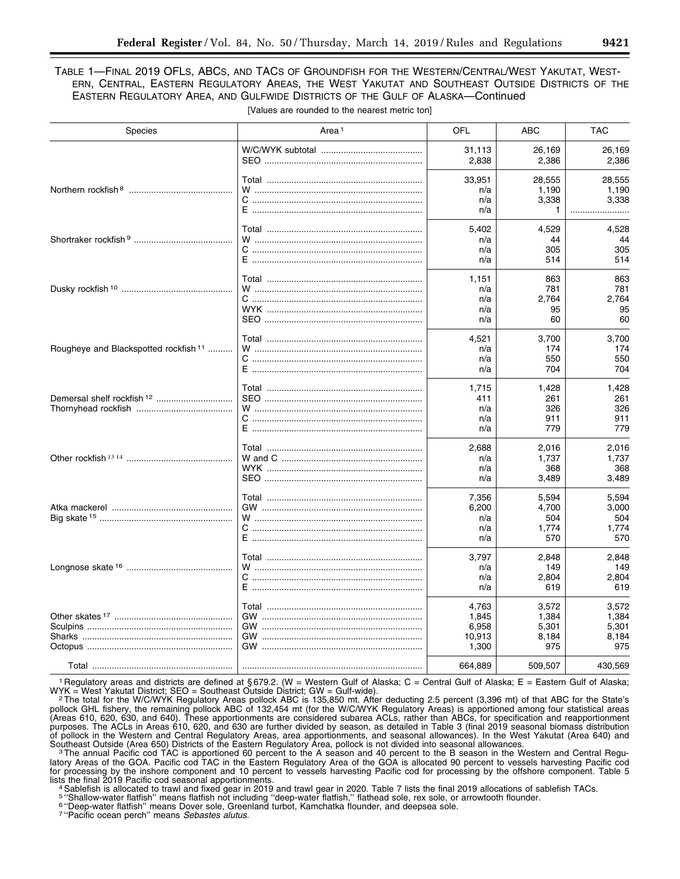TABLE 1—FINAL 2019 OFLs, ABCs, AND TACs OF GROUNDFISH FOR THE WESTERN/CENTRAL/WEST YAKUTAT, WESTERN, CENTRAL, EASTERN REGULATORY AREAS, THE WEST YAKUTAT AND SOUTHEAST OUTSIDE DISTRICTS OF THE EASTERN REGULATORY AREA, AND GULFWIDE DISTRICTS OF THE GULF OF ALASKA—Continued

[Values are rounded to the nearest metric ton]

| Species | Area [1] | OFL | ABC | TAC |
|---|---|---|---|---|
| | W/C/WYK subtotal | 31,113 | 26,169 | 26,169 |
| | SEO | 2,838 | 2,386 | 2,386 |
| | Total | 33,951 | 28,555 | 28,555 |
| Northern rockfish [8] | W | n/a | 1,190 | 1,190 |
| | C | n/a | 3,338 | 3,338 |
| | E | n/a | 1 | |
| Shortraker rockfish [9] | Total | 5,402 | 4,529 | 4,528 |
| | W | n/a | 44 | 44 |
| | C | n/a | 305 | 305 |
| | E | n/a | 514 | 514 |
| Dusky rockfish [10] | Total | 1,151 | 863 | 863 |
| | W | n/a | 781 | 781 |
| | C | n/a | 2,764 | 2,764 |
| | WYK | n/a | 95 | 95 |
| | SEO | n/a | 60 | 60 |
| Rougheye and Blackspotted rockfish [11] | Total | 4,521 | 3,700 | 3,700 |
| | W | n/a | 174 | 174 |
| | C | n/a | 550 | 550 |
| | E | n/a | 704 | 704 |
| | Total | 1,715 | 1,428 | 1,428 |
| Demersal shelf rockfish [12] | SEO | 411 | 261 | 261 |
| Thornyhead rockfish | W | n/a | 326 | 326 |
| | C | n/a | 911 | 911 |
| | E | n/a | 779 | 779 |
| Other rockfish [13,14] | Total | 2,688 | 2,016 | 2,016 |
| | W and C | n/a | 1,737 | 1,737 |
| | WYK | n/a | 368 | 368 |
| | SEO | n/a | 3,489 | 3,489 |
| | Total | 7,356 | 5,594 | 5,594 |
| Atka mackerel | GW | 6,200 | 4,700 | 3,000 |
| Big skate [15] | W | n/a | 504 | 504 |
| | C | n/a | 1,774 | 1,774 |
| | E | n/a | 570 | 570 |
| Longnose skate [16] | Total | 3,797 | 2,848 | 2,848 |
| | W | n/a | 149 | 149 |
| | C | n/a | 2,804 | 2,804 |
| | E | n/a | 619 | 619 |
| | Total | 4,763 | 3,572 | 3,572 |
| Other skates [17] | GW | 1,845 | 1,384 | 1,384 |
| Sculpins | GW | 6,958 | 5,301 | 5,301 |
| Sharks | GW | 10,913 | 8,184 | 8,184 |
| Octopus | GW | 1,300 | 975 | 975 |
| Total | | 664,889 | 509,507 | 430,569 |

[1] Regulatory areas and districts are defined at § 679.2. (W = Western Gulf of Alaska; C = Central Gulf of Alaska; E = Eastern Gulf of Alaska; WYK = West Yakutat District; SEO = Southeast Outside District; GW = Gulf-wide).

[2] The total for the W/C/WYK Regulatory Areas pollock ABC is 135,850 mt. After deducting 2.5 percent (3,396 mt) of that ABC for the State's pollock GHL fishery, the remaining pollock ABC of 132,454 mt (for the W/C/WYK Regulatory Areas) is apportioned among four statistical areas (Areas 610, 620, 630, and 640). These apportionments are considered subarea ACLs, rather than ABCs, for specification and reapportionment purposes. The ACLs in Areas 610, 620, and 630 are further divided by season, as detailed in Table 3 (final 2019 seasonal biomass distribution of pollock in the Western and Central Regulatory Areas, area apportionments, and seasonal allowances). In the West Yakutat (Area 640) and Southeast Outside (Area 650) Districts of the Eastern Regulatory Area, pollock is not divided into seasonal allowances.

[3] The annual Pacific cod TAC is apportioned 60 percent to the A season and 40 percent to the B season in the Western and Central Regulatory Areas of the GOA. Pacific cod TAC in the Eastern Regulatory Area of the GOA is allocated 90 percent to vessels harvesting Pacific cod for processing by the inshore component and 10 percent to vessels harvesting Pacific cod for processing by the offshore component. Table 5 lists the final 2019 Pacific cod seasonal apportionments.

[4] Sablefish is allocated to trawl and fixed gear in 2019 and trawl gear in 2020. Table 7 lists the final 2019 allocations of sablefish TACs.

[5] "Shallow-water flatfish" means flatfish not including "deep-water flatfish," flathead sole, rex sole, or arrowtooth flounder.

[6] "Deep-water flatfish" means Dover sole, Greenland turbot, Kamchatka flounder, and deepsea sole.

[7] "Pacific ocean perch" means *Sebastes alutus*.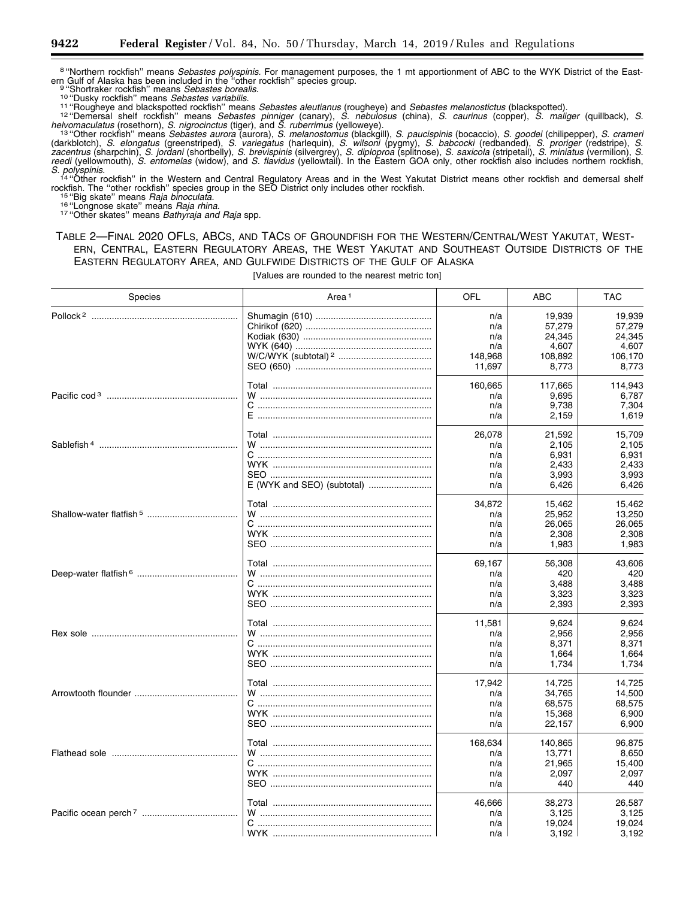[8] "Northern rockfish" means *Sebastes polyspinis*. For management purposes, the 1 mt apportionment of ABC to the WYK District of the Eastern Gulf of Alaska has been included in the "other rockfish" species group.

[9] "Shortraker rockfish" means *Sebastes borealis*.

[10] "Dusky rockfish" means *Sebastes variabilis*.

[11] "Rougheye and blackspotted rockfish" means *Sebastes aleutianus* (rougheye) and *Sebastes melanostictus* (blackspotted).

[12] "Demersal shelf rockfish" means *Sebastes pinniger* (canary), *S. nebulosus* (china), *S. caurinus* (copper), *S. maliger* (quillback), *S. helvomaculatus* (rosethorn), *S. nigrocinctus* (tiger), and *S. ruberrimus* (yelloweye).

[13] "Other rockfish" means *Sebastes aurora* (aurora), *S. melanostomus* (blackgill), *S. paucispinis* (bocaccio), *S. goodei* (chilipepper), *S. crameri* (darkblotch), *S. elongatus* (greenstriped), *S. variegatus* (harlequin), *S. wilsoni* (pygmy), *S. babcocki* (redbanded), *S. proriger* (redstripe), *S. zacentrus* (sharpchin), *S. jordani* (shortbelly), *S. brevispinis* (silvergrey), *S. diploproa* (splitnose), *S. saxicola* (stripetail), *S. miniatus* (vermilion), *S. reedi* (yellowmouth), *S. entomelas* (widow), and *S. flavidus* (yellowtail). In the Eastern GOA only, other rockfish also includes northern rockfish, *S. polyspinis*.

[14] "Other rockfish" in the Western and Central Regulatory Areas and in the West Yakutat District means other rockfish and demersal shelf rockfish. The "other rockfish" species group in the SEO District only includes other rockfish.

[15] "Big skate" means *Raja binoculata*.

[16] "Longnose skate" means *Raja rhina*.

[17] "Other skates" means *Bathyraja and Raja* spp.

TABLE 2—FINAL 2020 OFLS, ABCS, AND TACS OF GROUNDFISH FOR THE WESTERN/CENTRAL/WEST YAKUTAT, WESTERN, CENTRAL, EASTERN REGULATORY AREAS, THE WEST YAKUTAT AND SOUTHEAST OUTSIDE DISTRICTS OF THE EASTERN REGULATORY AREA, AND GULFWIDE DISTRICTS OF THE GULF OF ALASKA

[Values are rounded to the nearest metric ton]

| Species | Area [1] | OFL | ABC | TAC |
|---|---|---|---|---|
| Pollock [2] | Shumagin (610) | n/a | 19,939 | 19,939 |
| | Chirikof (620) | n/a | 57,279 | 57,279 |
| | Kodiak (630) | n/a | 24,345 | 24,345 |
| | WYK (640) | n/a | 4,607 | 4,607 |
| | W/C/WYK (subtotal) [2] | 148,968 | 108,892 | 106,170 |
| | SEO (650) | 11,697 | 8,773 | 8,773 |
| | Total | 160,665 | 117,665 | 114,943 |
| Pacific cod [3] | W | n/a | 9,695 | 6,787 |
| | C | n/a | 9,738 | 7,304 |
| | E | n/a | 2,159 | 1,619 |
| | Total | 26,078 | 21,592 | 15,709 |
| Sablefish [4] | W | n/a | 2,105 | 2,105 |
| | C | n/a | 6,931 | 6,931 |
| | WYK | n/a | 2,433 | 2,433 |
| | SEO | n/a | 3,993 | 3,993 |
| | E (WYK and SEO) (subtotal) | n/a | 6,426 | 6,426 |
| | Total | 34,872 | 15,462 | 15,462 |
| Shallow-water flatfish [5] | W | n/a | 25,952 | 13,250 |
| | C | n/a | 26,065 | 26,065 |
| | WYK | n/a | 2,308 | 2,308 |
| | SEO | n/a | 1,983 | 1,983 |
| | Total | 69,167 | 56,308 | 43,606 |
| Deep-water flatfish [6] | W | n/a | 420 | 420 |
| | C | n/a | 3,488 | 3,488 |
| | WYK | n/a | 3,323 | 3,323 |
| | SEO | n/a | 2,393 | 2,393 |
| | Total | 11,581 | 9,624 | 9,624 |
| Rex sole | W | n/a | 2,956 | 2,956 |
| | C | n/a | 8,371 | 8,371 |
| | WYK | n/a | 1,664 | 1,664 |
| | SEO | n/a | 1,734 | 1,734 |
| | Total | 17,942 | 14,725 | 14,725 |
| Arrowtooth flounder | W | n/a | 34,765 | 14,500 |
| | C | n/a | 68,575 | 68,575 |
| | WYK | n/a | 15,368 | 6,900 |
| | SEO | n/a | 22,157 | 6,900 |
| | Total | 168,634 | 140,865 | 96,875 |
| Flathead sole | W | n/a | 13,771 | 8,650 |
| | C | n/a | 21,965 | 15,400 |
| | WYK | n/a | 2,097 | 2,097 |
| | SEO | n/a | 440 | 440 |
| | Total | 46,666 | 38,273 | 26,587 |
| Pacific ocean perch [7] | W | n/a | 3,125 | 3,125 |
| | C | n/a | 19,024 | 19,024 |
| | WYK | n/a | 3,192 | 3,192 |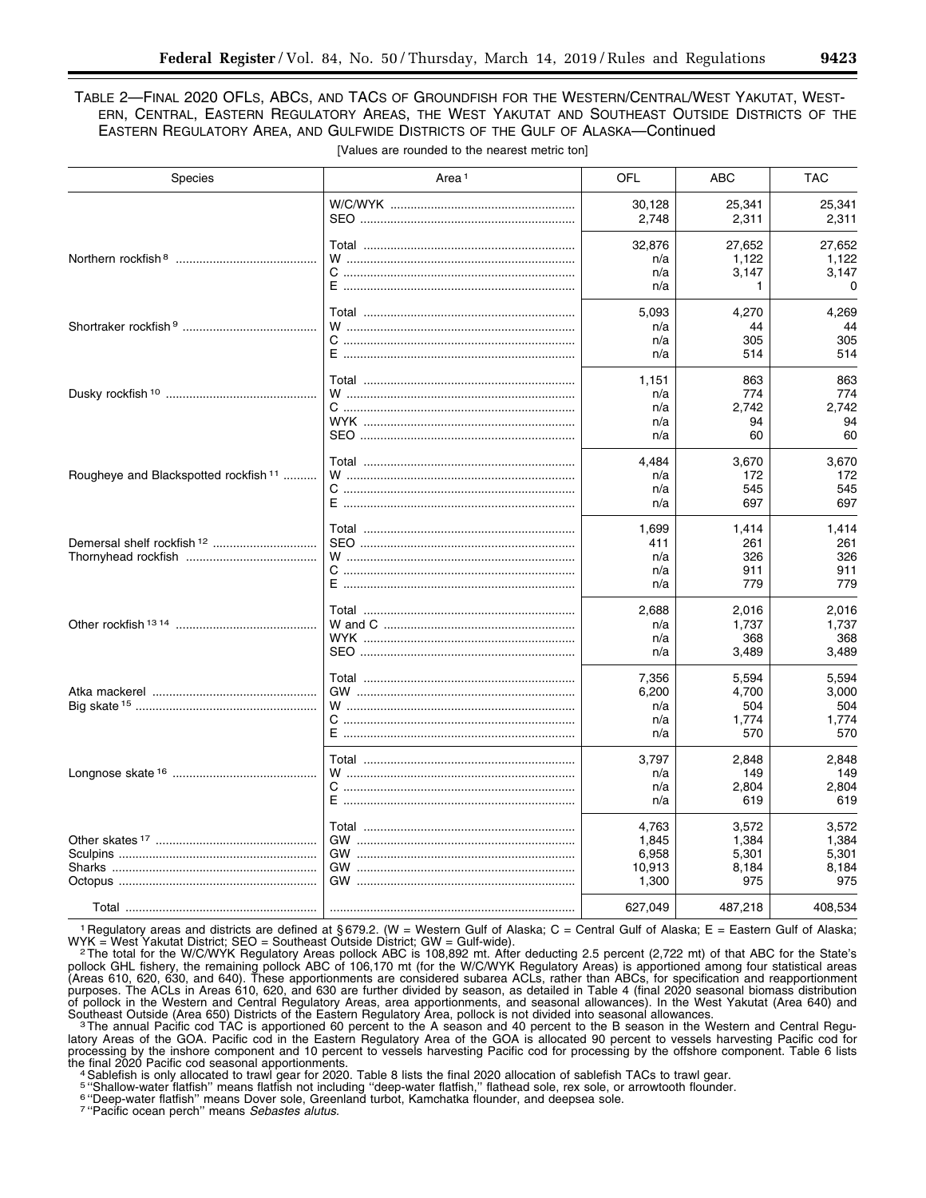TABLE 2—FINAL 2020 OFLS, ABCS, AND TACS OF GROUNDFISH FOR THE WESTERN/CENTRAL/WEST YAKUTAT, WESTERN, CENTRAL, EASTERN REGULATORY AREAS, THE WEST YAKUTAT AND SOUTHEAST OUTSIDE DISTRICTS OF THE EASTERN REGULATORY AREA, AND GULFWIDE DISTRICTS OF THE GULF OF ALASKA—Continued

[Values are rounded to the nearest metric ton]

| Species | Area [1] | OFL | ABC | TAC |
|---|---|---|---|---|
| | W/C/WYK | 30,128 | 25,341 | 25,341 |
| | SEO | 2,748 | 2,311 | 2,311 |
| | Total | 32,876 | 27,652 | 27,652 |
| Northern rockfish [8] | W | n/a | 1,122 | 1,122 |
| | C | n/a | 3,147 | 3,147 |
| | E | n/a | 1 | 0 |
| | Total | 5,093 | 4,270 | 4,269 |
| Shortraker rockfish [9] | W | n/a | 44 | 44 |
| | C | n/a | 305 | 305 |
| | E | n/a | 514 | 514 |
| | Total | 1,151 | 863 | 863 |
| Dusky rockfish [10] | W | n/a | 774 | 774 |
| | C | n/a | 2,742 | 2,742 |
| | WYK | n/a | 94 | 94 |
| | SEO | n/a | 60 | 60 |
| | Total | 4,484 | 3,670 | 3,670 |
| Rougheye and Blackspotted rockfish [11] | W | n/a | 172 | 172 |
| | C | n/a | 545 | 545 |
| | E | n/a | 697 | 697 |
| | Total | 1,699 | 1,414 | 1,414 |
| Demersal shelf rockfish [12] | SEO | 411 | 261 | 261 |
| Thornyhead rockfish | W | n/a | 326 | 326 |
| | C | n/a | 911 | 911 |
| | E | n/a | 779 | 779 |
| | Total | 2,688 | 2,016 | 2,016 |
| Other rockfish [13 14] | W and C | n/a | 1,737 | 1,737 |
| | WYK | n/a | 368 | 368 |
| | SEO | n/a | 3,489 | 3,489 |
| | Total | 7,356 | 5,594 | 5,594 |
| Atka mackerel | GW | 6,200 | 4,700 | 3,000 |
| Big skate [15] | W | n/a | 504 | 504 |
| | C | n/a | 1,774 | 1,774 |
| | E | n/a | 570 | 570 |
| | Total | 3,797 | 2,848 | 2,848 |
| Longnose skate [16] | W | n/a | 149 | 149 |
| | C | n/a | 2,804 | 2,804 |
| | E | n/a | 619 | 619 |
| | Total | 4,763 | 3,572 | 3,572 |
| Other skates [17] | GW | 1,845 | 1,384 | 1,384 |
| Sculpins | GW | 6,958 | 5,301 | 5,301 |
| Sharks | GW | 10,913 | 8,184 | 8,184 |
| Octopus | GW | 1,300 | 975 | 975 |
| Total | | 627,049 | 487,218 | 408,534 |

[1] Regulatory areas and districts are defined at § 679.2. (W = Western Gulf of Alaska; C = Central Gulf of Alaska; E = Eastern Gulf of Alaska; WYK = West Yakutat District; SEO = Southeast Outside District; GW = Gulf-wide).

[2] The total for the W/C/WYK Regulatory Areas pollock ABC is 108,892 mt. After deducting 2.5 percent (2,722 mt) of that ABC for the State's pollock GHL fishery, the remaining pollock ABC of 106,170 mt (for the W/C/WYK Regulatory Areas) is apportioned among four statistical areas (Areas 610, 620, 630, and 640). These apportionments are considered subarea ACLs, rather than ABCs, for specification and reapportionment purposes. The ACLs in Areas 610, 620, and 630 are further divided by season, as detailed in Table 4 (final 2020 seasonal biomass distribution of pollock in the Western and Central Regulatory Areas, area apportionments, and seasonal allowances). In the West Yakutat (Area 640) and Southeast Outside (Area 650) Districts of the Eastern Regulatory Area, pollock is not divided into seasonal allowances.

[3] The annual Pacific cod TAC is apportioned 60 percent to the A season and 40 percent to the B season in the Western and Central Regulatory Areas of the GOA. Pacific cod in the Eastern Regulatory Area of the GOA is allocated 90 percent to vessels harvesting Pacific cod for processing by the inshore component and 10 percent to vessels harvesting Pacific cod for processing by the offshore component. Table 6 lists the final 2020 Pacific cod seasonal apportionments.

[4] Sablefish is only allocated to trawl gear for 2020. Table 8 lists the final 2020 allocation of sablefish TACs to trawl gear.

[5] "Shallow-water flatfish" means flatfish not including "deep-water flatfish," flathead sole, rex sole, or arrowtooth flounder.

[6] "Deep-water flatfish" means Dover sole, Greenland turbot, Kamchatka flounder, and deepsea sole.

[7] "Pacific ocean perch" means *Sebastes alutus.*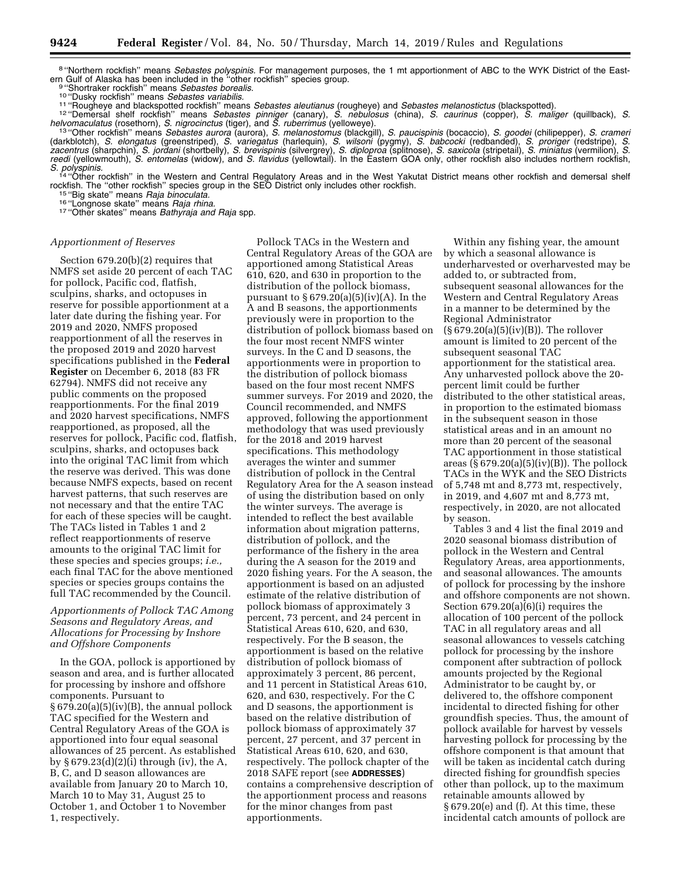[8] "Northern rockfish" means *Sebastes polyspinis.* For management purposes, the 1 mt apportionment of ABC to the WYK District of the Eastern Gulf of Alaska has been included in the "other rockfish" species group.

[9] "Shortraker rockfish" means *Sebastes borealis.*

[10] "Dusky rockfish" means *Sebastes variabilis.*

[11] "Rougheye and blackspotted rockfish" means *Sebastes aleutianus* (rougheye) and *Sebastes melanostictus* (blackspotted).

[12] "Demersal shelf rockfish" means *Sebastes pinniger* (canary), *S. nebulosus* (china), *S. caurinus* (copper), *S. maliger* (quillback), *S. helvomaculatus* (rosethorn), *S. nigrocinctus* (tiger), and *S. ruberrimus* (yelloweye).

[13] "Other rockfish" means *Sebastes aurora* (aurora), *S. melanostomus* (blackgill), *S. paucispinis* (bocaccio), *S. goodei* (chilipepper), *S. crameri* (darkblotch), *S. elongatus* (greenstriped), *S. variegatus* (harlequin), *S. wilsoni* (pygmy), *S. babcocki* (redbanded), *S. proriger* (redstripe), *S. zacentrus* (sharpchin), *S. jordani* (shortbelly), *S. brevispinis* (silvergrey), *S. diploproa* (splitnose), *S. saxicola* (stripetail), *S. miniatus* (vermilion), *S. reedi* (yellowmouth), *S. entomelas* (widow), and *S. flavidus* (yellowtail). In the Eastern GOA only, other rockfish also includes northern rockfish, *S. polyspinis.*

[14] "Other rockfish" in the Western and Central Regulatory Areas and in the West Yakutat District means other rockfish and demersal shelf rockfish. The "other rockfish" species group in the SEO District only includes other rockfish.

[15] "Big skate" means *Raja binoculata.*

[16] "Longnose skate" means *Raja rhina.*

[17] "Other skates" means *Bathyraja and Raja* spp.

### *Apportionment of Reserves*

Section 679.20(b)(2) requires that NMFS set aside 20 percent of each TAC for pollock, Pacific cod, flatfish, sculpins, sharks, and octopuses in reserve for possible apportionment at a later date during the fishing year. For 2019 and 2020, NMFS proposed reapportionment of all the reserves in the proposed 2019 and 2020 harvest specifications published in the **Federal Register** on December 6, 2018 (83 FR 62794). NMFS did not receive any public comments on the proposed reapportionments. For the final 2019 and 2020 harvest specifications, NMFS reapportioned, as proposed, all the reserves for pollock, Pacific cod, flatfish, sculpins, sharks, and octopuses back into the original TAC limit from which the reserve was derived. This was done because NMFS expects, based on recent harvest patterns, that such reserves are not necessary and that the entire TAC for each of these species will be caught. The TACs listed in Tables 1 and 2 reflect reapportionments of reserve amounts to the original TAC limit for these species and species groups; *i.e.,* each final TAC for the above mentioned species or species groups contains the full TAC recommended by the Council.

### *Apportionments of Pollock TAC Among Seasons and Regulatory Areas, and Allocations for Processing by Inshore and Offshore Components*

In the GOA, pollock is apportioned by season and area, and is further allocated for processing by inshore and offshore components. Pursuant to § 679.20(a)(5)(iv)(B), the annual pollock TAC specified for the Western and Central Regulatory Areas of the GOA is apportioned into four equal seasonal allowances of 25 percent. As established by § 679.23(d)(2)(i) through (iv), the A, B, C, and D season allowances are available from January 20 to March 10, March 10 to May 31, August 25 to October 1, and October 1 to November 1, respectively.

Pollock TACs in the Western and Central Regulatory Areas of the GOA are apportioned among Statistical Areas 610, 620, and 630 in proportion to the distribution of the pollock biomass, pursuant to § 679.20(a)(5)(iv)(A). In the A and B seasons, the apportionments previously were in proportion to the distribution of pollock biomass based on the four most recent NMFS winter surveys. In the C and D seasons, the apportionments were in proportion to the distribution of pollock biomass based on the four most recent NMFS summer surveys. For 2019 and 2020, the Council recommended, and NMFS approved, following the apportionment methodology that was used previously for the 2018 and 2019 harvest specifications. This methodology averages the winter and summer distribution of pollock in the Central Regulatory Area for the A season instead of using the distribution based on only the winter surveys. The average is intended to reflect the best available information about migration patterns, distribution of pollock, and the performance of the fishery in the area during the A season for the 2019 and 2020 fishing years. For the A season, the apportionment is based on an adjusted estimate of the relative distribution of pollock biomass of approximately 3 percent, 73 percent, and 24 percent in Statistical Areas 610, 620, and 630, respectively. For the B season, the apportionment is based on the relative distribution of pollock biomass of approximately 3 percent, 86 percent, and 11 percent in Statistical Areas 610, 620, and 630, respectively. For the C and D seasons, the apportionment is based on the relative distribution of pollock biomass of approximately 37 percent, 27 percent, and 37 percent in Statistical Areas 610, 620, and 630, respectively. The pollock chapter of the 2018 SAFE report (see **ADDRESSES**) contains a comprehensive description of the apportionment process and reasons for the minor changes from past apportionments.

Within any fishing year, the amount by which a seasonal allowance is underharvested or overharvested may be added to, or subtracted from, subsequent seasonal allowances for the Western and Central Regulatory Areas in a manner to be determined by the Regional Administrator (§ 679.20(a)(5)(iv)(B)). The rollover amount is limited to 20 percent of the subsequent seasonal TAC apportionment for the statistical area. Any unharvested pollock above the 20-percent limit could be further distributed to the other statistical areas, in proportion to the estimated biomass in the subsequent season in those statistical areas and in an amount no more than 20 percent of the seasonal TAC apportionment in those statistical areas (§ 679.20(a)(5)(iv)(B)). The pollock TACs in the WYK and the SEO Districts of 5,748 mt and 8,773 mt, respectively, in 2019, and 4,607 mt and 8,773 mt, respectively, in 2020, are not allocated by season.

Tables 3 and 4 list the final 2019 and 2020 seasonal biomass distribution of pollock in the Western and Central Regulatory Areas, area apportionments, and seasonal allowances. The amounts of pollock for processing by the inshore and offshore components are not shown. Section 679.20(a)(6)(i) requires the allocation of 100 percent of the pollock TAC in all regulatory areas and all seasonal allowances to vessels catching pollock for processing by the inshore component after subtraction of pollock amounts projected by the Regional Administrator to be caught by, or delivered to, the offshore component incidental to directed fishing for other groundfish species. Thus, the amount of pollock available for harvest by vessels harvesting pollock for processing by the offshore component is that amount that will be taken as incidental catch during directed fishing for groundfish species other than pollock, up to the maximum retainable amounts allowed by § 679.20(e) and (f). At this time, these incidental catch amounts of pollock are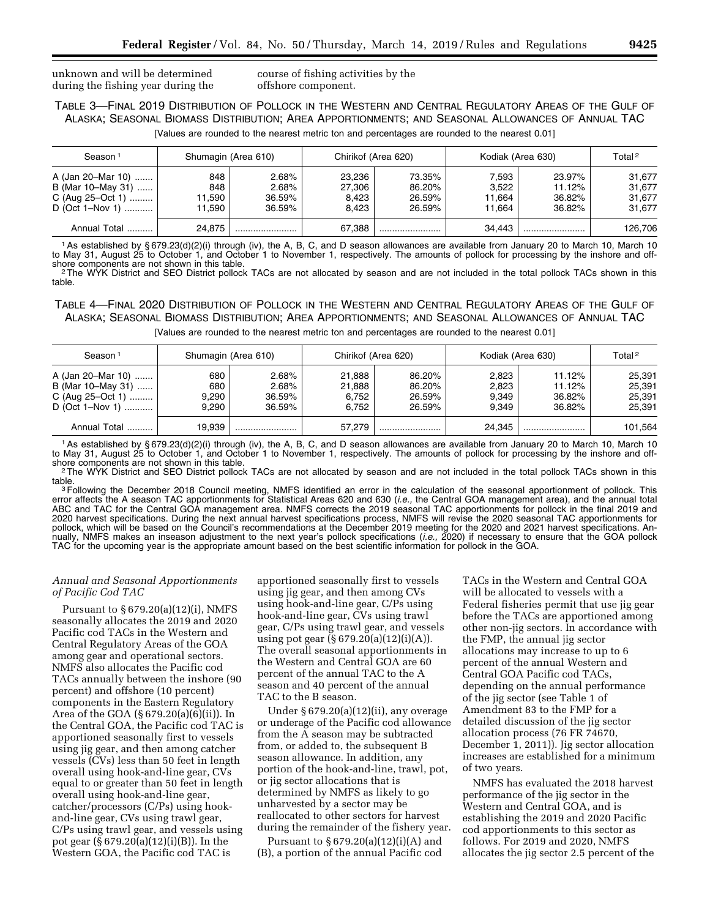unknown and will be determined during the fishing year during the course of fishing activities by the offshore component.

TABLE 3—FINAL 2019 DISTRIBUTION OF POLLOCK IN THE WESTERN AND CENTRAL REGULATORY AREAS OF THE GULF OF ALASKA; SEASONAL BIOMASS DISTRIBUTION; AREA APPORTIONMENTS; AND SEASONAL ALLOWANCES OF ANNUAL TAC

[Values are rounded to the nearest metric ton and percentages are rounded to the nearest 0.01]

| Season [1] | Shumagin (Area 610) | | Chirikof (Area 620) | | Kodiak (Area 630) | | Total [2] |
|---|---|---|---|---|---|---|---|
| A (Jan 20–Mar 10) | 848 | 2.68% | 23,236 | 73.35% | 7,593 | 23.97% | 31,677 |
| B (Mar 10–May 31) | 848 | 2.68% | 27,306 | 86.20% | 3,522 | 11.12% | 31,677 |
| C (Aug 25–Oct 1) | 11,590 | 36.59% | 8,423 | 26.59% | 11,664 | 36.82% | 31,677 |
| D (Oct 1–Nov 1) | 11,590 | 36.59% | 8,423 | 26.59% | 11,664 | 36.82% | 31,677 |
| Annual Total | 24,875 | | 67,388 | | 34,443 | | 126,706 |

[1] As established by § 679.23(d)(2)(i) through (iv), the A, B, C, and D season allowances are available from January 20 to March 10, March 10 to May 31, August 25 to October 1, and October 1 to November 1, respectively. The amounts of pollock for processing by the inshore and offshore components are not shown in this table.

[2] The WYK District and SEO District pollock TACs are not allocated by season and are not included in the total pollock TACs shown in this table.

TABLE 4—FINAL 2020 DISTRIBUTION OF POLLOCK IN THE WESTERN AND CENTRAL REGULATORY AREAS OF THE GULF OF ALASKA; SEASONAL BIOMASS DISTRIBUTION; AREA APPORTIONMENTS; AND SEASONAL ALLOWANCES OF ANNUAL TAC

[Values are rounded to the nearest metric ton and percentages are rounded to the nearest 0.01]

| Season [1] | Shumagin (Area 610) | | Chirikof (Area 620) | | Kodiak (Area 630) | | Total [2] |
|---|---|---|---|---|---|---|---|
| A (Jan 20–Mar 10) | 680 | 2.68% | 21,888 | 86.20% | 2,823 | 11.12% | 25,391 |
| B (Mar 10–May 31) | 680 | 2.68% | 21,888 | 86.20% | 2,823 | 11.12% | 25,391 |
| C (Aug 25–Oct 1) | 9,290 | 36.59% | 6,752 | 26.59% | 9,349 | 36.82% | 25,391 |
| D (Oct 1–Nov 1) | 9,290 | 36.59% | 6,752 | 26.59% | 9,349 | 36.82% | 25,391 |
| Annual Total | 19,939 | | 57,279 | | 24,345 | | 101,564 |

[1] As established by § 679.23(d)(2)(i) through (iv), the A, B, C, and D season allowances are available from January 20 to March 10, March 10 to May 31, August 25 to October 1, and October 1 to November 1, respectively. The amounts of pollock for processing by the inshore and offshore components are not shown in this table.

[2] The WYK District and SEO District pollock TACs are not allocated by season and are not included in the total pollock TACs shown in this table.

[3] Following the December 2018 Council meeting, NMFS identified an error in the calculation of the seasonal apportionment of pollock. This error affects the A season TAC apportionments for Statistical Areas 620 and 630 (*i.e.,* the Central GOA management area), and the annual total ABC and TAC for the Central GOA management area. NMFS corrects the 2019 seasonal TAC apportionments for pollock in the final 2019 and 2020 harvest specifications. During the next annual harvest specifications process, NMFS will revise the 2020 seasonal TAC apportionments for pollock, which will be based on the Council's recommendations at the December 2019 meeting for the 2020 and 2021 harvest specifications. Annually, NMFS makes an inseason adjustment to the next year's pollock specifications (*i.e.,* 2020) if necessary to ensure that the GOA pollock TAC for the upcoming year is the appropriate amount based on the best scientific information for pollock in the GOA.

### *Annual and Seasonal Apportionments of Pacific Cod TAC*

Pursuant to § 679.20(a)(12)(i), NMFS seasonally allocates the 2019 and 2020 Pacific cod TACs in the Western and Central Regulatory Areas of the GOA among gear and operational sectors. NMFS also allocates the Pacific cod TACs annually between the inshore (90 percent) and offshore (10 percent) components in the Eastern Regulatory Area of the GOA (§ 679.20(a)(6)(ii)). In the Central GOA, the Pacific cod TAC is apportioned seasonally first to vessels using jig gear, and then among catcher vessels (CVs) less than 50 feet in length overall using hook-and-line gear, CVs equal to or greater than 50 feet in length overall using hook-and-line gear, catcher/processors (C/Ps) using hook-and-line gear, CVs using trawl gear, C/Ps using trawl gear, and vessels using pot gear (§ 679.20(a)(12)(i)(B)). In the Western GOA, the Pacific cod TAC is apportioned seasonally first to vessels using jig gear, and then among CVs using hook-and-line gear, C/Ps using hook-and-line gear, CVs using trawl gear, C/Ps using trawl gear, and vessels using pot gear (§ 679.20(a)(12)(i)(A)). The overall seasonal apportionments in the Western and Central GOA are 60 percent of the annual TAC to the A season and 40 percent of the annual TAC to the B season.

Under § 679.20(a)(12)(ii), any overage or underage of the Pacific cod allowance from the A season may be subtracted from, or added to, the subsequent B season allowance. In addition, any portion of the hook-and-line, trawl, pot, or jig sector allocations that is determined by NMFS as likely to go unharvested by a sector may be reallocated to other sectors for harvest during the remainder of the fishery year.

Pursuant to § 679.20(a)(12)(i)(A) and (B), a portion of the annual Pacific cod TACs in the Western and Central GOA will be allocated to vessels with a Federal fisheries permit that use jig gear before the TACs are apportioned among other non-jig sectors. In accordance with the FMP, the annual jig sector allocations may increase to up to 6 percent of the annual Western and Central GOA Pacific cod TACs, depending on the annual performance of the jig sector (see Table 1 of Amendment 83 to the FMP for a detailed discussion of the jig sector allocation process (76 FR 74670, December 1, 2011)). Jig sector allocation increases are established for a minimum of two years.

NMFS has evaluated the 2018 harvest performance of the jig sector in the Western and Central GOA, and is establishing the 2019 and 2020 Pacific cod apportionments to this sector as follows. For 2019 and 2020, NMFS allocates the jig sector 2.5 percent of the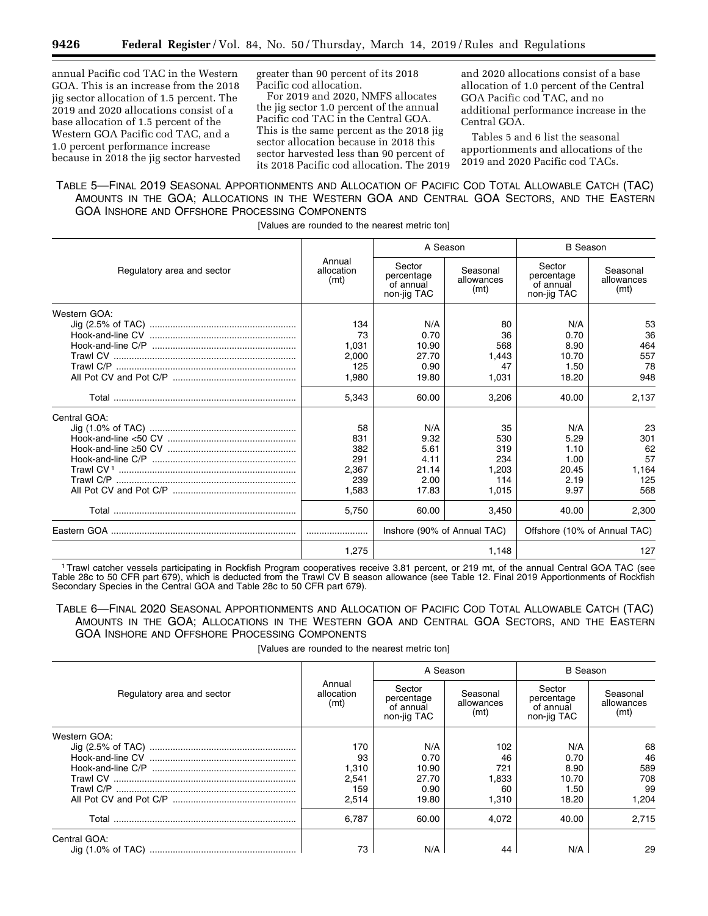annual Pacific cod TAC in the Western GOA. This is an increase from the 2018 jig sector allocation of 1.5 percent. The 2019 and 2020 allocations consist of a base allocation of 1.5 percent of the Western GOA Pacific cod TAC, and a 1.0 percent performance increase because in 2018 the jig sector harvested greater than 90 percent of its 2018 Pacific cod allocation.

For 2019 and 2020, NMFS allocates the jig sector 1.0 percent of the annual Pacific cod TAC in the Central GOA. This is the same percent as the 2018 jig sector allocation because in 2018 this sector harvested less than 90 percent of its 2018 Pacific cod allocation. The 2019 and 2020 allocations consist of a base allocation of 1.0 percent of the Central GOA Pacific cod TAC, and no additional performance increase in the Central GOA.

Tables 5 and 6 list the seasonal apportionments and allocations of the 2019 and 2020 Pacific cod TACs.

TABLE 5—FINAL 2019 SEASONAL APPORTIONMENTS AND ALLOCATION OF PACIFIC COD TOTAL ALLOWABLE CATCH (TAC) AMOUNTS IN THE GOA; ALLOCATIONS IN THE WESTERN GOA AND CENTRAL GOA SECTORS, AND THE EASTERN GOA INSHORE AND OFFSHORE PROCESSING COMPONENTS

[Values are rounded to the nearest metric ton]

| Regulatory area and sector | Annual allocation (mt) | A Season | | B Season | |
|---|---|---|---|---|---|
| | | Sector percentage of annual non-jig TAC | Seasonal allowances (mt) | Sector percentage of annual non-jig TAC | Seasonal allowances (mt) |
| Western GOA: | | | | | |
| Jig (2.5% of TAC) | 134 | N/A | 80 | N/A | 53 |
| Hook-and-line CV | 73 | 0.70 | 36 | 0.70 | 36 |
| Hook-and-line C/P | 1,031 | 10.90 | 568 | 8.90 | 464 |
| Trawl CV | 2,000 | 27.70 | 1,443 | 10.70 | 557 |
| Trawl C/P | 125 | 0.90 | 47 | 1.50 | 78 |
| All Pot CV and Pot C/P | 1,980 | 19.80 | 1,031 | 18.20 | 948 |
| Total | 5,343 | 60.00 | 3,206 | 40.00 | 2,137 |
| Central GOA: | | | | | |
| Jig (1.0% of TAC) | 58 | N/A | 35 | N/A | 23 |
| Hook-and-line <50 CV | 831 | 9.32 | 530 | 5.29 | 301 |
| Hook-and-line ≥50 CV | 382 | 5.61 | 319 | 1.10 | 62 |
| Hook-and-line C/P | 291 | 4.11 | 234 | 1.00 | 57 |
| Trawl CV [1] | 2,367 | 21.14 | 1,203 | 20.45 | 1,164 |
| Trawl C/P | 239 | 2.00 | 114 | 2.19 | 125 |
| All Pot CV and Pot C/P | 1,583 | 17.83 | 1,015 | 9.97 | 568 |
| Total | 5,750 | 60.00 | 3,450 | 40.00 | 2,300 |
| Eastern GOA | | Inshore (90% of Annual TAC) | | Offshore (10% of Annual TAC) | |
| | 1,275 | | 1,148 | | 127 |

[1] Trawl catcher vessels participating in Rockfish Program cooperatives receive 3.81 percent, or 219 mt, of the annual Central GOA TAC (see Table 28c to 50 CFR part 679), which is deducted from the Trawl CV B season allowance (see Table 12. Final 2019 Apportionments of Rockfish Secondary Species in the Central GOA and Table 28c to 50 CFR part 679).

TABLE 6—FINAL 2020 SEASONAL APPORTIONMENTS AND ALLOCATION OF PACIFIC COD TOTAL ALLOWABLE CATCH (TAC) AMOUNTS IN THE GOA; ALLOCATIONS IN THE WESTERN GOA AND CENTRAL GOA SECTORS, AND THE EASTERN GOA INSHORE AND OFFSHORE PROCESSING COMPONENTS

[Values are rounded to the nearest metric ton]

| Regulatory area and sector | Annual allocation (mt) | A Season | | B Season | |
|---|---|---|---|---|---|
| | | Sector percentage of annual non-jig TAC | Seasonal allowances (mt) | Sector percentage of annual non-jig TAC | Seasonal allowances (mt) |
| Western GOA: | | | | | |
| Jig (2.5% of TAC) | 170 | N/A | 102 | N/A | 68 |
| Hook-and-line CV | 93 | 0.70 | 46 | 0.70 | 46 |
| Hook-and-line C/P | 1,310 | 10.90 | 721 | 8.90 | 589 |
| Trawl CV | 2,541 | 27.70 | 1,833 | 10.70 | 708 |
| Trawl C/P | 159 | 0.90 | 60 | 1.50 | 99 |
| All Pot CV and Pot C/P | 2,514 | 19.80 | 1,310 | 18.20 | 1,204 |
| Total | 6,787 | 60.00 | 4,072 | 40.00 | 2,715 |
| Central GOA: | | | | | |
| Jig (1.0% of TAC) | 73 | N/A | 44 | N/A | 29 |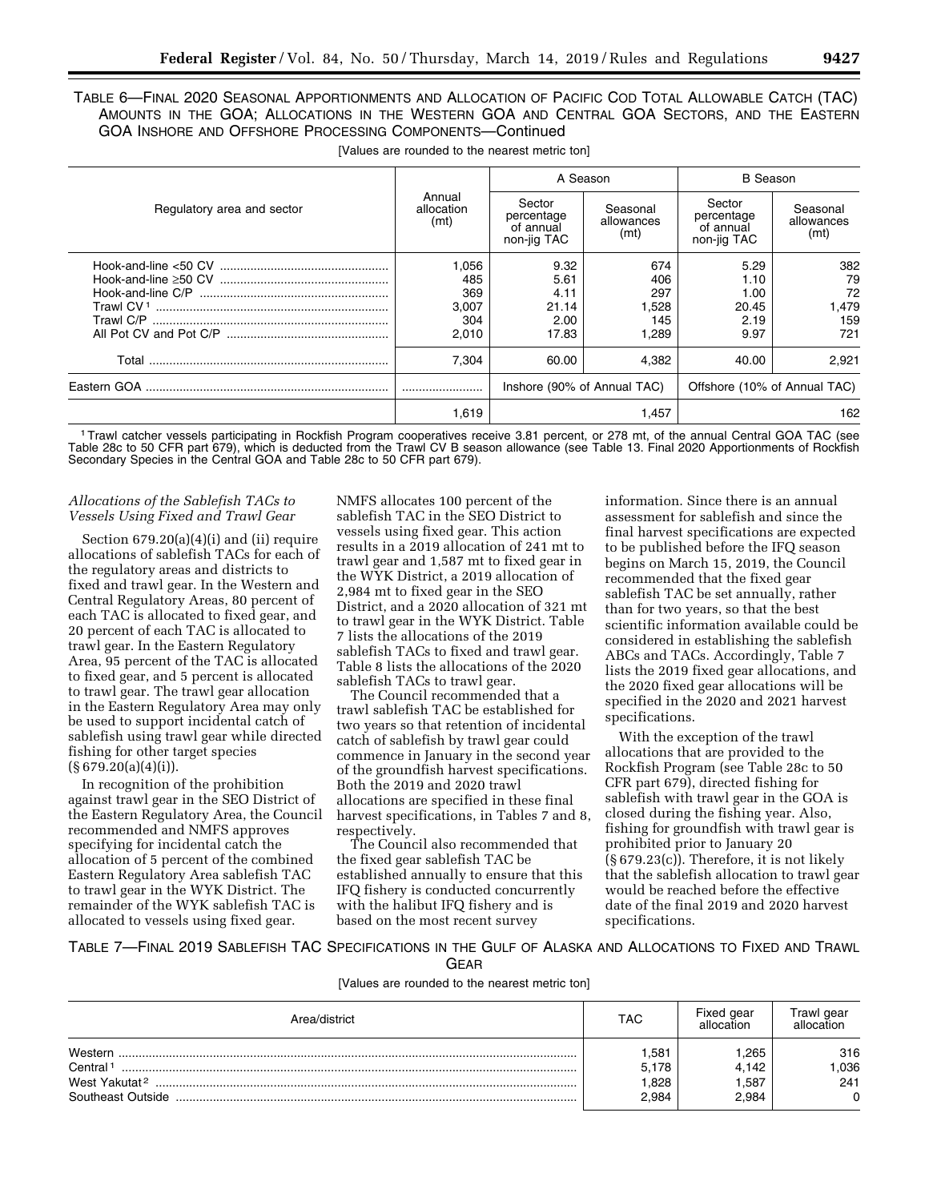TABLE 6—FINAL 2020 SEASONAL APPORTIONMENTS AND ALLOCATION OF PACIFIC COD TOTAL ALLOWABLE CATCH (TAC) AMOUNTS IN THE GOA; ALLOCATIONS IN THE WESTERN GOA AND CENTRAL GOA SECTORS, AND THE EASTERN GOA INSHORE AND OFFSHORE PROCESSING COMPONENTS—Continued

[Values are rounded to the nearest metric ton]

| Regulatory area and sector | Annual allocation (mt) | A Season | | B Season | |
|---|---|---|---|---|---|
| | | Sector percentage of annual non-jig TAC | Seasonal allowances (mt) | Sector percentage of annual non-jig TAC | Seasonal allowances (mt) |
| Hook-and-line <50 CV | 1,056 | 9.32 | 674 | 5.29 | 382 |
| Hook-and-line ≥50 CV | 485 | 5.61 | 406 | 1.10 | 79 |
| Hook-and-line C/P | 369 | 4.11 | 297 | 1.00 | 72 |
| Trawl CV [1] | 3,007 | 21.14 | 1,528 | 20.45 | 1,479 |
| Trawl C/P | 304 | 2.00 | 145 | 2.19 | 159 |
| All Pot CV and Pot C/P | 2,010 | 17.83 | 1,289 | 9.97 | 721 |
| Total | 7,304 | 60.00 | 4,382 | 40.00 | 2,921 |
| Eastern GOA | | Inshore (90% of Annual TAC) | | Offshore (10% of Annual TAC) | |
| | 1,619 | | 1,457 | | 162 |

[1] Trawl catcher vessels participating in Rockfish Program cooperatives receive 3.81 percent, or 278 mt, of the annual Central GOA TAC (see Table 28c to 50 CFR part 679), which is deducted from the Trawl CV B season allowance (see Table 13. Final 2020 Apportionments of Rockfish Secondary Species in the Central GOA and Table 28c to 50 CFR part 679).

*Allocations of the Sablefish TACs to Vessels Using Fixed and Trawl Gear*

Section 679.20(a)(4)(i) and (ii) require allocations of sablefish TACs for each of the regulatory areas and districts to fixed and trawl gear. In the Western and Central Regulatory Areas, 80 percent of each TAC is allocated to fixed gear, and 20 percent of each TAC is allocated to trawl gear. In the Eastern Regulatory Area, 95 percent of the TAC is allocated to fixed gear, and 5 percent is allocated to trawl gear. The trawl gear allocation in the Eastern Regulatory Area may only be used to support incidental catch of sablefish using trawl gear while directed fishing for other target species (§ 679.20(a)(4)(i)).

In recognition of the prohibition against trawl gear in the SEO District of the Eastern Regulatory Area, the Council recommended and NMFS approves specifying for incidental catch the allocation of 5 percent of the combined Eastern Regulatory Area sablefish TAC to trawl gear in the WYK District. The remainder of the WYK sablefish TAC is allocated to vessels using fixed gear. NMFS allocates 100 percent of the sablefish TAC in the SEO District to vessels using fixed gear. This action results in a 2019 allocation of 241 mt to trawl gear and 1,587 mt to fixed gear in the WYK District, a 2019 allocation of 2,984 mt to fixed gear in the SEO District, and a 2020 allocation of 321 mt to trawl gear in the WYK District. Table 7 lists the allocations of the 2019 sablefish TACs to fixed and trawl gear. Table 8 lists the allocations of the 2020 sablefish TACs to trawl gear.

The Council recommended that a trawl sablefish TAC be established for two years so that retention of incidental catch of sablefish by trawl gear could commence in January in the second year of the groundfish harvest specifications. Both the 2019 and 2020 trawl allocations are specified in these final harvest specifications, in Tables 7 and 8, respectively.

The Council also recommended that the fixed gear sablefish TAC be established annually to ensure that this IFQ fishery is conducted concurrently with the halibut IFQ fishery and is based on the most recent survey information. Since there is an annual assessment for sablefish and since the final harvest specifications are expected to be published before the IFQ season begins on March 15, 2019, the Council recommended that the fixed gear sablefish TAC be set annually, rather than for two years, so that the best scientific information available could be considered in establishing the sablefish ABCs and TACs. Accordingly, Table 7 lists the 2019 fixed gear allocations, and the 2020 fixed gear allocations will be specified in the 2020 and 2021 harvest specifications.

With the exception of the trawl allocations that are provided to the Rockfish Program (see Table 28c to 50 CFR part 679), directed fishing for sablefish with trawl gear in the GOA is closed during the fishing year. Also, fishing for groundfish with trawl gear is prohibited prior to January 20 (§ 679.23(c)). Therefore, it is not likely that the sablefish allocation to trawl gear would be reached before the effective date of the final 2019 and 2020 harvest specifications.

TABLE 7—FINAL 2019 SABLEFISH TAC SPECIFICATIONS IN THE GULF OF ALASKA AND ALLOCATIONS TO FIXED AND TRAWL GEAR

[Values are rounded to the nearest metric ton]

| Area/district | TAC | Fixed gear allocation | Trawl gear allocation |
|---|---|---|---|
| Western | 1,581 | 1,265 | 316 |
| Central [1] | 5,178 | 4,142 | 1,036 |
| West Yakutat [2] | 1,828 | 1,587 | 241 |
| Southeast Outside | 2,984 | 2,984 | 0 |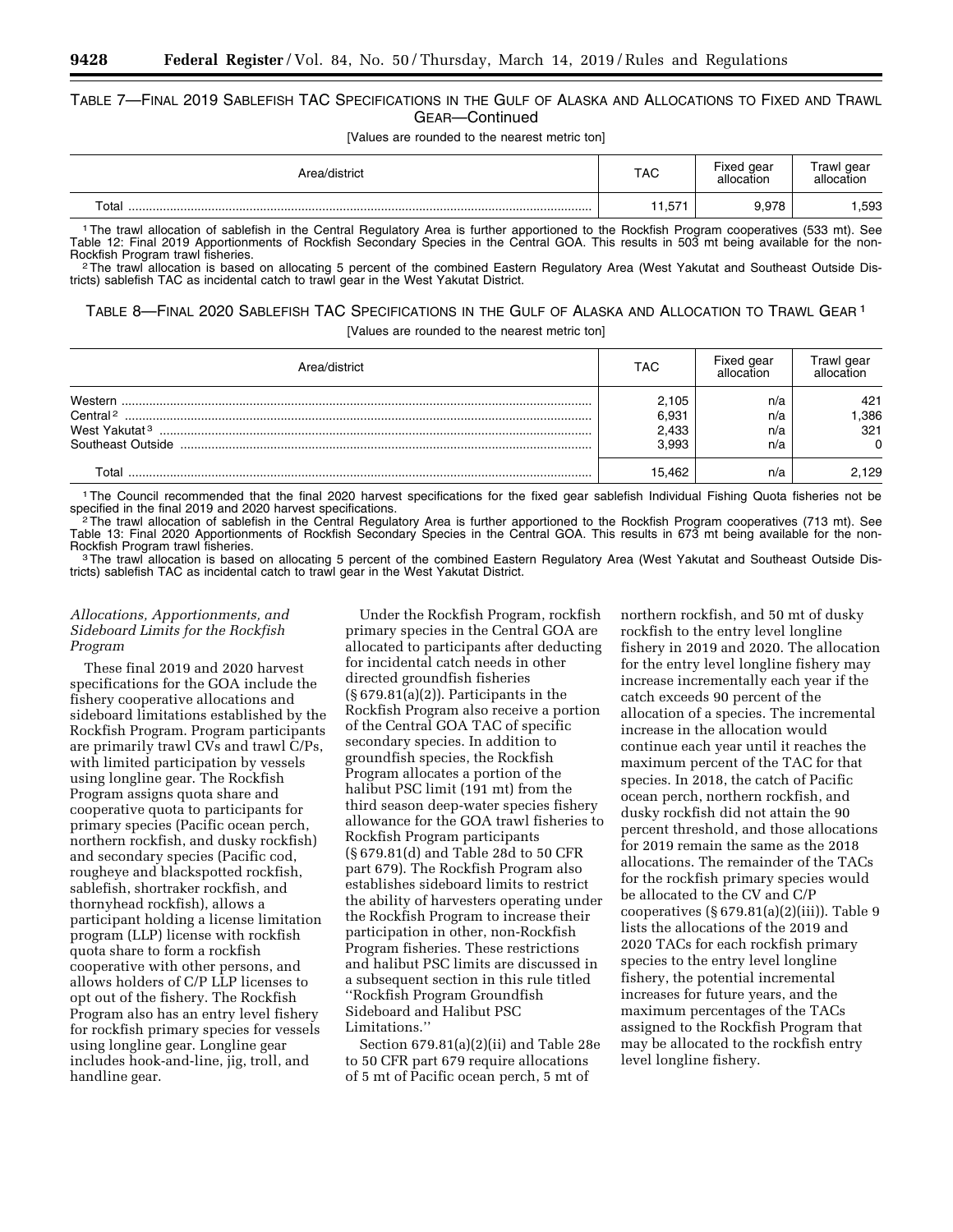TABLE 7—FINAL 2019 SABLEFISH TAC SPECIFICATIONS IN THE GULF OF ALASKA AND ALLOCATIONS TO FIXED AND TRAWL GEAR—Continued

[Values are rounded to the nearest metric ton]

| Area/district | TAC | Fixed gear allocation | Trawl gear allocation |
|---|---|---|---|
| Total | 11,571 | 9,978 | 1,593 |

[1] The trawl allocation of sablefish in the Central Regulatory Area is further apportioned to the Rockfish Program cooperatives (533 mt). See Table 12: Final 2019 Apportionments of Rockfish Secondary Species in the Central GOA. This results in 503 mt being available for the non-Rockfish Program trawl fisheries.

[2] The trawl allocation is based on allocating 5 percent of the combined Eastern Regulatory Area (West Yakutat and Southeast Outside Districts) sablefish TAC as incidental catch to trawl gear in the West Yakutat District.

TABLE 8—FINAL 2020 SABLEFISH TAC SPECIFICATIONS IN THE GULF OF ALASKA AND ALLOCATION TO TRAWL GEAR [1]

[Values are rounded to the nearest metric ton]

| Area/district | TAC | Fixed gear allocation | Trawl gear allocation |
|---|---|---|---|
| Western | 2,105 | n/a | 421 |
| Central [2] | 6,931 | n/a | 1,386 |
| West Yakutat [3] | 2,433 | n/a | 321 |
| Southeast Outside | 3,993 | n/a | 0 |
| Total | 15,462 | n/a | 2,129 |

[1] The Council recommended that the final 2020 harvest specifications for the fixed gear sablefish Individual Fishing Quota fisheries not be specified in the final 2019 and 2020 harvest specifications.

[2] The trawl allocation of sablefish in the Central Regulatory Area is further apportioned to the Rockfish Program cooperatives (713 mt). See Table 13: Final 2020 Apportionments of Rockfish Secondary Species in the Central GOA. This results in 673 mt being available for the non-Rockfish Program trawl fisheries.

[3] The trawl allocation is based on allocating 5 percent of the combined Eastern Regulatory Area (West Yakutat and Southeast Outside Districts) sablefish TAC as incidental catch to trawl gear in the West Yakutat District.

*Allocations, Apportionments, and Sideboard Limits for the Rockfish Program*

These final 2019 and 2020 harvest specifications for the GOA include the fishery cooperative allocations and sideboard limitations established by the Rockfish Program. Program participants are primarily trawl CVs and trawl C/Ps, with limited participation by vessels using longline gear. The Rockfish Program assigns quota share and cooperative quota to participants for primary species (Pacific ocean perch, northern rockfish, and dusky rockfish) and secondary species (Pacific cod, rougheye and blackspotted rockfish, sablefish, shortraker rockfish, and thornyhead rockfish), allows a participant holding a license limitation program (LLP) license with rockfish quota share to form a rockfish cooperative with other persons, and allows holders of C/P LLP licenses to opt out of the fishery. The Rockfish Program also has an entry level fishery for rockfish primary species for vessels using longline gear. Longline gear includes hook-and-line, jig, troll, and handline gear.

Under the Rockfish Program, rockfish primary species in the Central GOA are allocated to participants after deducting for incidental catch needs in other directed groundfish fisheries (§ 679.81(a)(2)). Participants in the Rockfish Program also receive a portion of the Central GOA TAC of specific secondary species. In addition to groundfish species, the Rockfish Program allocates a portion of the halibut PSC limit (191 mt) from the third season deep-water species fishery allowance for the GOA trawl fisheries to Rockfish Program participants (§ 679.81(d) and Table 28d to 50 CFR part 679). The Rockfish Program also establishes sideboard limits to restrict the ability of harvesters operating under the Rockfish Program to increase their participation in other, non-Rockfish Program fisheries. These restrictions and halibut PSC limits are discussed in a subsequent section in this rule titled ''Rockfish Program Groundfish Sideboard and Halibut PSC Limitations.''

Section 679.81(a)(2)(ii) and Table 28e to 50 CFR part 679 require allocations of 5 mt of Pacific ocean perch, 5 mt of northern rockfish, and 50 mt of dusky rockfish to the entry level longline fishery in 2019 and 2020. The allocation for the entry level longline fishery may increase incrementally each year if the catch exceeds 90 percent of the allocation of a species. The incremental increase in the allocation would continue each year until it reaches the maximum percent of the TAC for that species. In 2018, the catch of Pacific ocean perch, northern rockfish, and dusky rockfish did not attain the 90 percent threshold, and those allocations for 2019 remain the same as the 2018 allocations. The remainder of the TACs for the rockfish primary species would be allocated to the CV and C/P cooperatives (§ 679.81(a)(2)(iii)). Table 9 lists the allocations of the 2019 and 2020 TACs for each rockfish primary species to the entry level longline fishery, the potential incremental increases for future years, and the maximum percentages of the TACs assigned to the Rockfish Program that may be allocated to the rockfish entry level longline fishery.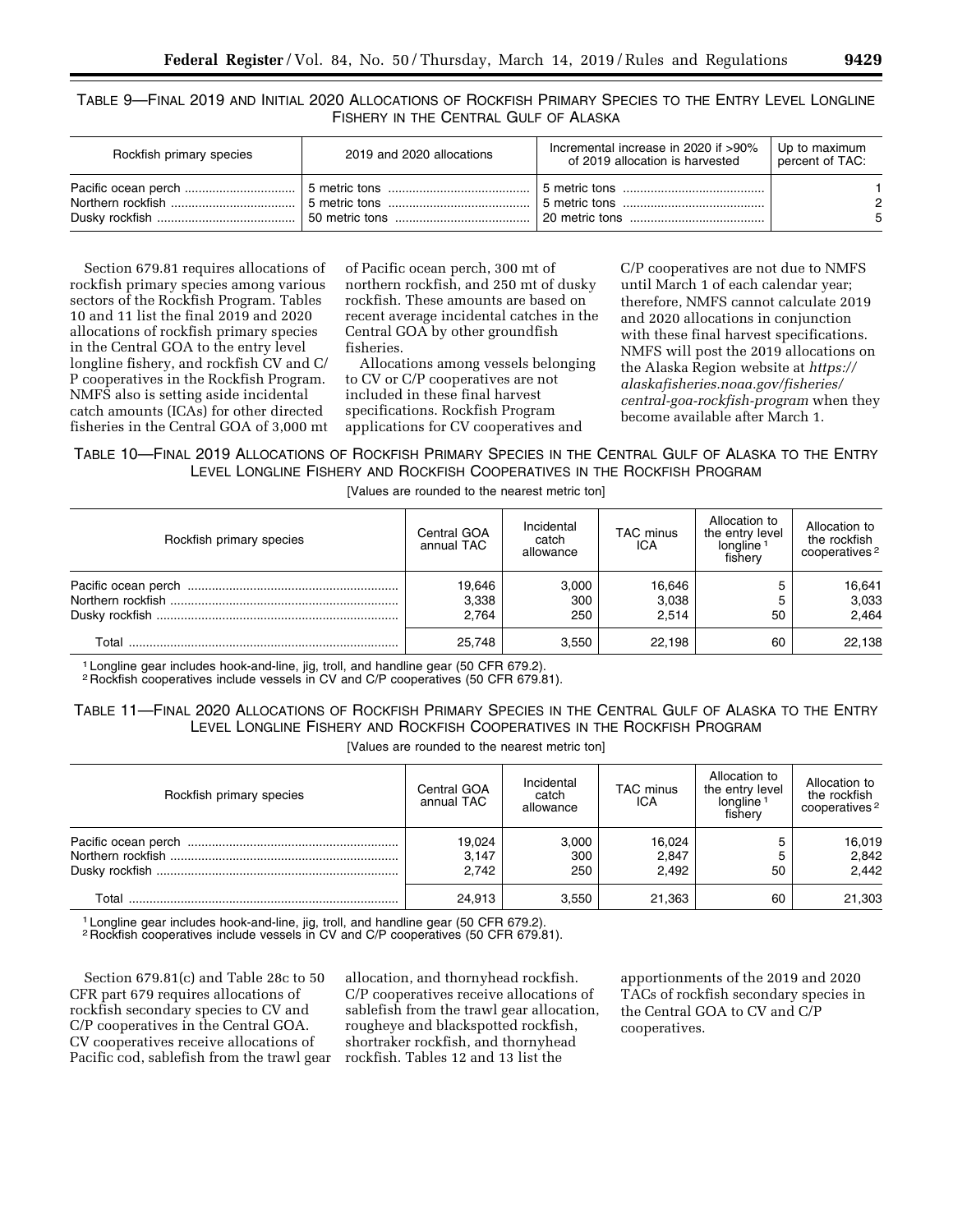TABLE 9—FINAL 2019 AND INITIAL 2020 ALLOCATIONS OF ROCKFISH PRIMARY SPECIES TO THE ENTRY LEVEL LONGLINE FISHERY IN THE CENTRAL GULF OF ALASKA

| Rockfish primary species | 2019 and 2020 allocations | Incremental increase in 2020 if >90% of 2019 allocation is harvested | Up to maximum percent of TAC: |
|---|---|---|---|
| Pacific ocean perch | 5 metric tons | 5 metric tons | 1 |
| Northern rockfish | 5 metric tons | 5 metric tons | 2 |
| Dusky rockfish | 50 metric tons | 20 metric tons | 5 |

Section 679.81 requires allocations of rockfish primary species among various sectors of the Rockfish Program. Tables 10 and 11 list the final 2019 and 2020 allocations of rockfish primary species in the Central GOA to the entry level longline fishery, and rockfish CV and C/P cooperatives in the Rockfish Program. NMFS also is setting aside incidental catch amounts (ICAs) for other directed fisheries in the Central GOA of 3,000 mt of Pacific ocean perch, 300 mt of northern rockfish, and 250 mt of dusky rockfish. These amounts are based on recent average incidental catches in the Central GOA by other groundfish fisheries.

Allocations among vessels belonging to CV or C/P cooperatives are not included in these final harvest specifications. Rockfish Program applications for CV cooperatives and C/P cooperatives are not due to NMFS until March 1 of each calendar year; therefore, NMFS cannot calculate 2019 and 2020 allocations in conjunction with these final harvest specifications. NMFS will post the 2019 allocations on the Alaska Region website at *https://alaskafisheries.noaa.gov/fisheries/central-goa-rockfish-program* when they become available after March 1.

TABLE 10—FINAL 2019 ALLOCATIONS OF ROCKFISH PRIMARY SPECIES IN THE CENTRAL GULF OF ALASKA TO THE ENTRY LEVEL LONGLINE FISHERY AND ROCKFISH COOPERATIVES IN THE ROCKFISH PROGRAM

[Values are rounded to the nearest metric ton]

| Rockfish primary species | Central GOA annual TAC | Incidental catch allowance | TAC minus ICA | Allocation to the entry level longline [1] fishery | Allocation to the rockfish cooperatives [2] |
|---|---|---|---|---|---|
| Pacific ocean perch | 19,646 | 3,000 | 16,646 | 5 | 16,641 |
| Northern rockfish | 3,338 | 300 | 3,038 | 5 | 3,033 |
| Dusky rockfish | 2,764 | 250 | 2,514 | 50 | 2,464 |
| Total | 25,748 | 3,550 | 22,198 | 60 | 22,138 |

[1] Longline gear includes hook-and-line, jig, troll, and handline gear (50 CFR 679.2).
[2] Rockfish cooperatives include vessels in CV and C/P cooperatives (50 CFR 679.81).

TABLE 11—FINAL 2020 ALLOCATIONS OF ROCKFISH PRIMARY SPECIES IN THE CENTRAL GULF OF ALASKA TO THE ENTRY LEVEL LONGLINE FISHERY AND ROCKFISH COOPERATIVES IN THE ROCKFISH PROGRAM

[Values are rounded to the nearest metric ton]

| Rockfish primary species | Central GOA annual TAC | Incidental catch allowance | TAC minus ICA | Allocation to the entry level longline [1] fishery | Allocation to the rockfish cooperatives [2] |
|---|---|---|---|---|---|
| Pacific ocean perch | 19,024 | 3,000 | 16,024 | 5 | 16,019 |
| Northern rockfish | 3,147 | 300 | 2,847 | 5 | 2,842 |
| Dusky rockfish | 2,742 | 250 | 2,492 | 50 | 2,442 |
| Total | 24,913 | 3,550 | 21,363 | 60 | 21,303 |

[1] Longline gear includes hook-and-line, jig, troll, and handline gear (50 CFR 679.2).
[2] Rockfish cooperatives include vessels in CV and C/P cooperatives (50 CFR 679.81).

Section 679.81(c) and Table 28c to 50 CFR part 679 requires allocations of rockfish secondary species to CV and C/P cooperatives in the Central GOA. CV cooperatives receive allocations of Pacific cod, sablefish from the trawl gear allocation, and thornyhead rockfish. C/P cooperatives receive allocations of sablefish from the trawl gear allocation, rougheye and blackspotted rockfish, shortraker rockfish, and thornyhead rockfish. Tables 12 and 13 list the apportionments of the 2019 and 2020 TACs of rockfish secondary species in the Central GOA to CV and C/P cooperatives.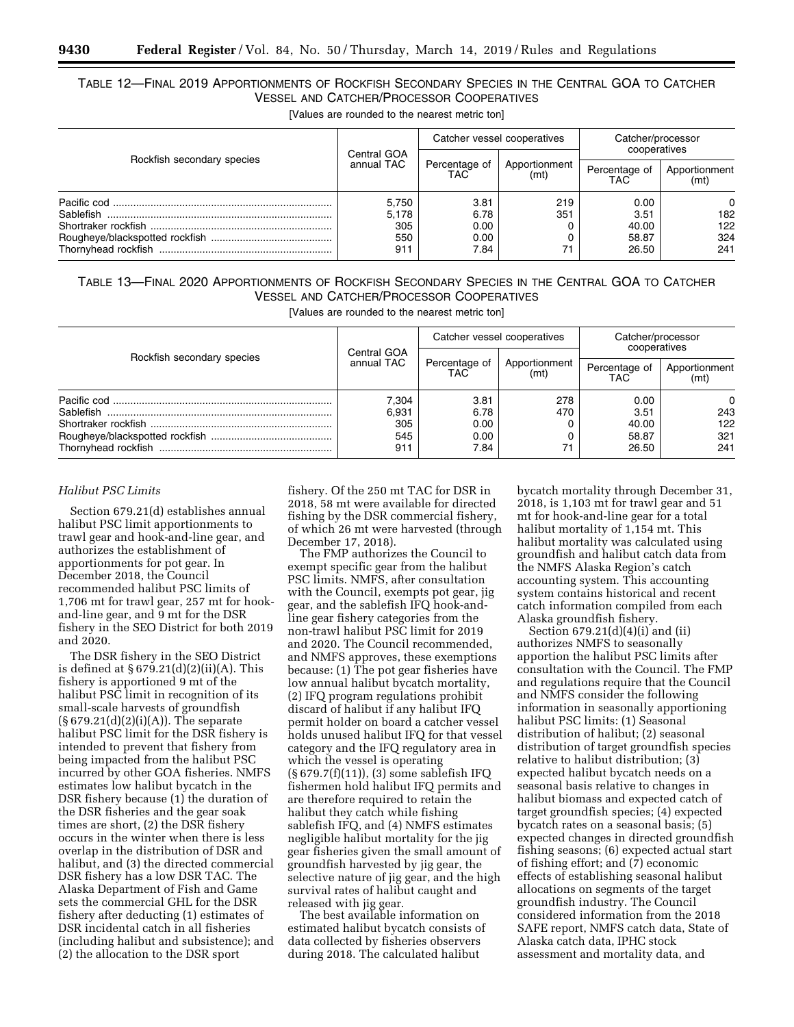TABLE 12—FINAL 2019 APPORTIONMENTS OF ROCKFISH SECONDARY SPECIES IN THE CENTRAL GOA TO CATCHER VESSEL AND CATCHER/PROCESSOR COOPERATIVES

[Values are rounded to the nearest metric ton]

| Rockfish secondary species | Central GOA annual TAC | Catcher vessel cooperatives | | Catcher/processor cooperatives | |
|---|---|---|---|---|---|
| | | Percentage of TAC | Apportionment (mt) | Percentage of TAC | Apportionment (mt) |
| Pacific cod | 5,750 | 3.81 | 219 | 0.00 | 0 |
| Sablefish | 5,178 | 6.78 | 351 | 3.51 | 182 |
| Shortraker rockfish | 305 | 0.00 | 0 | 40.00 | 122 |
| Rougheye/blackspotted rockfish | 550 | 0.00 | 0 | 58.87 | 324 |
| Thornyhead rockfish | 911 | 7.84 | 71 | 26.50 | 241 |

TABLE 13—FINAL 2020 APPORTIONMENTS OF ROCKFISH SECONDARY SPECIES IN THE CENTRAL GOA TO CATCHER VESSEL AND CATCHER/PROCESSOR COOPERATIVES

[Values are rounded to the nearest metric ton]

| Rockfish secondary species | Central GOA annual TAC | Catcher vessel cooperatives | | Catcher/processor cooperatives | |
|---|---|---|---|---|---|
| | | Percentage of TAC | Apportionment (mt) | Percentage of TAC | Apportionment (mt) |
| Pacific cod | 7,304 | 3.81 | 278 | 0.00 | 0 |
| Sablefish | 6,931 | 6.78 | 470 | 3.51 | 243 |
| Shortraker rockfish | 305 | 0.00 | 0 | 40.00 | 122 |
| Rougheye/blackspotted rockfish | 545 | 0.00 | 0 | 58.87 | 321 |
| Thornyhead rockfish | 911 | 7.84 | 71 | 26.50 | 241 |

*Halibut PSC Limits*

Section 679.21(d) establishes annual halibut PSC limit apportionments to trawl gear and hook-and-line gear, and authorizes the establishment of apportionments for pot gear. In December 2018, the Council recommended halibut PSC limits of 1,706 mt for trawl gear, 257 mt for hook-and-line gear, and 9 mt for the DSR fishery in the SEO District for both 2019 and 2020.

The DSR fishery in the SEO District is defined at § 679.21(d)(2)(ii)(A). This fishery is apportioned 9 mt of the halibut PSC limit in recognition of its small-scale harvests of groundfish (§ 679.21(d)(2)(i)(A)). The separate halibut PSC limit for the DSR fishery is intended to prevent that fishery from being impacted from the halibut PSC incurred by other GOA fisheries. NMFS estimates low halibut bycatch in the DSR fishery because (1) the duration of the DSR fisheries and the gear soak times are short, (2) the DSR fishery occurs in the winter when there is less overlap in the distribution of DSR and halibut, and (3) the directed commercial DSR fishery has a low DSR TAC. The Alaska Department of Fish and Game sets the commercial GHL for the DSR fishery after deducting (1) estimates of DSR incidental catch in all fisheries (including halibut and subsistence); and (2) the allocation to the DSR sport fishery. Of the 250 mt TAC for DSR in 2018, 58 mt were available for directed fishing by the DSR commercial fishery, of which 26 mt were harvested (through December 17, 2018).

The FMP authorizes the Council to exempt specific gear from the halibut PSC limits. NMFS, after consultation with the Council, exempts pot gear, jig gear, and the sablefish IFQ hook-and-line gear fishery categories from the non-trawl halibut PSC limit for 2019 and 2020. The Council recommended, and NMFS approves, these exemptions because: (1) The pot gear fisheries have low annual halibut bycatch mortality, (2) IFQ program regulations prohibit discard of halibut if any halibut IFQ permit holder on board a catcher vessel holds unused halibut IFQ for that vessel category and the IFQ regulatory area in which the vessel is operating (§ 679.7(f)(11)), (3) some sablefish IFQ fishermen hold halibut IFQ permits and are therefore required to retain the halibut they catch while fishing sablefish IFQ, and (4) NMFS estimates negligible halibut mortality for the jig gear fisheries given the small amount of groundfish harvested by jig gear, the selective nature of jig gear, and the high survival rates of halibut caught and released with jig gear.

The best available information on estimated halibut bycatch consists of data collected by fisheries observers during 2018. The calculated halibut bycatch mortality through December 31, 2018, is 1,103 mt for trawl gear and 51 mt for hook-and-line gear for a total halibut mortality of 1,154 mt. This halibut mortality was calculated using groundfish and halibut catch data from the NMFS Alaska Region's catch accounting system. This accounting system contains historical and recent catch information compiled from each Alaska groundfish fishery.

Section 679.21(d)(4)(i) and (ii) authorizes NMFS to seasonally apportion the halibut PSC limits after consultation with the Council. The FMP and regulations require that the Council and NMFS consider the following information in seasonally apportioning halibut PSC limits: (1) Seasonal distribution of halibut; (2) seasonal distribution of target groundfish species relative to halibut distribution; (3) expected halibut bycatch needs on a seasonal basis relative to changes in halibut biomass and expected catch of target groundfish species; (4) expected bycatch rates on a seasonal basis; (5) expected changes in directed groundfish fishing seasons; (6) expected actual start of fishing effort; and (7) economic effects of establishing seasonal halibut allocations on segments of the target groundfish industry. The Council considered information from the 2018 SAFE report, NMFS catch data, State of Alaska catch data, IPHC stock assessment and mortality data, and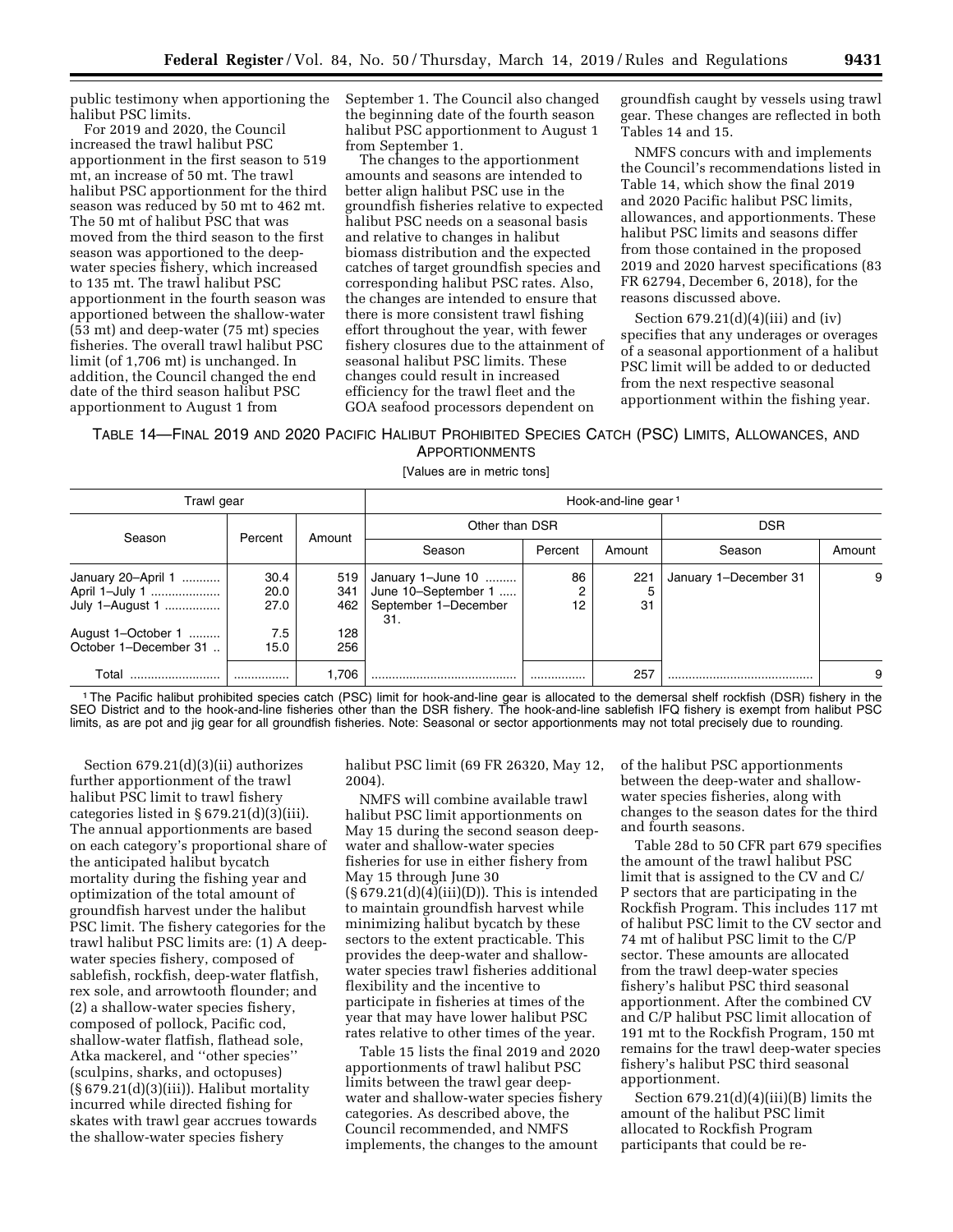public testimony when apportioning the halibut PSC limits.

For 2019 and 2020, the Council increased the trawl halibut PSC apportionment in the first season to 519 mt, an increase of 50 mt. The trawl halibut PSC apportionment for the third season was reduced by 50 mt to 462 mt. The 50 mt of halibut PSC that was moved from the third season to the first season was apportioned to the deep-water species fishery, which increased to 135 mt. The trawl halibut PSC apportionment in the fourth season was apportioned between the shallow-water (53 mt) and deep-water (75 mt) species fisheries. The overall trawl halibut PSC limit (of 1,706 mt) is unchanged. In addition, the Council changed the end date of the third season halibut PSC apportionment to August 1 from September 1. The Council also changed the beginning date of the fourth season halibut PSC apportionment to August 1 from September 1.

The changes to the apportionment amounts and seasons are intended to better align halibut PSC use in the groundfish fisheries relative to expected halibut PSC needs on a seasonal basis and relative to changes in halibut biomass distribution and the expected catches of target groundfish species and corresponding halibut PSC rates. Also, the changes are intended to ensure that there is more consistent trawl fishing effort throughout the year, with fewer fishery closures due to the attainment of seasonal halibut PSC limits. These changes could result in increased efficiency for the trawl fleet and the GOA seafood processors dependent on groundfish caught by vessels using trawl gear. These changes are reflected in both Tables 14 and 15.

NMFS concurs with and implements the Council's recommendations listed in Table 14, which show the final 2019 and 2020 Pacific halibut PSC limits, allowances, and apportionments. These halibut PSC limits and seasons differ from those contained in the proposed 2019 and 2020 harvest specifications (83 FR 62794, December 6, 2018), for the reasons discussed above.

Section 679.21(d)(4)(iii) and (iv) specifies that any underages or overages of a seasonal apportionment of a halibut PSC limit will be added to or deducted from the next respective seasonal apportionment within the fishing year.

TABLE 14—FINAL 2019 AND 2020 PACIFIC HALIBUT PROHIBITED SPECIES CATCH (PSC) LIMITS, ALLOWANCES, AND APPORTIONMENTS

[Values are in metric tons]

| Trawl gear | | | Hook-and-line gear[1] | | | | |
|---|---|---|---|---|---|---|---|
| Season | Percent | Amount | Other than DSR | | | DSR | |
| | | | Season | Percent | Amount | Season | Amount |
| January 20–April 1 | 30.4 | 519 | January 1–June 10 | 86 | 221 | January 1–December 31 | 9 |
| April 1–July 1 | 20.0 | 341 | June 10–September 1 | 2 | 5 | | |
| July 1–August 1 | 27.0 | 462 | September 1–December 31. | 12 | 31 | | |
| August 1–October 1 | 7.5 | 128 | | | | | |
| October 1–December 31 | 15.0 | 256 | | | | | |
| Total | | 1,706 | | | 257 | | 9 |

[1] The Pacific halibut prohibited species catch (PSC) limit for hook-and-line gear is allocated to the demersal shelf rockfish (DSR) fishery in the SEO District and to the hook-and-line fisheries other than the DSR fishery. The hook-and-line sablefish IFQ fishery is exempt from halibut PSC limits, as are pot and jig gear for all groundfish fisheries. Note: Seasonal or sector apportionments may not total precisely due to rounding.

Section 679.21(d)(3)(ii) authorizes further apportionment of the trawl halibut PSC limit to trawl fishery categories listed in § 679.21(d)(3)(iii). The annual apportionments are based on each category's proportional share of the anticipated halibut bycatch mortality during the fishing year and optimization of the total amount of groundfish harvest under the halibut PSC limit. The fishery categories for the trawl halibut PSC limits are: (1) A deep-water species fishery, composed of sablefish, rockfish, deep-water flatfish, rex sole, and arrowtooth flounder; and (2) a shallow-water species fishery, composed of pollock, Pacific cod, shallow-water flatfish, flathead sole, Atka mackerel, and "other species" (sculpins, sharks, and octopuses) (§ 679.21(d)(3)(iii)). Halibut mortality incurred while directed fishing for skates with trawl gear accrues towards the shallow-water species fishery halibut PSC limit (69 FR 26320, May 12, 2004).

NMFS will combine available trawl halibut PSC limit apportionments on May 15 during the second season deep-water and shallow-water species fisheries for use in either fishery from May 15 through June 30 (§ 679.21(d)(4)(iii)(D)). This is intended to maintain groundfish harvest while minimizing halibut bycatch by these sectors to the extent practicable. This provides the deep-water and shallow-water species trawl fisheries additional flexibility and the incentive to participate in fisheries at times of the year that may have lower halibut PSC rates relative to other times of the year.

Table 15 lists the final 2019 and 2020 apportionments of trawl halibut PSC limits between the trawl gear deep-water and shallow-water species fishery categories. As described above, the Council recommended, and NMFS implements, the changes to the amount of the halibut PSC apportionments between the deep-water and shallow-water species fisheries, along with changes to the season dates for the third and fourth seasons.

Table 28d to 50 CFR part 679 specifies the amount of the trawl halibut PSC limit that is assigned to the CV and C/P sectors that are participating in the Rockfish Program. This includes 117 mt of halibut PSC limit to the CV sector and 74 mt of halibut PSC limit to the C/P sector. These amounts are allocated from the trawl deep-water species fishery's halibut PSC third seasonal apportionment. After the combined CV and C/P halibut PSC limit allocation of 191 mt to the Rockfish Program, 150 mt remains for the trawl deep-water species fishery's halibut PSC third seasonal apportionment.

Section 679.21(d)(4)(iii)(B) limits the amount of the halibut PSC limit allocated to Rockfish Program participants that could be re-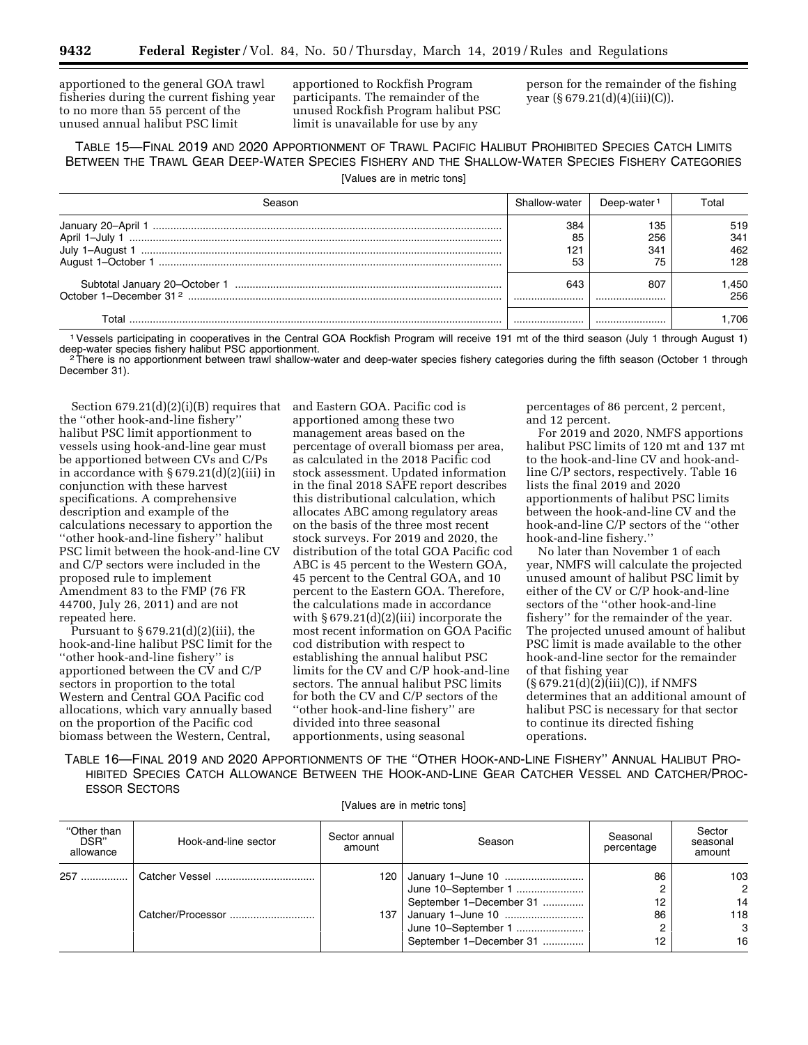apportioned to the general GOA trawl fisheries during the current fishing year to no more than 55 percent of the unused annual halibut PSC limit apportioned to Rockfish Program participants. The remainder of the unused Rockfish Program halibut PSC limit is unavailable for use by any person for the remainder of the fishing year (§ 679.21(d)(4)(iii)(C)).

TABLE 15—FINAL 2019 AND 2020 APPORTIONMENT OF TRAWL PACIFIC HALIBUT PROHIBITED SPECIES CATCH LIMITS BETWEEN THE TRAWL GEAR DEEP-WATER SPECIES FISHERY AND THE SHALLOW-WATER SPECIES FISHERY CATEGORIES

[Values are in metric tons]

| Season | Shallow-water | Deep-water [1] | Total |
|---|---|---|---|
| January 20–April 1 | 384 | 135 | 519 |
| April 1–July 1 | 85 | 256 | 341 |
| July 1–August 1 | 121 | 341 | 462 |
| August 1–October 1 | 53 | 75 | 128 |
| Subtotal January 20–October 1 | 643 | 807 | 1,450 |
| October 1–December 31 [2] | | | 256 |
| Total | | | 1,706 |

[1] Vessels participating in cooperatives in the Central GOA Rockfish Program will receive 191 mt of the third season (July 1 through August 1) deep-water species fishery halibut PSC apportionment.

[2] There is no apportionment between trawl shallow-water and deep-water species fishery categories during the fifth season (October 1 through December 31).

Section 679.21(d)(2)(i)(B) requires that the "other hook-and-line fishery" halibut PSC limit apportionment to vessels using hook-and-line gear must be apportioned between CVs and C/Ps in accordance with § 679.21(d)(2)(iii) in conjunction with these harvest specifications. A comprehensive description and example of the calculations necessary to apportion the "other hook-and-line fishery" halibut PSC limit between the hook-and-line CV and C/P sectors were included in the proposed rule to implement Amendment 83 to the FMP (76 FR 44700, July 26, 2011) and are not repeated here.

Pursuant to § 679.21(d)(2)(iii), the hook-and-line halibut PSC limit for the "other hook-and-line fishery" is apportioned between the CV and C/P sectors in proportion to the total Western and Central GOA Pacific cod allocations, which vary annually based on the proportion of the Pacific cod biomass between the Western, Central, and Eastern GOA. Pacific cod is apportioned among these two management areas based on the percentage of overall biomass per area, as calculated in the 2018 Pacific cod stock assessment. Updated information in the final 2018 SAFE report describes this distributional calculation, which allocates ABC among regulatory areas on the basis of the three most recent stock surveys. For 2019 and 2020, the distribution of the total GOA Pacific cod ABC is 45 percent to the Western GOA, 45 percent to the Central GOA, and 10 percent to the Eastern GOA. Therefore, the calculations made in accordance with § 679.21(d)(2)(iii) incorporate the most recent information on GOA Pacific cod distribution with respect to establishing the annual halibut PSC limits for the CV and C/P hook-and-line sectors. The annual halibut PSC limits for both the CV and C/P sectors of the "other hook-and-line fishery" are divided into three seasonal apportionments, using seasonal percentages of 86 percent, 2 percent, and 12 percent.

For 2019 and 2020, NMFS apportions halibut PSC limits of 120 mt and 137 mt to the hook-and-line CV and hook-and-line C/P sectors, respectively. Table 16 lists the final 2019 and 2020 apportionments of halibut PSC limits between the hook-and-line CV and the hook-and-line C/P sectors of the "other hook-and-line fishery."

No later than November 1 of each year, NMFS will calculate the projected unused amount of halibut PSC limit by either of the CV or C/P hook-and-line sectors of the "other hook-and-line fishery" for the remainder of the year. The projected unused amount of halibut PSC limit is made available to the other hook-and-line sector for the remainder of that fishing year (§ 679.21(d)(2)(iii)(C)), if NMFS determines that an additional amount of halibut PSC is necessary for that sector to continue its directed fishing operations.

TABLE 16—FINAL 2019 AND 2020 APPORTIONMENTS OF THE "OTHER HOOK-AND-LINE FISHERY" ANNUAL HALIBUT PROHIBITED SPECIES CATCH ALLOWANCE BETWEEN THE HOOK-AND-LINE GEAR CATCHER VESSEL AND CATCHER/PROCESSOR SECTORS

[Values are in metric tons]

| "Other than DSR" allowance | Hook-and-line sector | Sector annual amount | Season | Seasonal percentage | Sector seasonal amount |
|---|---|---|---|---|---|
| 257 | Catcher Vessel | 120 | January 1–June 10 | 86 | 103 |
| | | | June 10–September 1 | 2 | 2 |
| | | | September 1–December 31 | 12 | 14 |
| | Catcher/Processor | 137 | January 1–June 10 | 86 | 118 |
| | | | June 10–September 1 | 2 | 3 |
| | | | September 1–December 31 | 12 | 16 |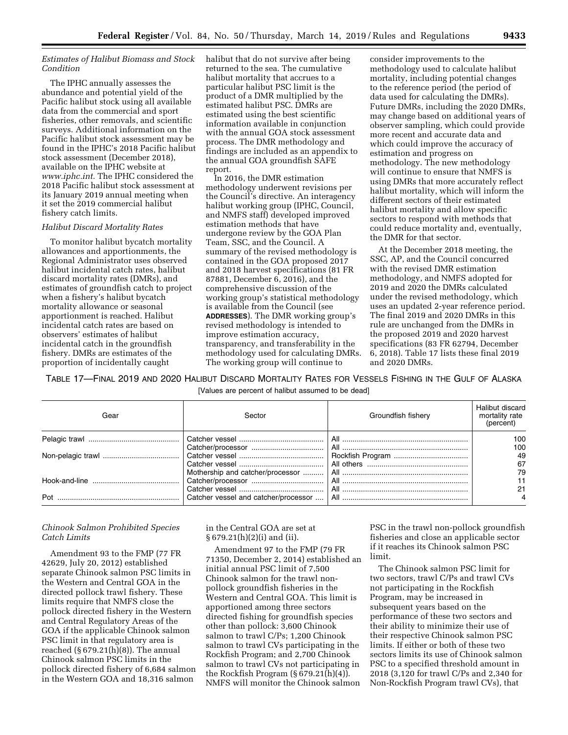*Estimates of Halibut Biomass and Stock Condition*

The IPHC annually assesses the abundance and potential yield of the Pacific halibut stock using all available data from the commercial and sport fisheries, other removals, and scientific surveys. Additional information on the Pacific halibut stock assessment may be found in the IPHC's 2018 Pacific halibut stock assessment (December 2018), available on the IPHC website at *www.iphc.int.* The IPHC considered the 2018 Pacific halibut stock assessment at its January 2019 annual meeting when it set the 2019 commercial halibut fishery catch limits.

*Halibut Discard Mortality Rates*

To monitor halibut bycatch mortality allowances and apportionments, the Regional Administrator uses observed halibut incidental catch rates, halibut discard mortality rates (DMRs), and estimates of groundfish catch to project when a fishery's halibut bycatch mortality allowance or seasonal apportionment is reached. Halibut incidental catch rates are based on observers' estimates of halibut incidental catch in the groundfish fishery. DMRs are estimates of the proportion of incidentally caught halibut that do not survive after being returned to the sea. The cumulative halibut mortality that accrues to a particular halibut PSC limit is the product of a DMR multiplied by the estimated halibut PSC. DMRs are estimated using the best scientific information available in conjunction with the annual GOA stock assessment process. The DMR methodology and findings are included as an appendix to the annual GOA groundfish SAFE report.

In 2016, the DMR estimation methodology underwent revisions per the Council's directive. An interagency halibut working group (IPHC, Council, and NMFS staff) developed improved estimation methods that have undergone review by the GOA Plan Team, SSC, and the Council. A summary of the revised methodology is contained in the GOA proposed 2017 and 2018 harvest specifications (81 FR 87881, December 6, 2016), and the comprehensive discussion of the working group's statistical methodology is available from the Council (see **ADDRESSES**). The DMR working group's revised methodology is intended to improve estimation accuracy, transparency, and transferability in the methodology used for calculating DMRs. The working group will continue to consider improvements to the methodology used to calculate halibut mortality, including potential changes to the reference period (the period of data used for calculating the DMRs). Future DMRs, including the 2020 DMRs, may change based on additional years of observer sampling, which could provide more recent and accurate data and which could improve the accuracy of estimation and progress on methodology. The new methodology will continue to ensure that NMFS is using DMRs that more accurately reflect halibut mortality, which will inform the different sectors of their estimated halibut mortality and allow specific sectors to respond with methods that could reduce mortality and, eventually, the DMR for that sector.

At the December 2018 meeting, the SSC, AP, and the Council concurred with the revised DMR estimation methodology, and NMFS adopted for 2019 and 2020 the DMRs calculated under the revised methodology, which uses an updated 2-year reference period. The final 2019 and 2020 DMRs in this rule are unchanged from the DMRs in the proposed 2019 and 2020 harvest specifications (83 FR 62794, December 6, 2018). Table 17 lists these final 2019 and 2020 DMRs.

TABLE 17—FINAL 2019 AND 2020 HALIBUT DISCARD MORTALITY RATES FOR VESSELS FISHING IN THE GULF OF ALASKA

[Values are percent of halibut assumed to be dead]

| Gear | Sector | Groundfish fishery | Halibut discard mortality rate (percent) |
|---|---|---|---|
| Pelagic trawl | Catcher vessel | All | 100 |
| | Catcher/processor | All | 100 |
| Non-pelagic trawl | Catcher vessel | Rockfish Program | 49 |
| | Catcher vessel | All others | 67 |
| | Mothership and catcher/processor | All | 79 |
| Hook-and-line | Catcher/processor | All | 11 |
| | Catcher vessel | All | 21 |
| Pot | Catcher vessel and catcher/processor | All | 4 |

*Chinook Salmon Prohibited Species Catch Limits*

Amendment 93 to the FMP (77 FR 42629, July 20, 2012) established separate Chinook salmon PSC limits in the Western and Central GOA in the directed pollock trawl fishery. These limits require that NMFS close the pollock directed fishery in the Western and Central Regulatory Areas of the GOA if the applicable Chinook salmon PSC limit in that regulatory area is reached (§ 679.21(h)(8)). The annual Chinook salmon PSC limits in the pollock directed fishery of 6,684 salmon in the Western GOA and 18,316 salmon in the Central GOA are set at § 679.21(h)(2)(i) and (ii).

Amendment 97 to the FMP (79 FR 71350, December 2, 2014) established an initial annual PSC limit of 7,500 Chinook salmon for the trawl non-pollock groundfish fisheries in the Western and Central GOA. This limit is apportioned among three sectors directed fishing for groundfish species other than pollock: 3,600 Chinook salmon to trawl C/Ps; 1,200 Chinook salmon to trawl CVs participating in the Rockfish Program; and 2,700 Chinook salmon to trawl CVs not participating in the Rockfish Program (§ 679.21(h)(4)). NMFS will monitor the Chinook salmon PSC in the trawl non-pollock groundfish fisheries and close an applicable sector if it reaches its Chinook salmon PSC limit.

The Chinook salmon PSC limit for two sectors, trawl C/Ps and trawl CVs not participating in the Rockfish Program, may be increased in subsequent years based on the performance of these two sectors and their ability to minimize their use of their respective Chinook salmon PSC limits. If either or both of these two sectors limits its use of Chinook salmon PSC to a specified threshold amount in 2018 (3,120 for trawl C/Ps and 2,340 for Non-Rockfish Program trawl CVs), that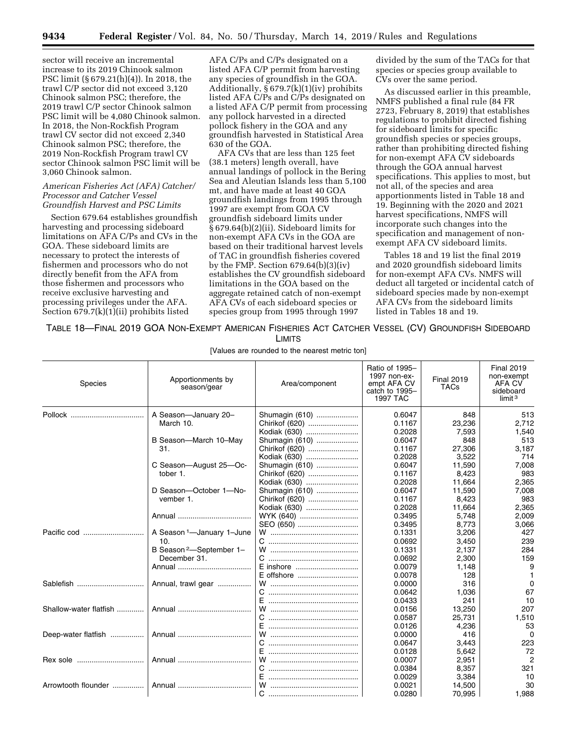sector will receive an incremental increase to its 2019 Chinook salmon PSC limit (§ 679.21(h)(4)). In 2018, the trawl C/P sector did not exceed 3,120 Chinook salmon PSC; therefore, the 2019 trawl C/P sector Chinook salmon PSC limit will be 4,080 Chinook salmon. In 2018, the Non-Rockfish Program trawl CV sector did not exceed 2,340 Chinook salmon PSC; therefore, the 2019 Non-Rockfish Program trawl CV sector Chinook salmon PSC limit will be 3,060 Chinook salmon.

### *American Fisheries Act (AFA) Catcher/Processor and Catcher Vessel Groundfish Harvest and PSC Limits*

Section 679.64 establishes groundfish harvesting and processing sideboard limitations on AFA C/Ps and CVs in the GOA. These sideboard limits are necessary to protect the interests of fishermen and processors who do not directly benefit from the AFA from those fishermen and processors who receive exclusive harvesting and processing privileges under the AFA. Section 679.7(k)(1)(ii) prohibits listed AFA C/Ps and C/Ps designated on a listed AFA C/P permit from harvesting any species of groundfish in the GOA. Additionally, § 679.7(k)(1)(iv) prohibits listed AFA C/Ps and C/Ps designated on a listed AFA C/P permit from processing any pollock harvested in a directed pollock fishery in the GOA and any groundfish harvested in Statistical Area 630 of the GOA.

AFA CVs that are less than 125 feet (38.1 meters) length overall, have annual landings of pollock in the Bering Sea and Aleutian Islands less than 5,100 mt, and have made at least 40 GOA groundfish landings from 1995 through 1997 are exempt from GOA CV groundfish sideboard limits under § 679.64(b)(2)(ii). Sideboard limits for non-exempt AFA CVs in the GOA are based on their traditional harvest levels of TAC in groundfish fisheries covered by the FMP. Section 679.64(b)(3)(iv) establishes the CV groundfish sideboard limitations in the GOA based on the aggregate retained catch of non-exempt AFA CVs of each sideboard species or species group from 1995 through 1997 divided by the sum of the TACs for that species or species group available to CVs over the same period.

As discussed earlier in this preamble, NMFS published a final rule (84 FR 2723, February 8, 2019) that establishes regulations to prohibit directed fishing for sideboard limits for specific groundfish species or species groups, rather than prohibiting directed fishing for non-exempt AFA CV sideboards through the GOA annual harvest specifications. This applies to most, but not all, of the species and area apportionments listed in Table 18 and 19. Beginning with the 2020 and 2021 harvest specifications, NMFS will incorporate such changes into the specification and management of non-exempt AFA CV sideboard limits.

Tables 18 and 19 list the final 2019 and 2020 groundfish sideboard limits for non-exempt AFA CVs. NMFS will deduct all targeted or incidental catch of sideboard species made by non-exempt AFA CVs from the sideboard limits listed in Tables 18 and 19.

TABLE 18—FINAL 2019 GOA NON-EXEMPT AMERICAN FISHERIES ACT CATCHER VESSEL (CV) GROUNDFISH SIDEBOARD LIMITS

[Values are rounded to the nearest metric ton]

| Species | Apportionments by season/gear | Area/component | Ratio of 1995–1997 non-exempt AFA CV catch to 1995–1997 TAC | Final 2019 TACs | Final 2019 non-exempt AFA CV sideboard limit [3] |
|---|---|---|---|---|---|
| Pollock | A Season—January 20–March 10. | Shumagin (610) | 0.6047 | 848 | 513 |
| | | Chirikof (620) | 0.1167 | 23,236 | 2,712 |
| | | Kodiak (630) | 0.2028 | 7,593 | 1,540 |
| | B Season—March 10–May 31. | Shumagin (610) | 0.6047 | 848 | 513 |
| | | Chirikof (620) | 0.1167 | 27,306 | 3,187 |
| | | Kodiak (630) | 0.2028 | 3,522 | 714 |
| | C Season—August 25—October 1. | Shumagin (610) | 0.6047 | 11,590 | 7,008 |
| | | Chirikof (620) | 0.1167 | 8,423 | 983 |
| | | Kodiak (630) | 0.2028 | 11,664 | 2,365 |
| | D Season—October 1—November 1. | Shumagin (610) | 0.6047 | 11,590 | 7,008 |
| | | Chirikof (620) | 0.1167 | 8,423 | 983 |
| | | Kodiak (630) | 0.2028 | 11,664 | 2,365 |
| | Annual | WYK (640) | 0.3495 | 5,748 | 2,009 |
| | | SEO (650) | 0.3495 | 8,773 | 3,066 |
| Pacific cod | A Season [1]—January 1–June 10. | W | 0.1331 | 3,206 | 427 |
| | | C | 0.0692 | 3,450 | 239 |
| | B Season [2]—September 1–December 31. | W | 0.1331 | 2,137 | 284 |
| | | C | 0.0692 | 2,300 | 159 |
| | Annual | E inshore | 0.0079 | 1,148 | 9 |
| | | E offshore | 0.0078 | 128 | 1 |
| Sablefish | Annual, trawl gear | W | 0.0000 | 316 | 0 |
| | | C | 0.0642 | 1,036 | 67 |
| | | E | 0.0433 | 241 | 10 |
| Shallow-water flatfish | Annual | W | 0.0156 | 13,250 | 207 |
| | | C | 0.0587 | 25,731 | 1,510 |
| | | E | 0.0126 | 4,236 | 53 |
| Deep-water flatfish | Annual | W | 0.0000 | 416 | 0 |
| | | C | 0.0647 | 3,443 | 223 |
| | | E | 0.0128 | 5,642 | 72 |
| Rex sole | Annual | W | 0.0007 | 2,951 | 2 |
| | | C | 0.0384 | 8,357 | 321 |
| | | E | 0.0029 | 3,384 | 10 |
| Arrowtooth flounder | Annual | W | 0.0021 | 14,500 | 30 |
| | | C | 0.0280 | 70,995 | 1,988 |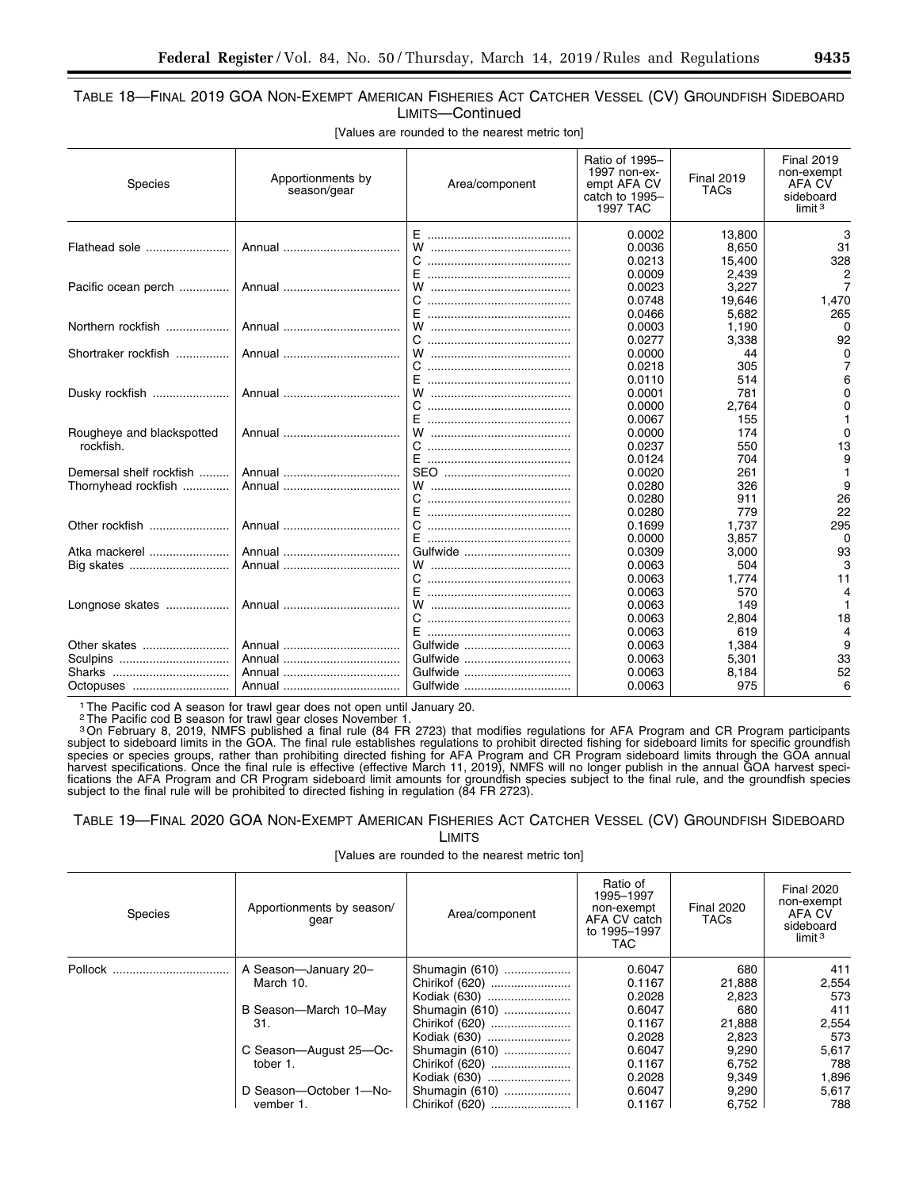TABLE 18—FINAL 2019 GOA NON-EXEMPT AMERICAN FISHERIES ACT CATCHER VESSEL (CV) GROUNDFISH SIDEBOARD LIMITS—Continued

[Values are rounded to the nearest metric ton]

| Species | Apportionments by season/gear | Area/component | Ratio of 1995–1997 non-exempt AFA CV catch to 1995–1997 TAC | Final 2019 TACs | Final 2019 non-exempt AFA CV sideboard limit [3] |
|---|---|---|---|---|---|
| | | E | 0.0002 | 13,800 | 3 |
| Flathead sole | Annual | W | 0.0036 | 8,650 | 31 |
| | | C | 0.0213 | 15,400 | 328 |
| | | E | 0.0009 | 2,439 | 2 |
| Pacific ocean perch | Annual | W | 0.0023 | 3,227 | 7 |
| | | C | 0.0748 | 19,646 | 1,470 |
| | | E | 0.0466 | 5,682 | 265 |
| Northern rockfish | Annual | W | 0.0003 | 1,190 | 0 |
| | | C | 0.0277 | 3,338 | 92 |
| Shortraker rockfish | Annual | W | 0.0000 | 44 | 0 |
| | | C | 0.0218 | 305 | 7 |
| | | E | 0.0110 | 514 | 6 |
| Dusky rockfish | Annual | W | 0.0001 | 781 | 0 |
| | | C | 0.0000 | 2,764 | 0 |
| | | E | 0.0067 | 155 | 1 |
| Rougheye and blackspotted rockfish. | Annual | W | 0.0000 | 174 | 0 |
| | | C | 0.0237 | 550 | 13 |
| | | E | 0.0124 | 704 | 9 |
| Demersal shelf rockfish | Annual | SEO | 0.0020 | 261 | 1 |
| Thornyhead rockfish | Annual | W | 0.0280 | 326 | 9 |
| | | C | 0.0280 | 911 | 26 |
| | | E | 0.0280 | 779 | 22 |
| Other rockfish | Annual | C | 0.1699 | 1,737 | 295 |
| | | E | 0.0000 | 3,857 | 0 |
| Atka mackerel | Annual | Gulfwide | 0.0309 | 3,000 | 93 |
| Big skates | Annual | W | 0.0063 | 504 | 3 |
| | | C | 0.0063 | 1,774 | 11 |
| | | E | 0.0063 | 570 | 4 |
| Longnose skates | Annual | W | 0.0063 | 149 | 1 |
| | | C | 0.0063 | 2,804 | 18 |
| | | E | 0.0063 | 619 | 4 |
| Other skates | Annual | Gulfwide | 0.0063 | 1,384 | 9 |
| Sculpins | Annual | Gulfwide | 0.0063 | 5,301 | 33 |
| Sharks | Annual | Gulfwide | 0.0063 | 8,184 | 52 |
| Octopuses | Annual | Gulfwide | 0.0063 | 975 | 6 |

[1] The Pacific cod A season for trawl gear does not open until January 20.

[2] The Pacific cod B season for trawl gear closes November 1.

[3] On February 8, 2019, NMFS published a final rule (84 FR 2723) that modifies regulations for AFA Program and CR Program participants subject to sideboard limits in the GOA. The final rule establishes regulations to prohibit directed fishing for sideboard limits for specific groundfish species or species groups, rather than prohibiting directed fishing for AFA Program and CR Program sideboard limits through the GOA annual harvest specifications. Once the final rule is effective (effective March 11, 2019), NMFS will no longer publish in the annual GOA harvest specifications the AFA Program and CR Program sideboard limit amounts for groundfish species subject to the final rule, and the groundfish species subject to the final rule will be prohibited to directed fishing in regulation (84 FR 2723).

TABLE 19—FINAL 2020 GOA NON-EXEMPT AMERICAN FISHERIES ACT CATCHER VESSEL (CV) GROUNDFISH SIDEBOARD LIMITS

[Values are rounded to the nearest metric ton]

| Species | Apportionments by season/gear | Area/component | Ratio of 1995–1997 non-exempt AFA CV catch to 1995–1997 TAC | Final 2020 TACs | Final 2020 non-exempt AFA CV sideboard limit [3] |
|---|---|---|---|---|---|
| Pollock | A Season—January 20–March 10. | Shumagin (610) | 0.6047 | 680 | 411 |
| | | Chirikof (620) | 0.1167 | 21,888 | 2,554 |
| | | Kodiak (630) | 0.2028 | 2,823 | 573 |
| | B Season—March 10–May 31. | Shumagin (610) | 0.6047 | 680 | 411 |
| | | Chirikof (620) | 0.1167 | 21,888 | 2,554 |
| | | Kodiak (630) | 0.2028 | 2,823 | 573 |
| | C Season—August 25—October 1. | Shumagin (610) | 0.6047 | 9,290 | 5,617 |
| | | Chirikof (620) | 0.1167 | 6,752 | 788 |
| | | Kodiak (630) | 0.2028 | 9,349 | 1,896 |
| | D Season—October 1—November 1. | Shumagin (610) | 0.6047 | 9,290 | 5,617 |
| | | Chirikof (620) | 0.1167 | 6,752 | 788 |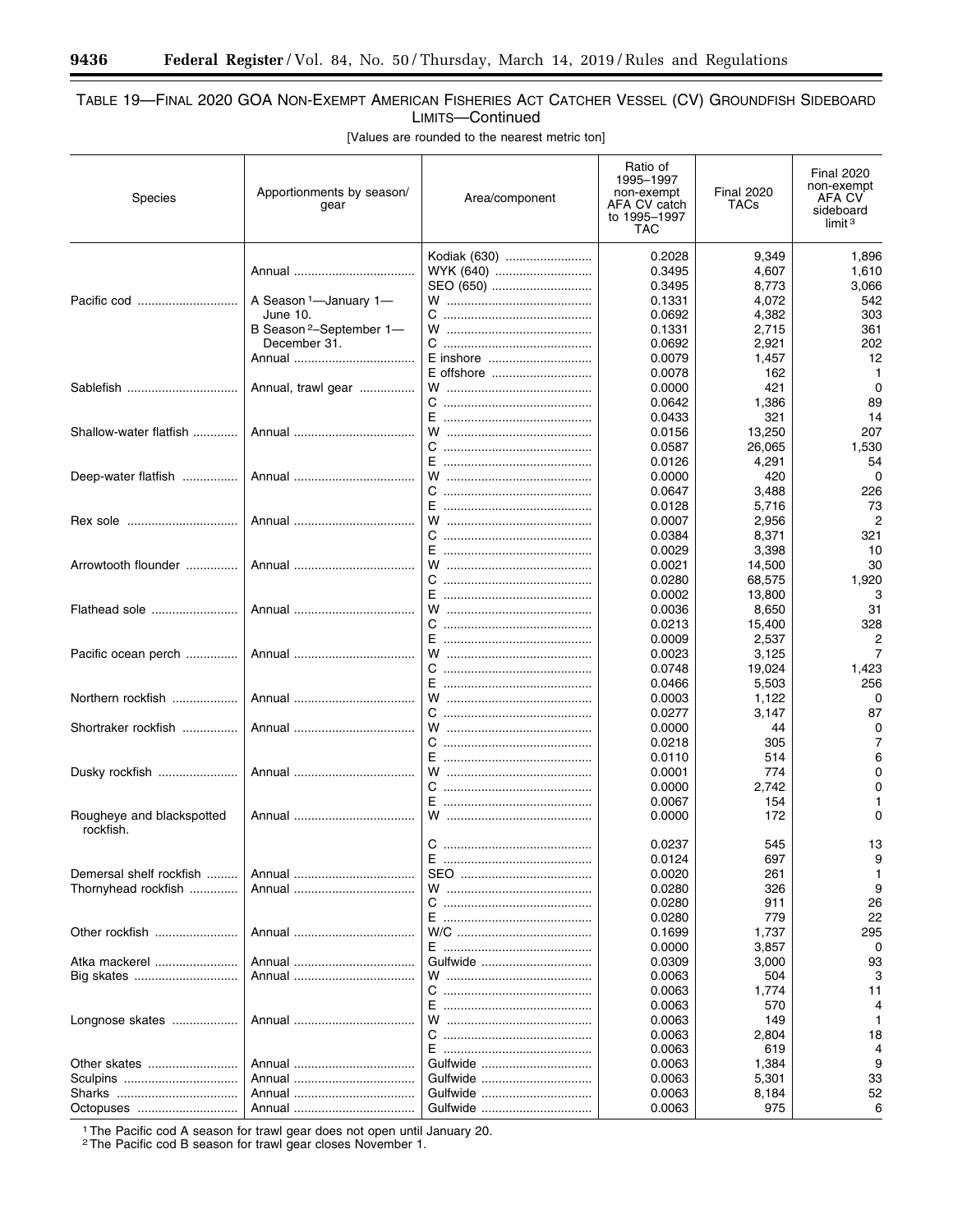TABLE 19—FINAL 2020 GOA NON-EXEMPT AMERICAN FISHERIES ACT CATCHER VESSEL (CV) GROUNDFISH SIDEBOARD LIMITS—Continued

[Values are rounded to the nearest metric ton]

| Species | Apportionments by season/gear | Area/component | Ratio of 1995–1997 non-exempt AFA CV catch to 1995–1997 TAC | Final 2020 TACs | Final 2020 non-exempt AFA CV sideboard limit [3] |
|---|---|---|---|---|---|
| | | Kodiak (630) | 0.2028 | 9,349 | 1,896 |
| | Annual | WYK (640) | 0.3495 | 4,607 | 1,610 |
| | | SEO (650) | 0.3495 | 8,773 | 3,066 |
| Pacific cod | A Season [1]—January 1—June 10. | W | 0.1331 | 4,072 | 542 |
| | | C | 0.0692 | 4,382 | 303 |
| | B Season [2]–September 1—December 31. | W | 0.1331 | 2,715 | 361 |
| | | C | 0.0692 | 2,921 | 202 |
| | Annual | E inshore | 0.0079 | 1,457 | 12 |
| | | E offshore | 0.0078 | 162 | 1 |
| Sablefish | Annual, trawl gear | W | 0.0000 | 421 | 0 |
| | | C | 0.0642 | 1,386 | 89 |
| | | E | 0.0433 | 321 | 14 |
| Shallow-water flatfish | Annual | W | 0.0156 | 13,250 | 207 |
| | | C | 0.0587 | 26,065 | 1,530 |
| | | E | 0.0126 | 4,291 | 54 |
| Deep-water flatfish | Annual | W | 0.0000 | 420 | 0 |
| | | C | 0.0647 | 3,488 | 226 |
| | | E | 0.0128 | 5,716 | 73 |
| Rex sole | Annual | W | 0.0007 | 2,956 | 2 |
| | | C | 0.0384 | 8,371 | 321 |
| | | E | 0.0029 | 3,398 | 10 |
| Arrowtooth flounder | Annual | W | 0.0021 | 14,500 | 30 |
| | | C | 0.0280 | 68,575 | 1,920 |
| | | E | 0.0002 | 13,800 | 3 |
| Flathead sole | Annual | W | 0.0036 | 8,650 | 31 |
| | | C | 0.0213 | 15,400 | 328 |
| | | E | 0.0009 | 2,537 | 2 |
| Pacific ocean perch | Annual | W | 0.0023 | 3,125 | 7 |
| | | C | 0.0748 | 19,024 | 1,423 |
| | | E | 0.0466 | 5,503 | 256 |
| Northern rockfish | Annual | W | 0.0003 | 1,122 | 0 |
| | | C | 0.0277 | 3,147 | 87 |
| Shortraker rockfish | Annual | W | 0.0000 | 44 | 0 |
| | | C | 0.0218 | 305 | 7 |
| | | E | 0.0110 | 514 | 6 |
| Dusky rockfish | Annual | W | 0.0001 | 774 | 0 |
| | | C | 0.0000 | 2,742 | 0 |
| | | E | 0.0067 | 154 | 1 |
| Rougheye and blackspotted rockfish. | Annual | W | 0.0000 | 172 | 0 |
| | | C | 0.0237 | 545 | 13 |
| | | E | 0.0124 | 697 | 9 |
| Demersal shelf rockfish | Annual | SEO | 0.0020 | 261 | 1 |
| Thornyhead rockfish | Annual | W | 0.0280 | 326 | 9 |
| | | C | 0.0280 | 911 | 26 |
| | | E | 0.0280 | 779 | 22 |
| Other rockfish | Annual | W/C | 0.1699 | 1,737 | 295 |
| | | E | 0.0000 | 3,857 | 0 |
| Atka mackerel | Annual | Gulfwide | 0.0309 | 3,000 | 93 |
| Big skates | Annual | W | 0.0063 | 504 | 3 |
| | | C | 0.0063 | 1,774 | 11 |
| | | E | 0.0063 | 570 | 4 |
| Longnose skates | Annual | W | 0.0063 | 149 | 1 |
| | | C | 0.0063 | 2,804 | 18 |
| | | E | 0.0063 | 619 | 4 |
| Other skates | Annual | Gulfwide | 0.0063 | 1,384 | 9 |
| Sculpins | Annual | Gulfwide | 0.0063 | 5,301 | 33 |
| Sharks | Annual | Gulfwide | 0.0063 | 8,184 | 52 |
| Octopuses | Annual | Gulfwide | 0.0063 | 975 | 6 |

[1] The Pacific cod A season for trawl gear does not open until January 20.

[2] The Pacific cod B season for trawl gear closes November 1.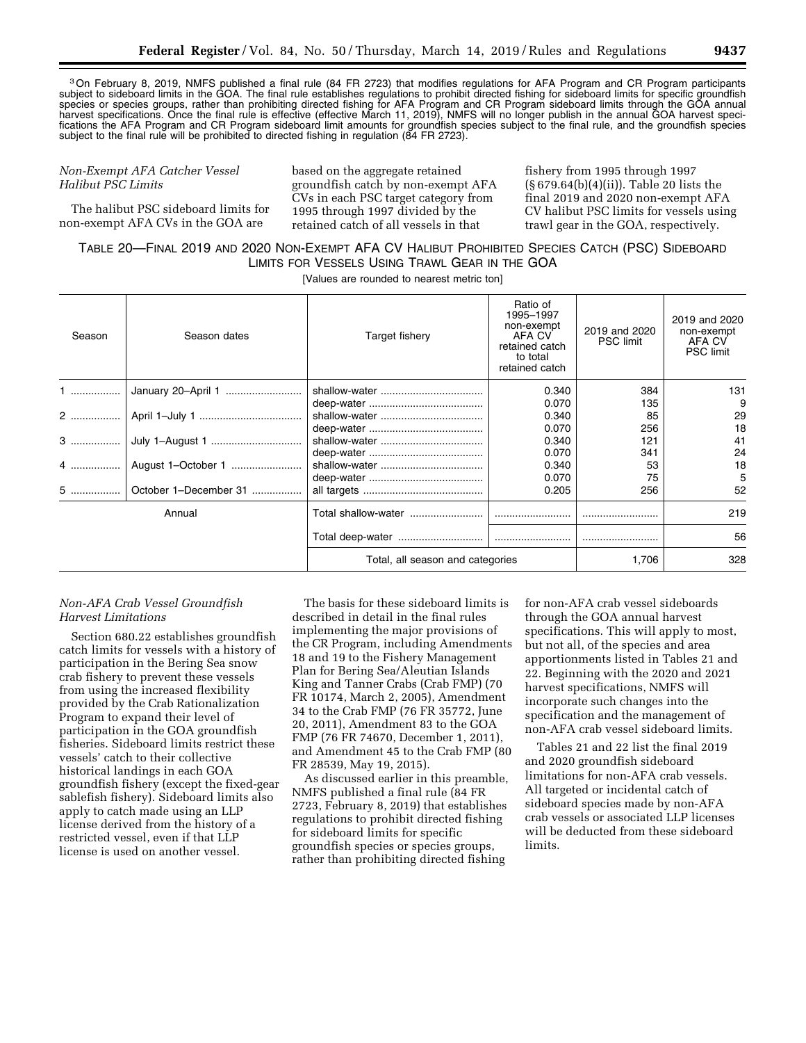[3] On February 8, 2019, NMFS published a final rule (84 FR 2723) that modifies regulations for AFA Program and CR Program participants subject to sideboard limits in the GOA. The final rule establishes regulations to prohibit directed fishing for sideboard limits for specific groundfish species or species groups, rather than prohibiting directed fishing for AFA Program and CR Program sideboard limits through the GOA annual harvest specifications. Once the final rule is effective (effective March 11, 2019), NMFS will no longer publish in the annual GOA harvest specifications the AFA Program and CR Program sideboard limit amounts for groundfish species subject to the final rule, and the groundfish species subject to the final rule will be prohibited to directed fishing in regulation (84 FR 2723).

*Non-Exempt AFA Catcher Vessel Halibut PSC Limits*

The halibut PSC sideboard limits for non-exempt AFA CVs in the GOA are based on the aggregate retained groundfish catch by non-exempt AFA CVs in each PSC target category from 1995 through 1997 divided by the retained catch of all vessels in that fishery from 1995 through 1997 (§ 679.64(b)(4)(ii)). Table 20 lists the final 2019 and 2020 non-exempt AFA CV halibut PSC limits for vessels using trawl gear in the GOA, respectively.

TABLE 20—FINAL 2019 AND 2020 NON-EXEMPT AFA CV HALIBUT PROHIBITED SPECIES CATCH (PSC) SIDEBOARD LIMITS FOR VESSELS USING TRAWL GEAR IN THE GOA

[Values are rounded to nearest metric ton]

| Season | Season dates | Target fishery | Ratio of 1995–1997 non-exempt AFA CV retained catch to total retained catch | 2019 and 2020 PSC limit | 2019 and 2020 non-exempt AFA CV PSC limit |
|---|---|---|---|---|---|
| 1 | January 20–April 1 | shallow-water | 0.340 | 384 | 131 |
| | | deep-water | 0.070 | 135 | 9 |
| 2 | April 1–July 1 | shallow-water | 0.340 | 85 | 29 |
| | | deep-water | 0.070 | 256 | 18 |
| 3 | July 1–August 1 | shallow-water | 0.340 | 121 | 41 |
| | | deep-water | 0.070 | 341 | 24 |
| 4 | August 1–October 1 | shallow-water | 0.340 | 53 | 18 |
| | | deep-water | 0.070 | 75 | 5 |
| 5 | October 1–December 31 | all targets | 0.205 | 256 | 52 |
| Annual | | Total shallow-water | | | 219 |
| | | Total deep-water | | | 56 |
| | | Total, all season and categories | | 1,706 | 328 |

*Non-AFA Crab Vessel Groundfish Harvest Limitations*

Section 680.22 establishes groundfish catch limits for vessels with a history of participation in the Bering Sea snow crab fishery to prevent these vessels from using the increased flexibility provided by the Crab Rationalization Program to expand their level of participation in the GOA groundfish fisheries. Sideboard limits restrict these vessels' catch to their collective historical landings in each GOA groundfish fishery (except the fixed-gear sablefish fishery). Sideboard limits also apply to catch made using an LLP license derived from the history of a restricted vessel, even if that LLP license is used on another vessel.

The basis for these sideboard limits is described in detail in the final rules implementing the major provisions of the CR Program, including Amendments 18 and 19 to the Fishery Management Plan for Bering Sea/Aleutian Islands King and Tanner Crabs (Crab FMP) (70 FR 10174, March 2, 2005), Amendment 34 to the Crab FMP (76 FR 35772, June 20, 2011), Amendment 83 to the GOA FMP (76 FR 74670, December 1, 2011), and Amendment 45 to the Crab FMP (80 FR 28539, May 19, 2015).

As discussed earlier in this preamble, NMFS published a final rule (84 FR 2723, February 8, 2019) that establishes regulations to prohibit directed fishing for sideboard limits for specific groundfish species or species groups, rather than prohibiting directed fishing for non-AFA crab vessel sideboards through the GOA annual harvest specifications. This will apply to most, but not all, of the species and area apportionments listed in Tables 21 and 22. Beginning with the 2020 and 2021 harvest specifications, NMFS will incorporate such changes into the specification and the management of non-AFA crab vessel sideboard limits.

Tables 21 and 22 list the final 2019 and 2020 groundfish sideboard limitations for non-AFA crab vessels. All targeted or incidental catch of sideboard species made by non-AFA crab vessels or associated LLP licenses will be deducted from these sideboard limits.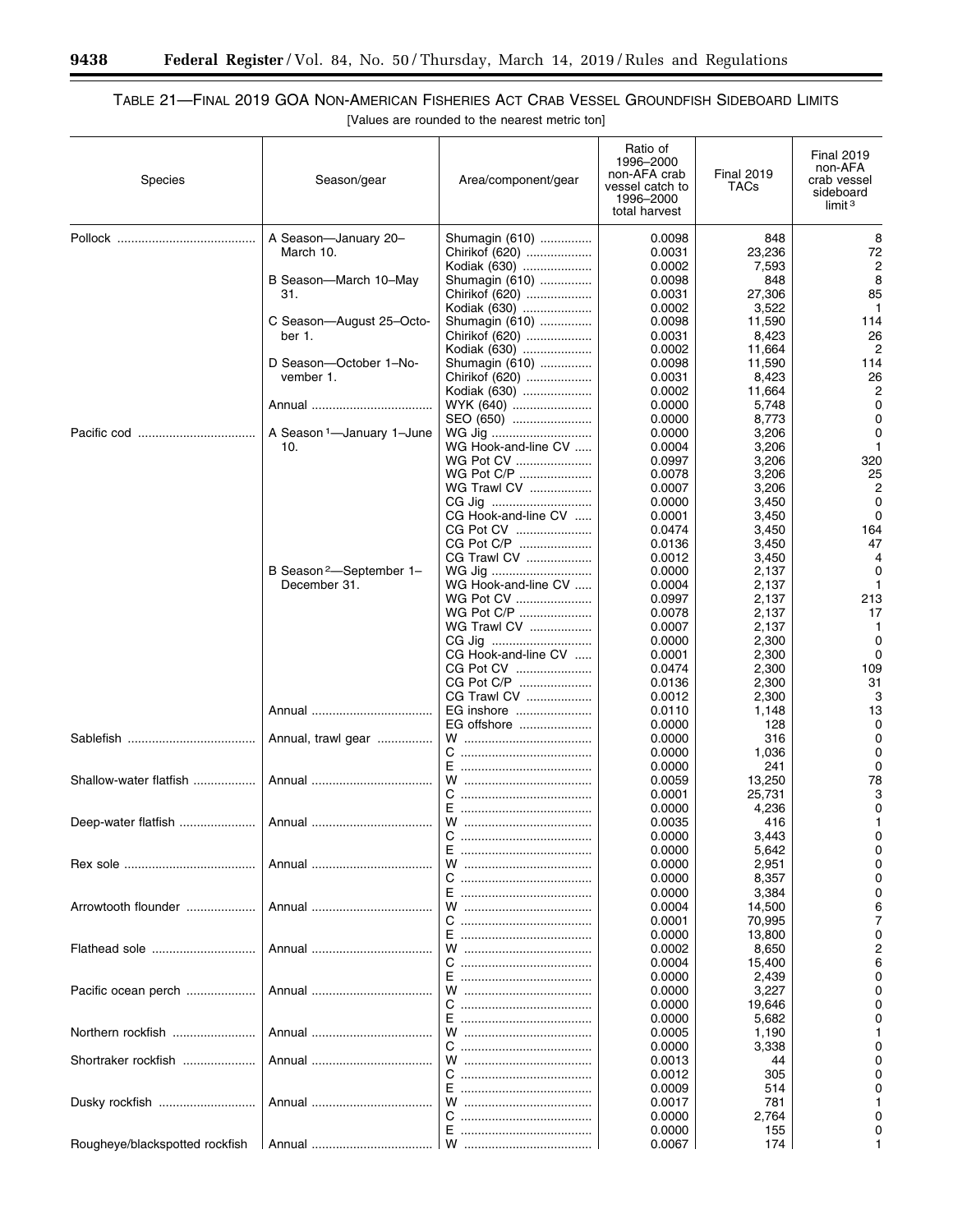### TABLE 21—FINAL 2019 GOA NON-AMERICAN FISHERIES ACT CRAB VESSEL GROUNDFISH SIDEBOARD LIMITS

[Values are rounded to the nearest metric ton]

| Species | Season/gear | Area/component/gear | Ratio of 1996–2000 non-AFA crab vessel catch to 1996–2000 total harvest | Final 2019 TACs | Final 2019 non-AFA crab vessel sideboard limit[3] |
|---|---|---|---|---|---|
| Pollock | A Season—January 20–March 10. | Shumagin (610) | 0.0098 | 848 | 8 |
| | | Chirikof (620) | 0.0031 | 23,236 | 72 |
| | | Kodiak (630) | 0.0002 | 7,593 | 2 |
| | B Season—March 10–May 31. | Shumagin (610) | 0.0098 | 848 | 8 |
| | | Chirikof (620) | 0.0031 | 27,306 | 85 |
| | | Kodiak (630) | 0.0002 | 3,522 | 1 |
| | C Season—August 25–October 1. | Shumagin (610) | 0.0098 | 11,590 | 114 |
| | | Chirikof (620) | 0.0031 | 8,423 | 26 |
| | | Kodiak (630) | 0.0002 | 11,664 | 2 |
| | D Season—October 1–November 1. | Shumagin (610) | 0.0098 | 11,590 | 114 |
| | | Chirikof (620) | 0.0031 | 8,423 | 26 |
| | | Kodiak (630) | 0.0002 | 11,664 | 2 |
| | Annual | WYK (640) | 0.0000 | 5,748 | 0 |
| | | SEO (650) | 0.0000 | 8,773 | 0 |
| Pacific cod | A Season[1]—January 1–June 10. | WG Jig | 0.0000 | 3,206 | 0 |
| | | WG Hook-and-line CV | 0.0004 | 3,206 | 1 |
| | | WG Pot CV | 0.0997 | 3,206 | 320 |
| | | WG Pot C/P | 0.0078 | 3,206 | 25 |
| | | WG Trawl CV | 0.0007 | 3,206 | 2 |
| | | CG Jig | 0.0000 | 3,450 | 0 |
| | | CG Hook-and-line CV | 0.0001 | 3,450 | 0 |
| | | CG Pot CV | 0.0474 | 3,450 | 164 |
| | | CG Pot C/P | 0.0136 | 3,450 | 47 |
| | | CG Trawl CV | 0.0012 | 3,450 | 4 |
| | B Season[2]—September 1–December 31. | WG Jig | 0.0000 | 2,137 | 0 |
| | | WG Hook-and-line CV | 0.0004 | 2,137 | 1 |
| | | WG Pot CV | 0.0997 | 2,137 | 213 |
| | | WG Pot C/P | 0.0078 | 2,137 | 17 |
| | | WG Trawl CV | 0.0007 | 2,137 | 1 |
| | | CG Jig | 0.0000 | 2,300 | 0 |
| | | CG Hook-and-line CV | 0.0001 | 2,300 | 0 |
| | | CG Pot CV | 0.0474 | 2,300 | 109 |
| | | CG Pot C/P | 0.0136 | 2,300 | 31 |
| | | CG Trawl CV | 0.0012 | 2,300 | 3 |
| | Annual | EG inshore | 0.0110 | 1,148 | 13 |
| | | EG offshore | 0.0000 | 128 | 0 |
| Sablefish | Annual, trawl gear | W | 0.0000 | 316 | 0 |
| | | C | 0.0000 | 1,036 | 0 |
| | | E | 0.0000 | 241 | 0 |
| Shallow-water flatfish | Annual | W | 0.0059 | 13,250 | 78 |
| | | C | 0.0001 | 25,731 | 3 |
| | | E | 0.0000 | 4,236 | 0 |
| Deep-water flatfish | Annual | W | 0.0035 | 416 | 1 |
| | | C | 0.0000 | 3,443 | 0 |
| | | E | 0.0000 | 5,642 | 0 |
| Rex sole | Annual | W | 0.0000 | 2,951 | 0 |
| | | C | 0.0000 | 8,357 | 0 |
| | | E | 0.0000 | 3,384 | 0 |
| Arrowtooth flounder | Annual | W | 0.0004 | 14,500 | 6 |
| | | C | 0.0001 | 70,995 | 7 |
| | | E | 0.0000 | 13,800 | 0 |
| Flathead sole | Annual | W | 0.0002 | 8,650 | 2 |
| | | C | 0.0004 | 15,400 | 6 |
| | | E | 0.0000 | 2,439 | 0 |
| Pacific ocean perch | Annual | W | 0.0000 | 3,227 | 0 |
| | | C | 0.0000 | 19,646 | 0 |
| | | E | 0.0000 | 5,682 | 0 |
| Northern rockfish | Annual | W | 0.0005 | 1,190 | 1 |
| | | C | 0.0000 | 3,338 | 0 |
| Shortraker rockfish | Annual | W | 0.0013 | 44 | 0 |
| | | C | 0.0012 | 305 | 0 |
| | | E | 0.0009 | 514 | 0 |
| Dusky rockfish | Annual | W | 0.0017 | 781 | 1 |
| | | C | 0.0000 | 2,764 | 0 |
| | | E | 0.0000 | 155 | 0 |
| Rougheye/blackspotted rockfish | Annual | W | 0.0067 | 174 | 1 |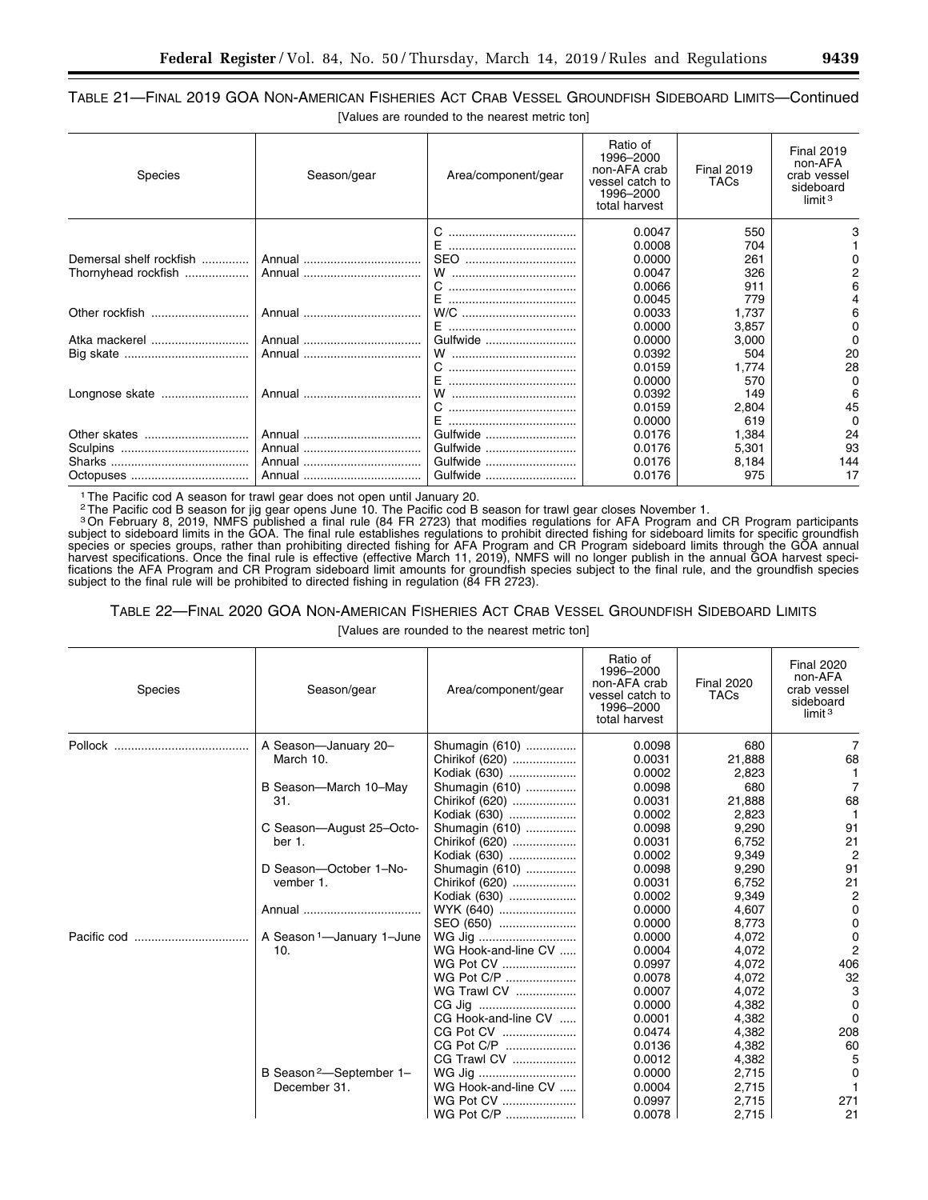TABLE 21—FINAL 2019 GOA NON-AMERICAN FISHERIES ACT CRAB VESSEL GROUNDFISH SIDEBOARD LIMITS—Continued

[Values are rounded to the nearest metric ton]

| Species | Season/gear | Area/component/gear | Ratio of 1996–2000 non-AFA crab vessel catch to 1996–2000 total harvest | Final 2019 TACs | Final 2019 non-AFA crab vessel sideboard limit [3] |
|---|---|---|---|---|---|
| | | C | 0.0047 | 550 | 3 |
| | | E | 0.0008 | 704 | 1 |
| Demersal shelf rockfish | Annual | SEO | 0.0000 | 261 | 0 |
| Thornyhead rockfish | Annual | W | 0.0047 | 326 | 2 |
| | | C | 0.0066 | 911 | 6 |
| | | E | 0.0045 | 779 | 4 |
| Other rockfish | Annual | W/C | 0.0033 | 1,737 | 6 |
| | | E | 0.0000 | 3,857 | 0 |
| Atka mackerel | Annual | Gulfwide | 0.0000 | 3,000 | 0 |
| Big skate | Annual | W | 0.0392 | 504 | 20 |
| | | C | 0.0159 | 1,774 | 28 |
| | | E | 0.0000 | 570 | 0 |
| Longnose skate | Annual | W | 0.0392 | 149 | 6 |
| | | C | 0.0159 | 2,804 | 45 |
| | | E | 0.0000 | 619 | 0 |
| Other skates | Annual | Gulfwide | 0.0176 | 1,384 | 24 |
| Sculpins | Annual | Gulfwide | 0.0176 | 5,301 | 93 |
| Sharks | Annual | Gulfwide | 0.0176 | 8,184 | 144 |
| Octopuses | Annual | Gulfwide | 0.0176 | 975 | 17 |

[1] The Pacific cod A season for trawl gear does not open until January 20.

[2] The Pacific cod B season for jig gear opens June 10. The Pacific cod B season for trawl gear closes November 1.

[3] On February 8, 2019, NMFS published a final rule (84 FR 2723) that modifies regulations for AFA Program and CR Program participants subject to sideboard limits in the GOA. The final rule establishes regulations to prohibit directed fishing for sideboard limits for specific groundfish species or species groups, rather than prohibiting directed fishing for AFA Program and CR Program sideboard limits through the GOA annual harvest specifications. Once the final rule is effective (effective March 11, 2019), NMFS will no longer publish in the annual GOA harvest specifications the AFA Program and CR Program sideboard limit amounts for groundfish species subject to the final rule, and the groundfish species subject to the final rule will be prohibited to directed fishing in regulation (84 FR 2723).

TABLE 22—FINAL 2020 GOA NON-AMERICAN FISHERIES ACT CRAB VESSEL GROUNDFISH SIDEBOARD LIMITS

[Values are rounded to the nearest metric ton]

| Species | Season/gear | Area/component/gear | Ratio of 1996–2000 non-AFA crab vessel catch to 1996–2000 total harvest | Final 2020 TACs | Final 2020 non-AFA crab vessel sideboard limit [3] |
|---|---|---|---|---|---|
| Pollock | A Season—January 20–March 10. | Shumagin (610) | 0.0098 | 680 | 7 |
| | | Chirikof (620) | 0.0031 | 21,888 | 68 |
| | | Kodiak (630) | 0.0002 | 2,823 | 1 |
| | B Season—March 10–May 31. | Shumagin (610) | 0.0098 | 680 | 7 |
| | | Chirikof (620) | 0.0031 | 21,888 | 68 |
| | | Kodiak (630) | 0.0002 | 2,823 | 1 |
| | C Season—August 25–October 1. | Shumagin (610) | 0.0098 | 9,290 | 91 |
| | | Chirikof (620) | 0.0031 | 6,752 | 21 |
| | | Kodiak (630) | 0.0002 | 9,349 | 2 |
| | D Season—October 1–November 1. | Shumagin (610) | 0.0098 | 9,290 | 91 |
| | | Chirikof (620) | 0.0031 | 6,752 | 21 |
| | | Kodiak (630) | 0.0002 | 9,349 | 2 |
| | Annual | WYK (640) | 0.0000 | 4,607 | 0 |
| | | SEO (650) | 0.0000 | 8,773 | 0 |
| Pacific cod | A Season [1]—January 1–June 10. | WG Jig | 0.0000 | 4,072 | 0 |
| | | WG Hook-and-line CV | 0.0004 | 4,072 | 2 |
| | | WG Pot CV | 0.0997 | 4,072 | 406 |
| | | WG Pot C/P | 0.0078 | 4,072 | 32 |
| | | WG Trawl CV | 0.0007 | 4,072 | 3 |
| | | CG Jig | 0.0000 | 4,382 | 0 |
| | | CG Hook-and-line CV | 0.0001 | 4,382 | 0 |
| | | CG Pot CV | 0.0474 | 4,382 | 208 |
| | | CG Pot C/P | 0.0136 | 4,382 | 60 |
| | | CG Trawl CV | 0.0012 | 4,382 | 5 |
| | B Season [2]—September 1–December 31. | WG Jig | 0.0000 | 2,715 | 0 |
| | | WG Hook-and-line CV | 0.0004 | 2,715 | 1 |
| | | WG Pot CV | 0.0997 | 2,715 | 271 |
| | | WG Pot C/P | 0.0078 | 2,715 | 21 |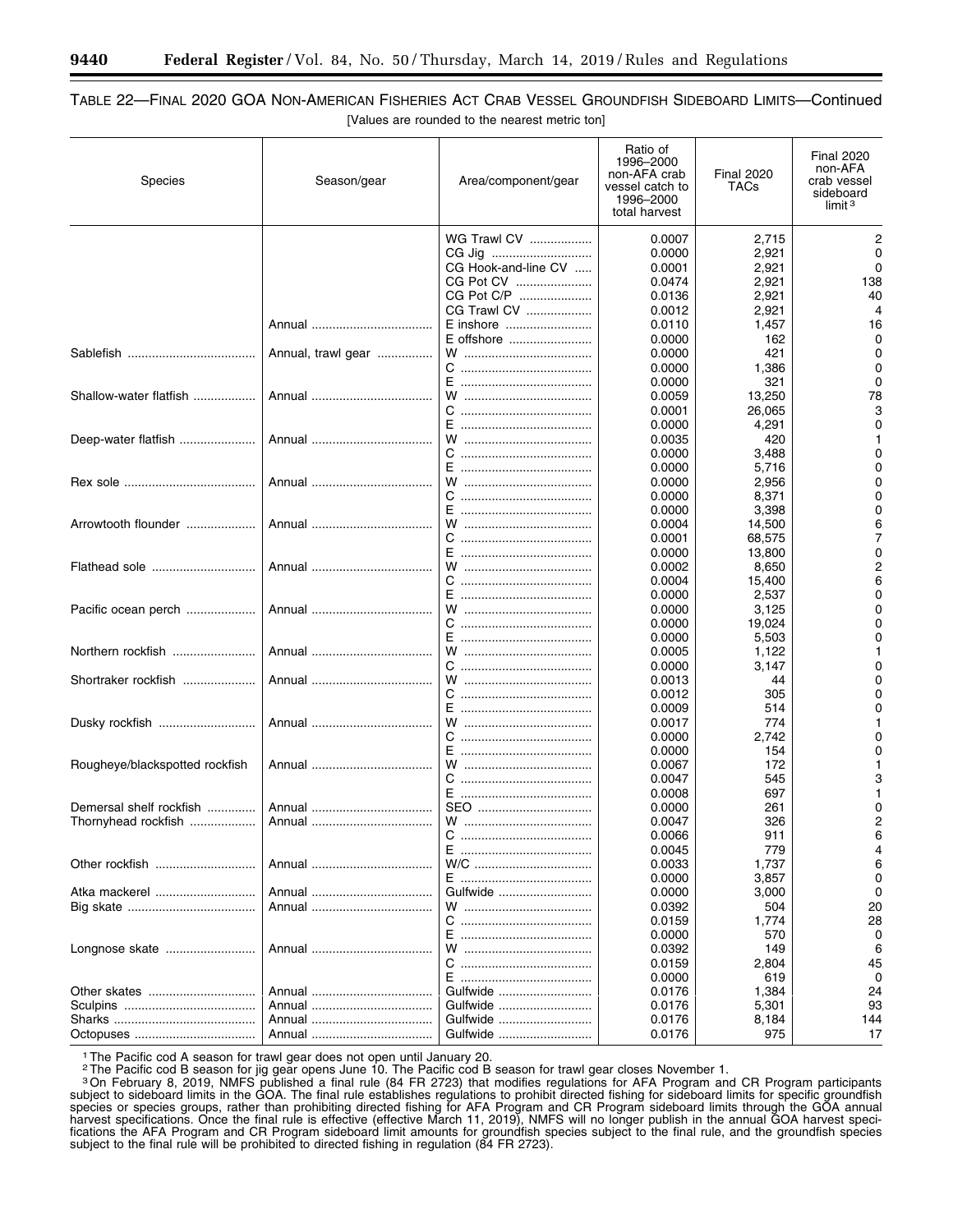TABLE 22—FINAL 2020 GOA NON-AMERICAN FISHERIES ACT CRAB VESSEL GROUNDFISH SIDEBOARD LIMITS—Continued

[Values are rounded to the nearest metric ton]

| Species | Season/gear | Area/component/gear | Ratio of 1996–2000 non-AFA crab vessel catch to 1996–2000 total harvest | Final 2020 TACs | Final 2020 non-AFA crab vessel sideboard limit [3] |
|---|---|---|---|---|---|
| | | WG Trawl CV | 0.0007 | 2,715 | 2 |
| | | CG Jig | 0.0000 | 2,921 | 0 |
| | | CG Hook-and-line CV | 0.0001 | 2,921 | 0 |
| | | CG Pot CV | 0.0474 | 2,921 | 138 |
| | | CG Pot C/P | 0.0136 | 2,921 | 40 |
| | | CG Trawl CV | 0.0012 | 2,921 | 4 |
| | Annual | E inshore | 0.0110 | 1,457 | 16 |
| | | E offshore | 0.0000 | 162 | 0 |
| Sablefish | Annual, trawl gear | W | 0.0000 | 421 | 0 |
| | | C | 0.0000 | 1,386 | 0 |
| | | E | 0.0000 | 321 | 0 |
| Shallow-water flatfish | Annual | W | 0.0059 | 13,250 | 78 |
| | | C | 0.0001 | 26,065 | 3 |
| | | E | 0.0000 | 4,291 | 0 |
| Deep-water flatfish | Annual | W | 0.0035 | 420 | 1 |
| | | C | 0.0000 | 3,488 | 0 |
| | | E | 0.0000 | 5,716 | 0 |
| Rex sole | Annual | W | 0.0000 | 2,956 | 0 |
| | | C | 0.0000 | 8,371 | 0 |
| | | E | 0.0000 | 3,398 | 0 |
| Arrowtooth flounder | Annual | W | 0.0004 | 14,500 | 6 |
| | | C | 0.0001 | 68,575 | 7 |
| | | E | 0.0000 | 13,800 | 0 |
| Flathead sole | Annual | W | 0.0002 | 8,650 | 2 |
| | | C | 0.0004 | 15,400 | 6 |
| | | E | 0.0000 | 2,537 | 0 |
| Pacific ocean perch | Annual | W | 0.0000 | 3,125 | 0 |
| | | C | 0.0000 | 19,024 | 0 |
| | | E | 0.0000 | 5,503 | 0 |
| Northern rockfish | Annual | W | 0.0005 | 1,122 | 1 |
| | | C | 0.0000 | 3,147 | 0 |
| Shortraker rockfish | Annual | W | 0.0013 | 44 | 0 |
| | | C | 0.0012 | 305 | 0 |
| | | E | 0.0009 | 514 | 0 |
| Dusky rockfish | Annual | W | 0.0017 | 774 | 1 |
| | | C | 0.0000 | 2,742 | 0 |
| | | E | 0.0000 | 154 | 0 |
| Rougheye/blackspotted rockfish | Annual | W | 0.0067 | 172 | 1 |
| | | C | 0.0047 | 545 | 3 |
| | | E | 0.0008 | 697 | 1 |
| Demersal shelf rockfish | Annual | SEO | 0.0000 | 261 | 0 |
| Thornyhead rockfish | Annual | W | 0.0047 | 326 | 2 |
| | | C | 0.0066 | 911 | 6 |
| | | E | 0.0045 | 779 | 4 |
| Other rockfish | Annual | W/C | 0.0033 | 1,737 | 6 |
| | | E | 0.0000 | 3,857 | 0 |
| Atka mackerel | Annual | Gulfwide | 0.0000 | 3,000 | 0 |
| Big skate | Annual | W | 0.0392 | 504 | 20 |
| | | C | 0.0159 | 1,774 | 28 |
| | | E | 0.0000 | 570 | 0 |
| Longnose skate | Annual | W | 0.0392 | 149 | 6 |
| | | C | 0.0159 | 2,804 | 45 |
| | | E | 0.0000 | 619 | 0 |
| Other skates | Annual | Gulfwide | 0.0176 | 1,384 | 24 |
| Sculpins | Annual | Gulfwide | 0.0176 | 5,301 | 93 |
| Sharks | Annual | Gulfwide | 0.0176 | 8,184 | 144 |
| Octopuses | Annual | Gulfwide | 0.0176 | 975 | 17 |

[1] The Pacific cod A season for trawl gear does not open until January 20.

[2] The Pacific cod B season for jig gear opens June 10. The Pacific cod B season for trawl gear closes November 1.

[3] On February 8, 2019, NMFS published a final rule (84 FR 2723) that modifies regulations for AFA Program and CR Program participants subject to sideboard limits in the GOA. The final rule establishes regulations to prohibit directed fishing for sideboard limits for specific groundfish species or species groups, rather than prohibiting directed fishing for AFA Program and CR Program sideboard limits through the GOA annual harvest specifications. Once the final rule is effective (effective March 11, 2019), NMFS will no longer publish in the annual GOA harvest specifications the AFA Program and CR Program sideboard limit amounts for groundfish species subject to the final rule, and the groundfish species subject to the final rule will be prohibited to directed fishing in regulation (84 FR 2723).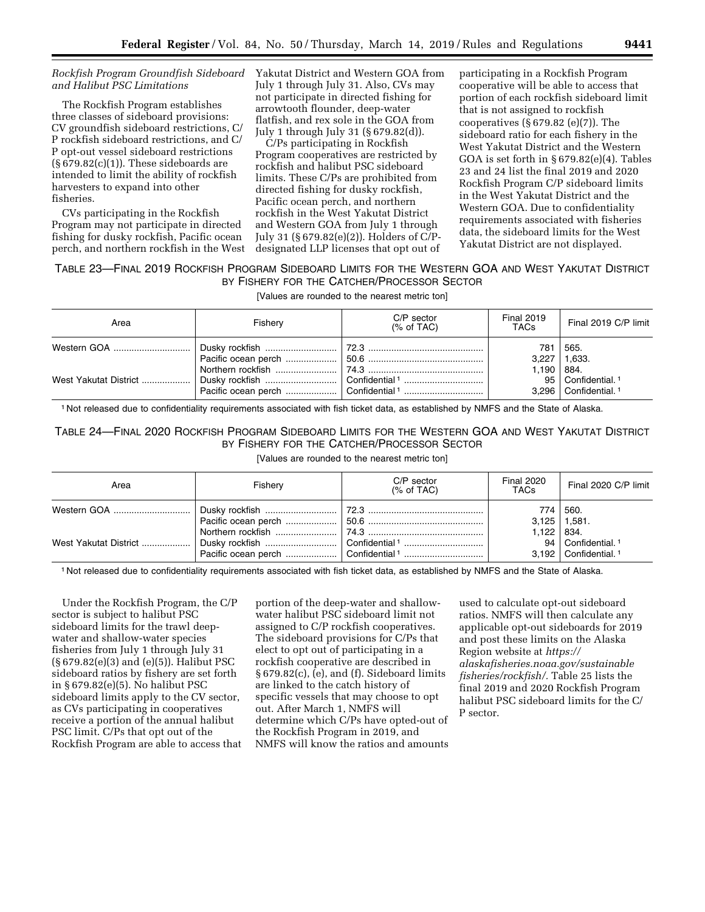*Rockfish Program Groundfish Sideboard and Halibut PSC Limitations*

The Rockfish Program establishes three classes of sideboard provisions: CV groundfish sideboard restrictions, C/P rockfish sideboard restrictions, and C/P opt-out vessel sideboard restrictions (§ 679.82(c)(1)). These sideboards are intended to limit the ability of rockfish harvesters to expand into other fisheries.

CVs participating in the Rockfish Program may not participate in directed fishing for dusky rockfish, Pacific ocean perch, and northern rockfish in the West Yakutat District and Western GOA from July 1 through July 31. Also, CVs may not participate in directed fishing for arrowtooth flounder, deep-water flatfish, and rex sole in the GOA from July 1 through July 31 (§ 679.82(d)).

C/Ps participating in Rockfish Program cooperatives are restricted by rockfish and halibut PSC sideboard limits. These C/Ps are prohibited from directed fishing for dusky rockfish, Pacific ocean perch, and northern rockfish in the West Yakutat District and Western GOA from July 1 through July 31 (§ 679.82(e)(2)). Holders of C/P-designated LLP licenses that opt out of participating in a Rockfish Program cooperative will be able to access that portion of each rockfish sideboard limit that is not assigned to rockfish cooperatives (§ 679.82 (e)(7)). The sideboard ratio for each fishery in the West Yakutat District and the Western GOA is set forth in § 679.82(e)(4). Tables 23 and 24 list the final 2019 and 2020 Rockfish Program C/P sideboard limits in the West Yakutat District and the Western GOA. Due to confidentiality requirements associated with fisheries data, the sideboard limits for the West Yakutat District are not displayed.

TABLE 23—FINAL 2019 ROCKFISH PROGRAM SIDEBOARD LIMITS FOR THE WESTERN GOA AND WEST YAKUTAT DISTRICT BY FISHERY FOR THE CATCHER/PROCESSOR SECTOR

[Values are rounded to the nearest metric ton]

| Area | Fishery | C/P sector (% of TAC) | Final 2019 TACs | Final 2019 C/P limit |
|---|---|---|---|---|
| Western GOA | Dusky rockfish | 72.3 | 781 | 565. |
| | Pacific ocean perch | 50.6 | 3,227 | 1,633. |
| | Northern rockfish | 74.3 | 1,190 | 884. |
| West Yakutat District | Dusky rockfish | Confidential [1] | 95 | Confidential. [1] |
| | Pacific ocean perch | Confidential [1] | 3,296 | Confidential. [1] |

[1] Not released due to confidentiality requirements associated with fish ticket data, as established by NMFS and the State of Alaska.

TABLE 24—FINAL 2020 ROCKFISH PROGRAM SIDEBOARD LIMITS FOR THE WESTERN GOA AND WEST YAKUTAT DISTRICT BY FISHERY FOR THE CATCHER/PROCESSOR SECTOR

[Values are rounded to the nearest metric ton]

| Area | Fishery | C/P sector (% of TAC) | Final 2020 TACs | Final 2020 C/P limit |
|---|---|---|---|---|
| Western GOA | Dusky rockfish | 72.3 | 774 | 560. |
| | Pacific ocean perch | 50.6 | 3,125 | 1,581. |
| | Northern rockfish | 74.3 | 1,122 | 834. |
| West Yakutat District | Dusky rockfish | Confidential [1] | 94 | Confidential. [1] |
| | Pacific ocean perch | Confidential [1] | 3,192 | Confidential. [1] |

[1] Not released due to confidentiality requirements associated with fish ticket data, as established by NMFS and the State of Alaska.

Under the Rockfish Program, the C/P sector is subject to halibut PSC sideboard limits for the trawl deep-water and shallow-water species fisheries from July 1 through July 31 (§ 679.82(e)(3) and (e)(5)). Halibut PSC sideboard ratios by fishery are set forth in § 679.82(e)(5). No halibut PSC sideboard limits apply to the CV sector, as CVs participating in cooperatives receive a portion of the annual halibut PSC limit. C/Ps that opt out of the Rockfish Program are able to access that portion of the deep-water and shallow-water halibut PSC sideboard limit not assigned to C/P rockfish cooperatives. The sideboard provisions for C/Ps that elect to opt out of participating in a rockfish cooperative are described in § 679.82(c), (e), and (f). Sideboard limits are linked to the catch history of specific vessels that may choose to opt out. After March 1, NMFS will determine which C/Ps have opted-out of the Rockfish Program in 2019, and NMFS will know the ratios and amounts used to calculate opt-out sideboard ratios. NMFS will then calculate any applicable opt-out sideboards for 2019 and post these limits on the Alaska Region website at *https://alaskafisheries.noaa.gov/sustainablefisheries/rockfish/*. Table 25 lists the final 2019 and 2020 Rockfish Program halibut PSC sideboard limits for the C/P sector.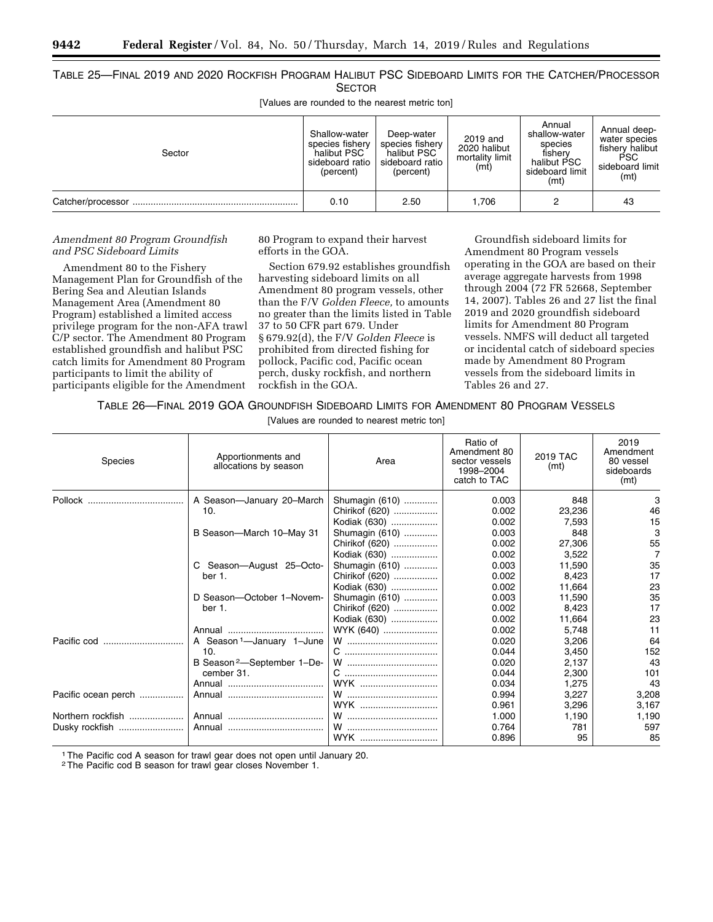TABLE 25—FINAL 2019 AND 2020 ROCKFISH PROGRAM HALIBUT PSC SIDEBOARD LIMITS FOR THE CATCHER/PROCESSOR SECTOR

[Values are rounded to the nearest metric ton]

| Sector | Shallow-water species fishery halibut PSC sideboard ratio (percent) | Deep-water species fishery halibut PSC sideboard ratio (percent) | 2019 and 2020 halibut mortality limit (mt) | Annual shallow-water species fishery halibut PSC sideboard limit (mt) | Annual deep-water species fishery halibut PSC sideboard limit (mt) |
|---|---|---|---|---|---|
| Catcher/processor | 0.10 | 2.50 | 1,706 | 2 | 43 |

*Amendment 80 Program Groundfish and PSC Sideboard Limits*

Amendment 80 to the Fishery Management Plan for Groundfish of the Bering Sea and Aleutian Islands Management Area (Amendment 80 Program) established a limited access privilege program for the non-AFA trawl C/P sector. The Amendment 80 Program established groundfish and halibut PSC catch limits for Amendment 80 Program participants to limit the ability of participants eligible for the Amendment 80 Program to expand their harvest efforts in the GOA.

Section 679.92 establishes groundfish harvesting sideboard limits on all Amendment 80 program vessels, other than the F/V *Golden Fleece,* to amounts no greater than the limits listed in Table 37 to 50 CFR part 679. Under § 679.92(d), the F/V *Golden Fleece* is prohibited from directed fishing for pollock, Pacific cod, Pacific ocean perch, dusky rockfish, and northern rockfish in the GOA.

Groundfish sideboard limits for Amendment 80 Program vessels operating in the GOA are based on their average aggregate harvests from 1998 through 2004 (72 FR 52668, September 14, 2007). Tables 26 and 27 list the final 2019 and 2020 groundfish sideboard limits for Amendment 80 Program vessels. NMFS will deduct all targeted or incidental catch of sideboard species made by Amendment 80 Program vessels from the sideboard limits in Tables 26 and 27.

TABLE 26—FINAL 2019 GOA GROUNDFISH SIDEBOARD LIMITS FOR AMENDMENT 80 PROGRAM VESSELS

[Values are rounded to nearest metric ton]

| Species | Apportionments and allocations by season | Area | Ratio of Amendment 80 sector vessels 1998–2004 catch to TAC | 2019 TAC (mt) | 2019 Amendment 80 vessel sideboards (mt) |
|---|---|---|---|---|---|
| Pollock | A Season—January 20–March 10. | Shumagin (610) | 0.003 | 848 | 3 |
| | | Chirikof (620) | 0.002 | 23,236 | 46 |
| | | Kodiak (630) | 0.002 | 7,593 | 15 |
| | B Season—March 10–May 31 | Shumagin (610) | 0.003 | 848 | 3 |
| | | Chirikof (620) | 0.002 | 27,306 | 55 |
| | | Kodiak (630) | 0.002 | 3,522 | 7 |
| | C Season—August 25–October 1. | Shumagin (610) | 0.003 | 11,590 | 35 |
| | | Chirikof (620) | 0.002 | 8,423 | 17 |
| | | Kodiak (630) | 0.002 | 11,664 | 23 |
| | D Season—October 1–November 1. | Shumagin (610) | 0.003 | 11,590 | 35 |
| | | Chirikof (620) | 0.002 | 8,423 | 17 |
| | | Kodiak (630) | 0.002 | 11,664 | 23 |
| | Annual | WYK (640) | 0.002 | 5,748 | 11 |
| Pacific cod | A Season[1]—January 1–June 10. | W | 0.020 | 3,206 | 64 |
| | | C | 0.044 | 3,450 | 152 |
| | B Season[2]—September 1–December 31. | W | 0.020 | 2,137 | 43 |
| | | C | 0.044 | 2,300 | 101 |
| | Annual | WYK | 0.034 | 1,275 | 43 |
| Pacific ocean perch | Annual | W | 0.994 | 3,227 | 3,208 |
| | | WYK | 0.961 | 3,296 | 3,167 |
| Northern rockfish | Annual | W | 1.000 | 1,190 | 1,190 |
| Dusky rockfish | Annual | W | 0.764 | 781 | 597 |
| | | WYK | 0.896 | 95 | 85 |

[1] The Pacific cod A season for trawl gear does not open until January 20.

[2] The Pacific cod B season for trawl gear closes November 1.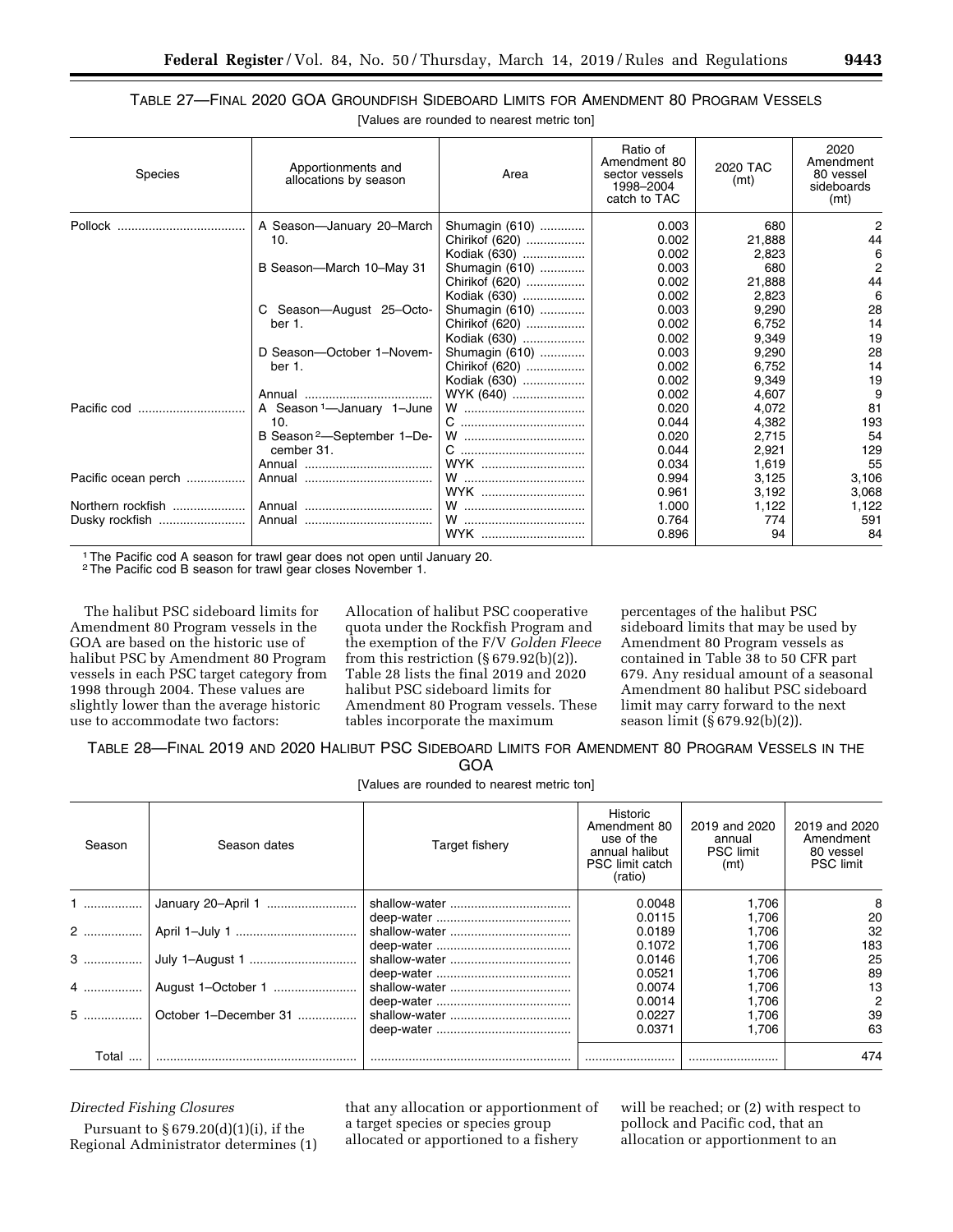TABLE 27—FINAL 2020 GOA GROUNDFISH SIDEBOARD LIMITS FOR AMENDMENT 80 PROGRAM VESSELS

[Values are rounded to nearest metric ton]

| Species | Apportionments and allocations by season | Area | Ratio of Amendment 80 sector vessels 1998–2004 catch to TAC | 2020 TAC (mt) | 2020 Amendment 80 vessel sideboards (mt) |
|---|---|---|---|---|---|
| Pollock | A Season—January 20–March 10. | Shumagin (610) | 0.003 | 680 | 2 |
| | | Chirikof (620) | 0.002 | 21,888 | 44 |
| | | Kodiak (630) | 0.002 | 2,823 | 6 |
| | B Season—March 10–May 31 | Shumagin (610) | 0.003 | 680 | 2 |
| | | Chirikof (620) | 0.002 | 21,888 | 44 |
| | | Kodiak (630) | 0.002 | 2,823 | 6 |
| | C Season—August 25–October 1. | Shumagin (610) | 0.003 | 9,290 | 28 |
| | | Chirikof (620) | 0.002 | 6,752 | 14 |
| | | Kodiak (630) | 0.002 | 9,349 | 19 |
| | D Season—October 1–November 1. | Shumagin (610) | 0.003 | 9,290 | 28 |
| | | Chirikof (620) | 0.002 | 6,752 | 14 |
| | | Kodiak (630) | 0.002 | 9,349 | 19 |
| | Annual | WYK (640) | 0.002 | 4,607 | 9 |
| Pacific cod | A Season[1]—January 1–June 10. | W | 0.020 | 4,072 | 81 |
| | | C | 0.044 | 4,382 | 193 |
| | B Season[2]—September 1–December 31. | W | 0.020 | 2,715 | 54 |
| | | C | 0.044 | 2,921 | 129 |
| | Annual | WYK | 0.034 | 1,619 | 55 |
| Pacific ocean perch | Annual | W | 0.994 | 3,125 | 3,106 |
| | | WYK | 0.961 | 3,192 | 3,068 |
| Northern rockfish | Annual | W | 1.000 | 1,122 | 1,122 |
| Dusky rockfish | Annual | W | 0.764 | 774 | 591 |
| | | WYK | 0.896 | 94 | 84 |

[1] The Pacific cod A season for trawl gear does not open until January 20.
[2] The Pacific cod B season for trawl gear closes November 1.

The halibut PSC sideboard limits for Amendment 80 Program vessels in the GOA are based on the historic use of halibut PSC by Amendment 80 Program vessels in each PSC target category from 1998 through 2004. These values are slightly lower than the average historic use to accommodate two factors: Allocation of halibut PSC cooperative quota under the Rockfish Program and the exemption of the F/V *Golden Fleece* from this restriction (§ 679.92(b)(2)). Table 28 lists the final 2019 and 2020 halibut PSC sideboard limits for Amendment 80 Program vessels. These tables incorporate the maximum percentages of the halibut PSC sideboard limits that may be used by Amendment 80 Program vessels as contained in Table 38 to 50 CFR part 679. Any residual amount of a seasonal Amendment 80 halibut PSC sideboard limit may carry forward to the next season limit (§ 679.92(b)(2)).

TABLE 28—FINAL 2019 AND 2020 HALIBUT PSC SIDEBOARD LIMITS FOR AMENDMENT 80 PROGRAM VESSELS IN THE GOA

[Values are rounded to nearest metric ton]

| Season | Season dates | Target fishery | Historic Amendment 80 use of the annual halibut PSC limit catch (ratio) | 2019 and 2020 annual PSC limit (mt) | 2019 and 2020 Amendment 80 vessel PSC limit |
|---|---|---|---|---|---|
| 1 | January 20–April 1 | shallow-water | 0.0048 | 1,706 | 8 |
| | | deep-water | 0.0115 | 1,706 | 20 |
| 2 | April 1–July 1 | shallow-water | 0.0189 | 1,706 | 32 |
| | | deep-water | 0.1072 | 1,706 | 183 |
| 3 | July 1–August 1 | shallow-water | 0.0146 | 1,706 | 25 |
| | | deep-water | 0.0521 | 1,706 | 89 |
| 4 | August 1–October 1 | shallow-water | 0.0074 | 1,706 | 13 |
| | | deep-water | 0.0014 | 1,706 | 2 |
| 5 | October 1–December 31 | shallow-water | 0.0227 | 1,706 | 39 |
| | | deep-water | 0.0371 | 1,706 | 63 |
| Total | | | | | 474 |

*Directed Fishing Closures*

Pursuant to § 679.20(d)(1)(i), if the Regional Administrator determines (1) that any allocation or apportionment of a target species or species group allocated or apportioned to a fishery will be reached; or (2) with respect to pollock and Pacific cod, that an allocation or apportionment to an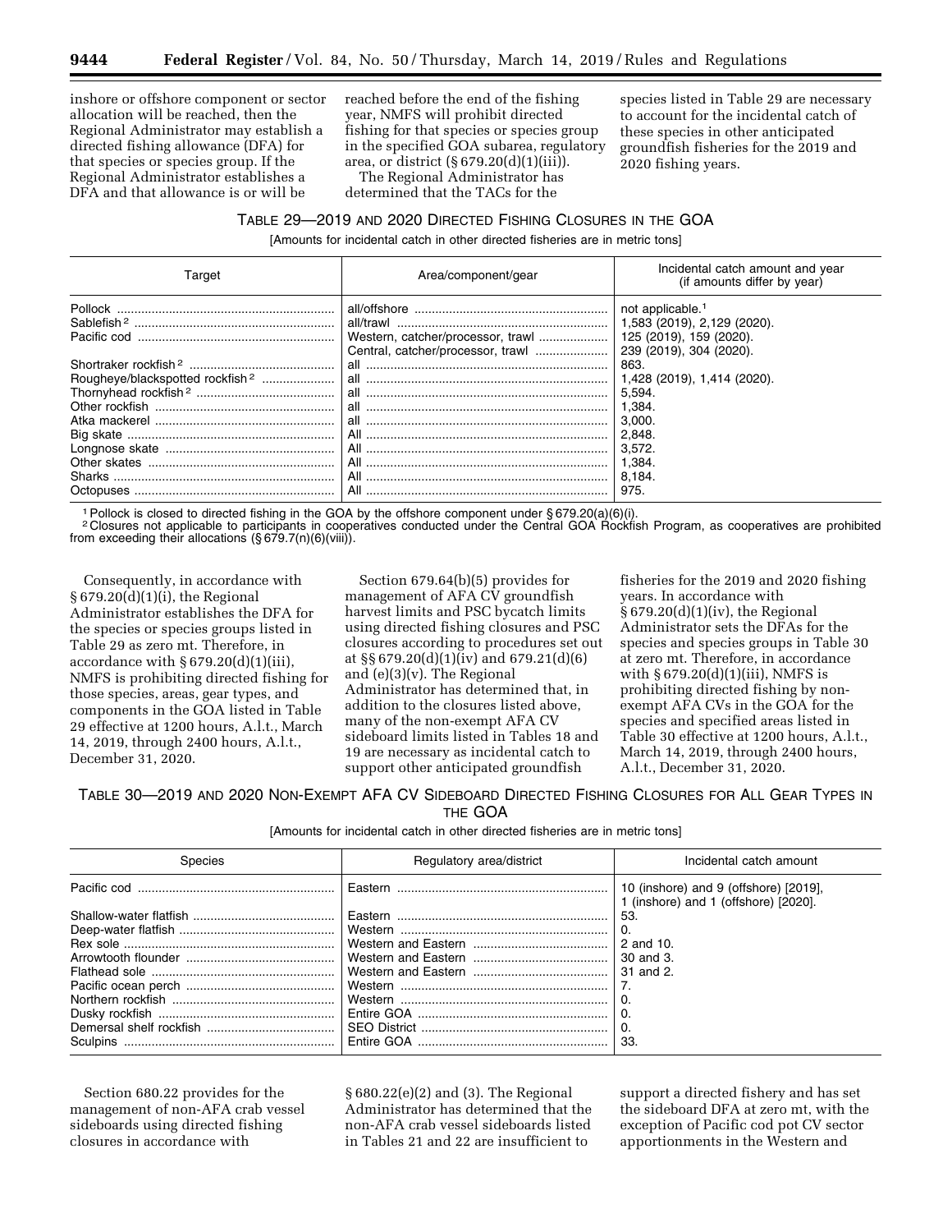inshore or offshore component or sector allocation will be reached, then the Regional Administrator may establish a directed fishing allowance (DFA) for that species or species group. If the Regional Administrator establishes a DFA and that allowance is or will be reached before the end of the fishing year, NMFS will prohibit directed fishing for that species or species group in the specified GOA subarea, regulatory area, or district (§ 679.20(d)(1)(iii)).

The Regional Administrator has determined that the TACs for the species listed in Table 29 are necessary to account for the incidental catch of these species in other anticipated groundfish fisheries for the 2019 and 2020 fishing years.

TABLE 29—2019 AND 2020 DIRECTED FISHING CLOSURES IN THE GOA

[Amounts for incidental catch in other directed fisheries are in metric tons]

| Target | Area/component/gear | Incidental catch amount and year (if amounts differ by year) |
|---|---|---|
| Pollock | all/offshore | not applicable.[1] |
| Sablefish[2] | all/trawl | 1,583 (2019), 2,129 (2020). |
| Pacific cod | Western, catcher/processor, trawl | 125 (2019), 159 (2020). |
| | Central, catcher/processor, trawl | 239 (2019), 304 (2020). |
| Shortraker rockfish[2] | all | 863. |
| Rougheye/blackspotted rockfish[2] | all | 1,428 (2019), 1,414 (2020). |
| Thornyhead rockfish[2] | all | 5,594. |
| Other rockfish | all | 1,384. |
| Atka mackerel | all | 3,000. |
| Big skate | All | 2,848. |
| Longnose skate | All | 3,572. |
| Other skates | All | 1,384. |
| Sharks | All | 8,184. |
| Octopuses | All | 975. |

[1] Pollock is closed to directed fishing in the GOA by the offshore component under § 679.20(a)(6)(i).
[2] Closures not applicable to participants in cooperatives conducted under the Central GOA Rockfish Program, as cooperatives are prohibited from exceeding their allocations (§ 679.7(n)(6)(viii)).

Consequently, in accordance with § 679.20(d)(1)(i), the Regional Administrator establishes the DFA for the species or species groups listed in Table 29 as zero mt. Therefore, in accordance with § 679.20(d)(1)(iii), NMFS is prohibiting directed fishing for those species, areas, gear types, and components in the GOA listed in Table 29 effective at 1200 hours, A.l.t., March 14, 2019, through 2400 hours, A.l.t., December 31, 2020.

Section 679.64(b)(5) provides for management of AFA CV groundfish harvest limits and PSC bycatch limits using directed fishing closures and PSC closures according to procedures set out at §§ 679.20(d)(1)(iv) and 679.21(d)(6) and (e)(3)(v). The Regional Administrator has determined that, in addition to the closures listed above, many of the non-exempt AFA CV sideboard limits listed in Tables 18 and 19 are necessary as incidental catch to support other anticipated groundfish fisheries for the 2019 and 2020 fishing years. In accordance with § 679.20(d)(1)(iv), the Regional Administrator sets the DFAs for the species and species groups in Table 30 at zero mt. Therefore, in accordance with § 679.20(d)(1)(iii), NMFS is prohibiting directed fishing by non-exempt AFA CVs in the GOA for the species and specified areas listed in Table 30 effective at 1200 hours, A.l.t., March 14, 2019, through 2400 hours, A.l.t., December 31, 2020.

TABLE 30—2019 AND 2020 NON-EXEMPT AFA CV SIDEBOARD DIRECTED FISHING CLOSURES FOR ALL GEAR TYPES IN THE GOA

[Amounts for incidental catch in other directed fisheries are in metric tons]

| Species | Regulatory area/district | Incidental catch amount |
|---|---|---|
| Pacific cod | Eastern | 10 (inshore) and 9 (offshore) [2019], 1 (inshore) and 1 (offshore) [2020]. |
| Shallow-water flatfish | Eastern | 53. |
| Deep-water flatfish | Western | 0. |
| Rex sole | Western and Eastern | 2 and 10. |
| Arrowtooth flounder | Western and Eastern | 30 and 3. |
| Flathead sole | Western and Eastern | 31 and 2. |
| Pacific ocean perch | Western | 7. |
| Northern rockfish | Western | 0. |
| Dusky rockfish | Entire GOA | 0. |
| Demersal shelf rockfish | SEO District | 0. |
| Sculpins | Entire GOA | 33. |

Section 680.22 provides for the management of non-AFA crab vessel sideboards using directed fishing closures in accordance with § 680.22(e)(2) and (3). The Regional Administrator has determined that the non-AFA crab vessel sideboards listed in Tables 21 and 22 are insufficient to support a directed fishery and has set the sideboard DFA at zero mt, with the exception of Pacific cod pot CV sector apportionments in the Western and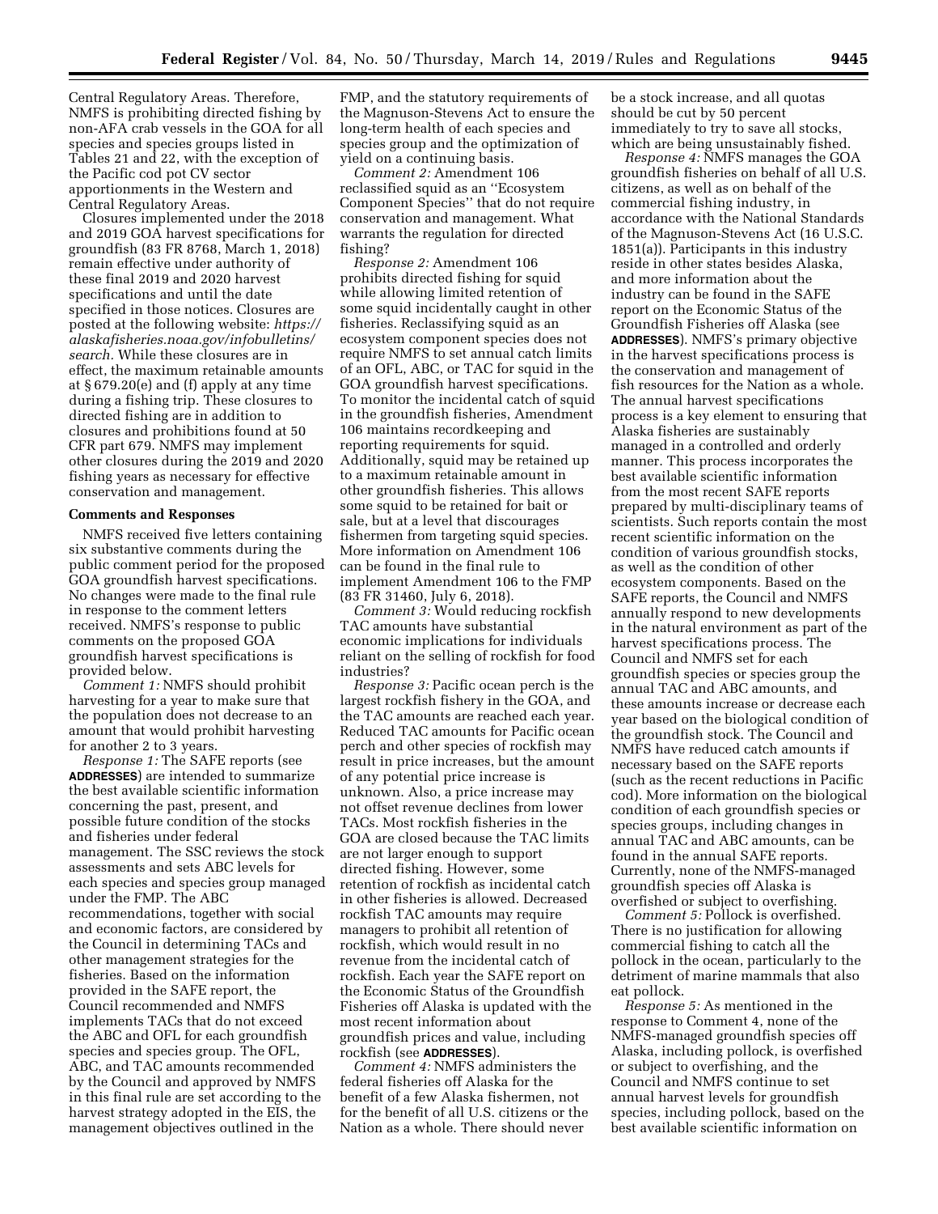Central Regulatory Areas. Therefore, NMFS is prohibiting directed fishing by non-AFA crab vessels in the GOA for all species and species groups listed in Tables 21 and 22, with the exception of the Pacific cod pot CV sector apportionments in the Western and Central Regulatory Areas.

Closures implemented under the 2018 and 2019 GOA harvest specifications for groundfish (83 FR 8768, March 1, 2018) remain effective under authority of these final 2019 and 2020 harvest specifications and until the date specified in those notices. Closures are posted at the following website: *https://alaskafisheries.noaa.gov/infobulletins/search*. While these closures are in effect, the maximum retainable amounts at § 679.20(e) and (f) apply at any time during a fishing trip. These closures to directed fishing are in addition to closures and prohibitions found at 50 CFR part 679. NMFS may implement other closures during the 2019 and 2020 fishing years as necessary for effective conservation and management.

**Comments and Responses**

NMFS received five letters containing six substantive comments during the public comment period for the proposed GOA groundfish harvest specifications. No changes were made to the final rule in response to the comment letters received. NMFS's response to public comments on the proposed GOA groundfish harvest specifications is provided below.

*Comment 1:* NMFS should prohibit harvesting for a year to make sure that the population does not decrease to an amount that would prohibit harvesting for another 2 to 3 years.

*Response 1:* The SAFE reports (see **ADDRESSES**) are intended to summarize the best available scientific information concerning the past, present, and possible future condition of the stocks and fisheries under federal management. The SSC reviews the stock assessments and sets ABC levels for each species and species group managed under the FMP. The ABC recommendations, together with social and economic factors, are considered by the Council in determining TACs and other management strategies for the fisheries. Based on the information provided in the SAFE report, the Council recommended and NMFS implements TACs that do not exceed the ABC and OFL for each groundfish species and species group. The OFL, ABC, and TAC amounts recommended by the Council and approved by NMFS in this final rule are set according to the harvest strategy adopted in the EIS, the management objectives outlined in the FMP, and the statutory requirements of the Magnuson-Stevens Act to ensure the long-term health of each species and species group and the optimization of yield on a continuing basis.

*Comment 2:* Amendment 106 reclassified squid as an ''Ecosystem Component Species'' that do not require conservation and management. What warrants the regulation for directed fishing?

*Response 2:* Amendment 106 prohibits directed fishing for squid while allowing limited retention of some squid incidentally caught in other fisheries. Reclassifying squid as an ecosystem component species does not require NMFS to set annual catch limits of an OFL, ABC, or TAC for squid in the GOA groundfish harvest specifications. To monitor the incidental catch of squid in the groundfish fisheries, Amendment 106 maintains recordkeeping and reporting requirements for squid. Additionally, squid may be retained up to a maximum retainable amount in other groundfish fisheries. This allows some squid to be retained for bait or sale, but at a level that discourages fishermen from targeting squid species. More information on Amendment 106 can be found in the final rule to implement Amendment 106 to the FMP (83 FR 31460, July 6, 2018).

*Comment 3:* Would reducing rockfish TAC amounts have substantial economic implications for individuals reliant on the selling of rockfish for food industries?

*Response 3:* Pacific ocean perch is the largest rockfish fishery in the GOA, and the TAC amounts are reached each year. Reduced TAC amounts for Pacific ocean perch and other species of rockfish may result in price increases, but the amount of any potential price increase is unknown. Also, a price increase may not offset revenue declines from lower TACs. Most rockfish fisheries in the GOA are closed because the TAC limits are not larger enough to support directed fishing. However, some retention of rockfish as incidental catch in other fisheries is allowed. Decreased rockfish TAC amounts may require managers to prohibit all retention of rockfish, which would result in no revenue from the incidental catch of rockfish. Each year the SAFE report on the Economic Status of the Groundfish Fisheries off Alaska is updated with the most recent information about groundfish prices and value, including rockfish (see **ADDRESSES**).

*Comment 4:* NMFS administers the federal fisheries off Alaska for the benefit of a few Alaska fishermen, not for the benefit of all U.S. citizens or the Nation as a whole. There should never be a stock increase, and all quotas should be cut by 50 percent immediately to try to save all stocks, which are being unsustainably fished.

*Response 4:* NMFS manages the GOA groundfish fisheries on behalf of all U.S. citizens, as well as on behalf of the commercial fishing industry, in accordance with the National Standards of the Magnuson-Stevens Act (16 U.S.C. 1851(a)). Participants in this industry reside in other states besides Alaska, and more information about the industry can be found in the SAFE report on the Economic Status of the Groundfish Fisheries off Alaska (see **ADDRESSES**). NMFS's primary objective in the harvest specifications process is the conservation and management of fish resources for the Nation as a whole. The annual harvest specifications process is a key element to ensuring that Alaska fisheries are sustainably managed in a controlled and orderly manner. This process incorporates the best available scientific information from the most recent SAFE reports prepared by multi-disciplinary teams of scientists. Such reports contain the most recent scientific information on the condition of various groundfish stocks, as well as the condition of other ecosystem components. Based on the SAFE reports, the Council and NMFS annually respond to new developments in the natural environment as part of the harvest specifications process. The Council and NMFS set for each groundfish species or species group the annual TAC and ABC amounts, and these amounts increase or decrease each year based on the biological condition of the groundfish stock. The Council and NMFS have reduced catch amounts if necessary based on the SAFE reports (such as the recent reductions in Pacific cod). More information on the biological condition of each groundfish species or species groups, including changes in annual TAC and ABC amounts, can be found in the annual SAFE reports. Currently, none of the NMFS-managed groundfish species off Alaska is overfished or subject to overfishing.

*Comment 5:* Pollock is overfished. There is no justification for allowing commercial fishing to catch all the pollock in the ocean, particularly to the detriment of marine mammals that also eat pollock.

*Response 5:* As mentioned in the response to Comment 4, none of the NMFS-managed groundfish species off Alaska, including pollock, is overfished or subject to overfishing, and the Council and NMFS continue to set annual harvest levels for groundfish species, including pollock, based on the best available scientific information on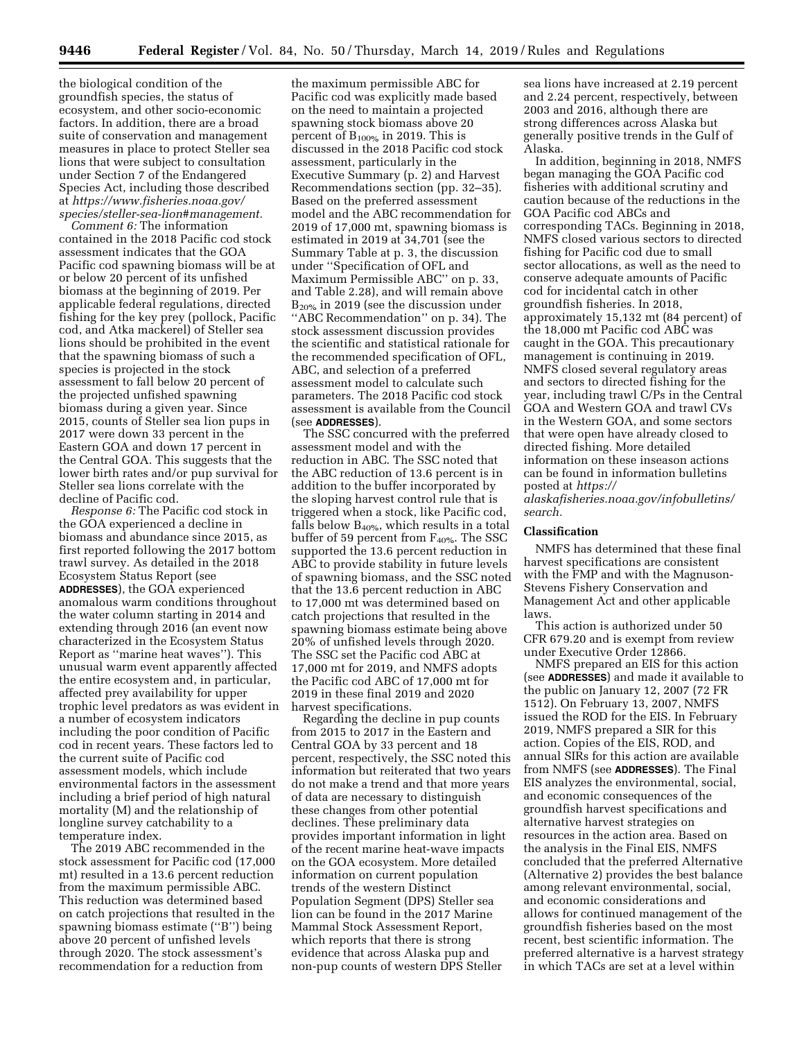the biological condition of the groundfish species, the status of ecosystem, and other socio-economic factors. In addition, there are a broad suite of conservation and management measures in place to protect Steller sea lions that were subject to consultation under Section 7 of the Endangered Species Act, including those described at *https://www.fisheries.noaa.gov/species/steller-sea-lion#management.*

*Comment 6:* The information contained in the 2018 Pacific cod stock assessment indicates that the GOA Pacific cod spawning biomass will be at or below 20 percent of its unfished biomass at the beginning of 2019. Per applicable federal regulations, directed fishing for the key prey (pollock, Pacific cod, and Atka mackerel) of Steller sea lions should be prohibited in the event that the spawning biomass of such a species is projected in the stock assessment to fall below 20 percent of the projected unfished spawning biomass during a given year. Since 2015, counts of Steller sea lion pups in 2017 were down 33 percent in the Eastern GOA and down 17 percent in the Central GOA. This suggests that the lower birth rates and/or pup survival for Steller sea lions correlate with the decline of Pacific cod.

*Response 6:* The Pacific cod stock in the GOA experienced a decline in biomass and abundance since 2015, as first reported following the 2017 bottom trawl survey. As detailed in the 2018 Ecosystem Status Report (see **ADDRESSES**), the GOA experienced anomalous warm conditions throughout the water column starting in 2014 and extending through 2016 (an event now characterized in the Ecosystem Status Report as ''marine heat waves''). This unusual warm event apparently affected the entire ecosystem and, in particular, affected prey availability for upper trophic level predators as was evident in a number of ecosystem indicators including the poor condition of Pacific cod in recent years. These factors led to the current suite of Pacific cod assessment models, which include environmental factors in the assessment including a brief period of high natural mortality (M) and the relationship of longline survey catchability to a temperature index.

The 2019 ABC recommended in the stock assessment for Pacific cod (17,000 mt) resulted in a 13.6 percent reduction from the maximum permissible ABC. This reduction was determined based on catch projections that resulted in the spawning biomass estimate (''B'') being above 20 percent of unfished levels through 2020. The stock assessment's recommendation for a reduction from the maximum permissible ABC for Pacific cod was explicitly made based on the need to maintain a projected spawning stock biomass above 20 percent of $B_{100\%}$ in 2019. This is discussed in the 2018 Pacific cod stock assessment, particularly in the Executive Summary (p. 2) and Harvest Recommendations section (pp. 32–35). Based on the preferred assessment model and the ABC recommendation for 2019 of 17,000 mt, spawning biomass is estimated in 2019 at 34,701 (see the Summary Table at p. 3, the discussion under ''Specification of OFL and Maximum Permissible ABC'' on p. 33, and Table 2.28), and will remain above $B_{20\%}$ in 2019 (see the discussion under ''ABC Recommendation'' on p. 34). The stock assessment discussion provides the scientific and statistical rationale for the recommended specification of OFL, ABC, and selection of a preferred assessment model to calculate such parameters. The 2018 Pacific cod stock assessment is available from the Council (see **ADDRESSES**).

The SSC concurred with the preferred assessment model and with the reduction in ABC. The SSC noted that the ABC reduction of 13.6 percent is in addition to the buffer incorporated by the sloping harvest control rule that is triggered when a stock, like Pacific cod, falls below $B_{40\%}$, which results in a total buffer of 59 percent from $F_{40\%}$. The SSC supported the 13.6 percent reduction in ABC to provide stability in future levels of spawning biomass, and the SSC noted that the 13.6 percent reduction in ABC to 17,000 mt was determined based on catch projections that resulted in the spawning biomass estimate being above 20% of unfished levels through 2020. The SSC set the Pacific cod ABC at 17,000 mt for 2019, and NMFS adopts the Pacific cod ABC of 17,000 mt for 2019 in these final 2019 and 2020 harvest specifications.

Regarding the decline in pup counts from 2015 to 2017 in the Eastern and Central GOA by 33 percent and 18 percent, respectively, the SSC noted this information but reiterated that two years do not make a trend and that more years of data are necessary to distinguish these changes from other potential declines. These preliminary data provides important information in light of the recent marine heat-wave impacts on the GOA ecosystem. More detailed information on current population trends of the western Distinct Population Segment (DPS) Steller sea lion can be found in the 2017 Marine Mammal Stock Assessment Report, which reports that there is strong evidence that across Alaska pup and non-pup counts of western DPS Steller sea lions have increased at 2.19 percent and 2.24 percent, respectively, between 2003 and 2016, although there are strong differences across Alaska but generally positive trends in the Gulf of Alaska.

In addition, beginning in 2018, NMFS began managing the GOA Pacific cod fisheries with additional scrutiny and caution because of the reductions in the GOA Pacific cod ABCs and corresponding TACs. Beginning in 2018, NMFS closed various sectors to directed fishing for Pacific cod due to small sector allocations, as well as the need to conserve adequate amounts of Pacific cod for incidental catch in other groundfish fisheries. In 2018, approximately 15,132 mt (84 percent) of the 18,000 mt Pacific cod ABC was caught in the GOA. This precautionary management is continuing in 2019. NMFS closed several regulatory areas and sectors to directed fishing for the year, including trawl C/Ps in the Central GOA and Western GOA and trawl CVs in the Western GOA, and some sectors that were open have already closed to directed fishing. More detailed information on these inseason actions can be found in information bulletins posted at *https://alaskafisheries.noaa.gov/infobulletins/search.*

## Classification

NMFS has determined that these final harvest specifications are consistent with the FMP and with the Magnuson-Stevens Fishery Conservation and Management Act and other applicable laws.

This action is authorized under 50 CFR 679.20 and is exempt from review under Executive Order 12866.

NMFS prepared an EIS for this action (see **ADDRESSES**) and made it available to the public on January 12, 2007 (72 FR 1512). On February 13, 2007, NMFS issued the ROD for the EIS. In February 2019, NMFS prepared a SIR for this action. Copies of the EIS, ROD, and annual SIRs for this action are available from NMFS (see **ADDRESSES**). The Final EIS analyzes the environmental, social, and economic consequences of the groundfish harvest specifications and alternative harvest strategies on resources in the action area. Based on the analysis in the Final EIS, NMFS concluded that the preferred Alternative (Alternative 2) provides the best balance among relevant environmental, social, and economic considerations and allows for continued management of the groundfish fisheries based on the most recent, best scientific information. The preferred alternative is a harvest strategy in which TACs are set at a level within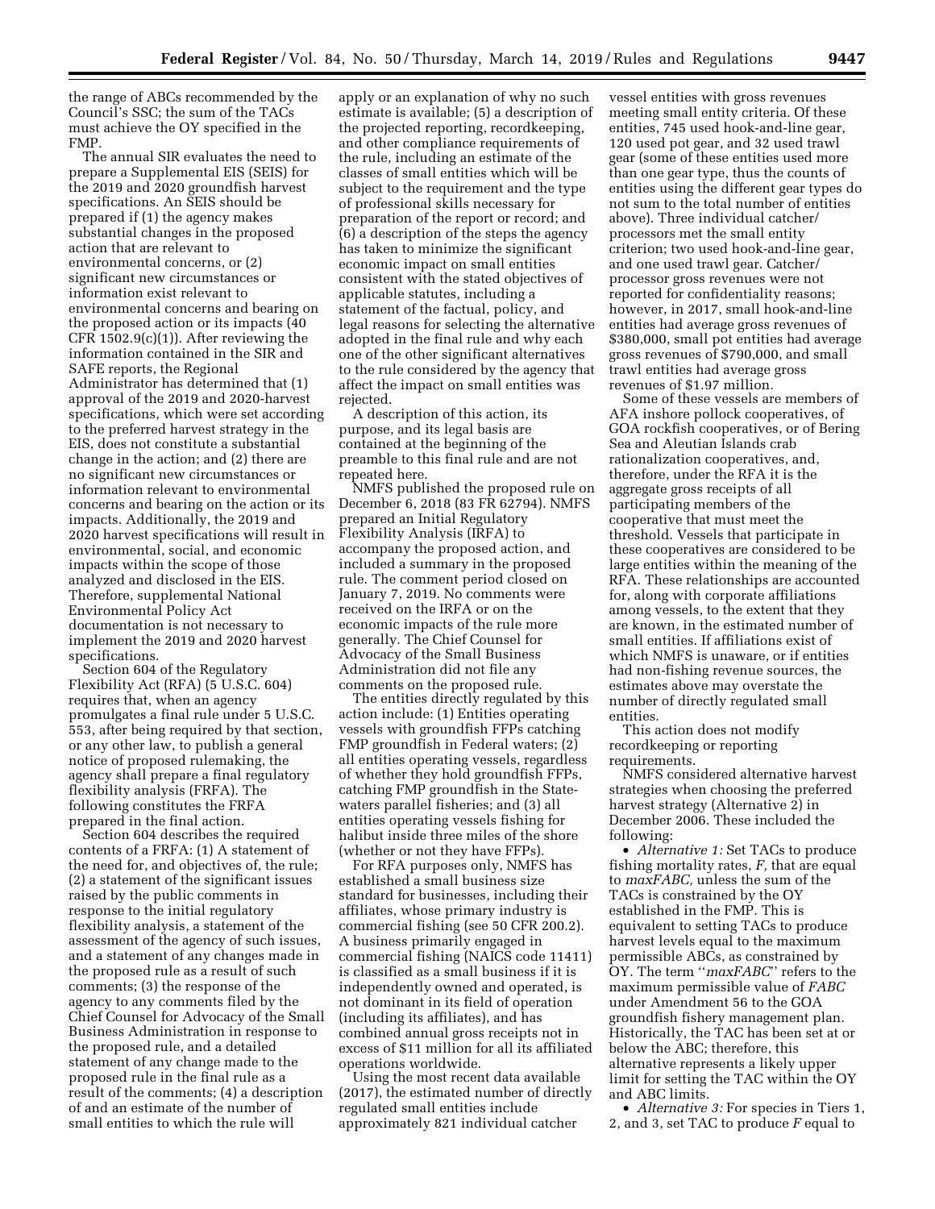the range of ABCs recommended by the Council's SSC; the sum of the TACs must achieve the OY specified in the FMP.

The annual SIR evaluates the need to prepare a Supplemental EIS (SEIS) for the 2019 and 2020 groundfish harvest specifications. An SEIS should be prepared if (1) the agency makes substantial changes in the proposed action that are relevant to environmental concerns, or (2) significant new circumstances or information exist relevant to environmental concerns and bearing on the proposed action or its impacts (40 CFR 1502.9(c)(1)). After reviewing the information contained in the SIR and SAFE reports, the Regional Administrator has determined that (1) approval of the 2019 and 2020-harvest specifications, which were set according to the preferred harvest strategy in the EIS, does not constitute a substantial change in the action; and (2) there are no significant new circumstances or information relevant to environmental concerns and bearing on the action or its impacts. Additionally, the 2019 and 2020 harvest specifications will result in environmental, social, and economic impacts within the scope of those analyzed and disclosed in the EIS. Therefore, supplemental National Environmental Policy Act documentation is not necessary to implement the 2019 and 2020 harvest specifications.

Section 604 of the Regulatory Flexibility Act (RFA) (5 U.S.C. 604) requires that, when an agency promulgates a final rule under 5 U.S.C. 553, after being required by that section, or any other law, to publish a general notice of proposed rulemaking, the agency shall prepare a final regulatory flexibility analysis (FRFA). The following constitutes the FRFA prepared in the final action.

Section 604 describes the required contents of a FRFA: (1) A statement of the need for, and objectives of, the rule; (2) a statement of the significant issues raised by the public comments in response to the initial regulatory flexibility analysis, a statement of the assessment of the agency of such issues, and a statement of any changes made in the proposed rule as a result of such comments; (3) the response of the agency to any comments filed by the Chief Counsel for Advocacy of the Small Business Administration in response to the proposed rule, and a detailed statement of any change made to the proposed rule in the final rule as a result of the comments; (4) a description of and an estimate of the number of small entities to which the rule will apply or an explanation of why no such estimate is available; (5) a description of the projected reporting, recordkeeping, and other compliance requirements of the rule, including an estimate of the classes of small entities which will be subject to the requirement and the type of professional skills necessary for preparation of the report or record; and (6) a description of the steps the agency has taken to minimize the significant economic impact on small entities consistent with the stated objectives of applicable statutes, including a statement of the factual, policy, and legal reasons for selecting the alternative adopted in the final rule and why each one of the other significant alternatives to the rule considered by the agency that affect the impact on small entities was rejected.

A description of this action, its purpose, and its legal basis are contained at the beginning of the preamble to this final rule and are not repeated here.

NMFS published the proposed rule on December 6, 2018 (83 FR 62794). NMFS prepared an Initial Regulatory Flexibility Analysis (IRFA) to accompany the proposed action, and included a summary in the proposed rule. The comment period closed on January 7, 2019. No comments were received on the IRFA or on the economic impacts of the rule more generally. The Chief Counsel for Advocacy of the Small Business Administration did not file any comments on the proposed rule.

The entities directly regulated by this action include: (1) Entities operating vessels with groundfish FFPs catching FMP groundfish in Federal waters; (2) all entities operating vessels, regardless of whether they hold groundfish FFPs, catching FMP groundfish in the State-waters parallel fisheries; and (3) all entities operating vessels fishing for halibut inside three miles of the shore (whether or not they have FFPs).

For RFA purposes only, NMFS has established a small business size standard for businesses, including their affiliates, whose primary industry is commercial fishing (see 50 CFR 200.2). A business primarily engaged in commercial fishing (NAICS code 11411) is classified as a small business if it is independently owned and operated, is not dominant in its field of operation (including its affiliates), and has combined annual gross receipts not in excess of $11 million for all its affiliated operations worldwide.

Using the most recent data available (2017), the estimated number of directly regulated small entities include approximately 821 individual catcher vessel entities with gross revenues meeting small entity criteria. Of these entities, 745 used hook-and-line gear, 120 used pot gear, and 32 used trawl gear (some of these entities used more than one gear type, thus the counts of entities using the different gear types do not sum to the total number of entities above). Three individual catcher/processors met the small entity criterion; two used hook-and-line gear, and one used trawl gear. Catcher/processor gross revenues were not reported for confidentiality reasons; however, in 2017, small hook-and-line entities had average gross revenues of $380,000, small pot entities had average gross revenues of $790,000, and small trawl entities had average gross revenues of $1.97 million.

Some of these vessels are members of AFA inshore pollock cooperatives, of GOA rockfish cooperatives, or of Bering Sea and Aleutian Islands crab rationalization cooperatives, and, therefore, under the RFA it is the aggregate gross receipts of all participating members of the cooperative that must meet the threshold. Vessels that participate in these cooperatives are considered to be large entities within the meaning of the RFA. These relationships are accounted for, along with corporate affiliations among vessels, to the extent that they are known, in the estimated number of small entities. If affiliations exist of which NMFS is unaware, or if entities had non-fishing revenue sources, the estimates above may overstate the number of directly regulated small entities.

This action does not modify recordkeeping or reporting requirements.

NMFS considered alternative harvest strategies when choosing the preferred harvest strategy (Alternative 2) in December 2006. These included the following:

- *Alternative 1:* Set TACs to produce fishing mortality rates, *F,* that are equal to *maxFABC,* unless the sum of the TACs is constrained by the OY established in the FMP. This is equivalent to setting TACs to produce harvest levels equal to the maximum permissible ABCs, as constrained by OY. The term ''*maxFABC*'' refers to the maximum permissible value of *FABC* under Amendment 56 to the GOA groundfish fishery management plan. Historically, the TAC has been set at or below the ABC; therefore, this alternative represents a likely upper limit for setting the TAC within the OY and ABC limits.
- *Alternative 3:* For species in Tiers 1, 2, and 3, set TAC to produce *F* equal to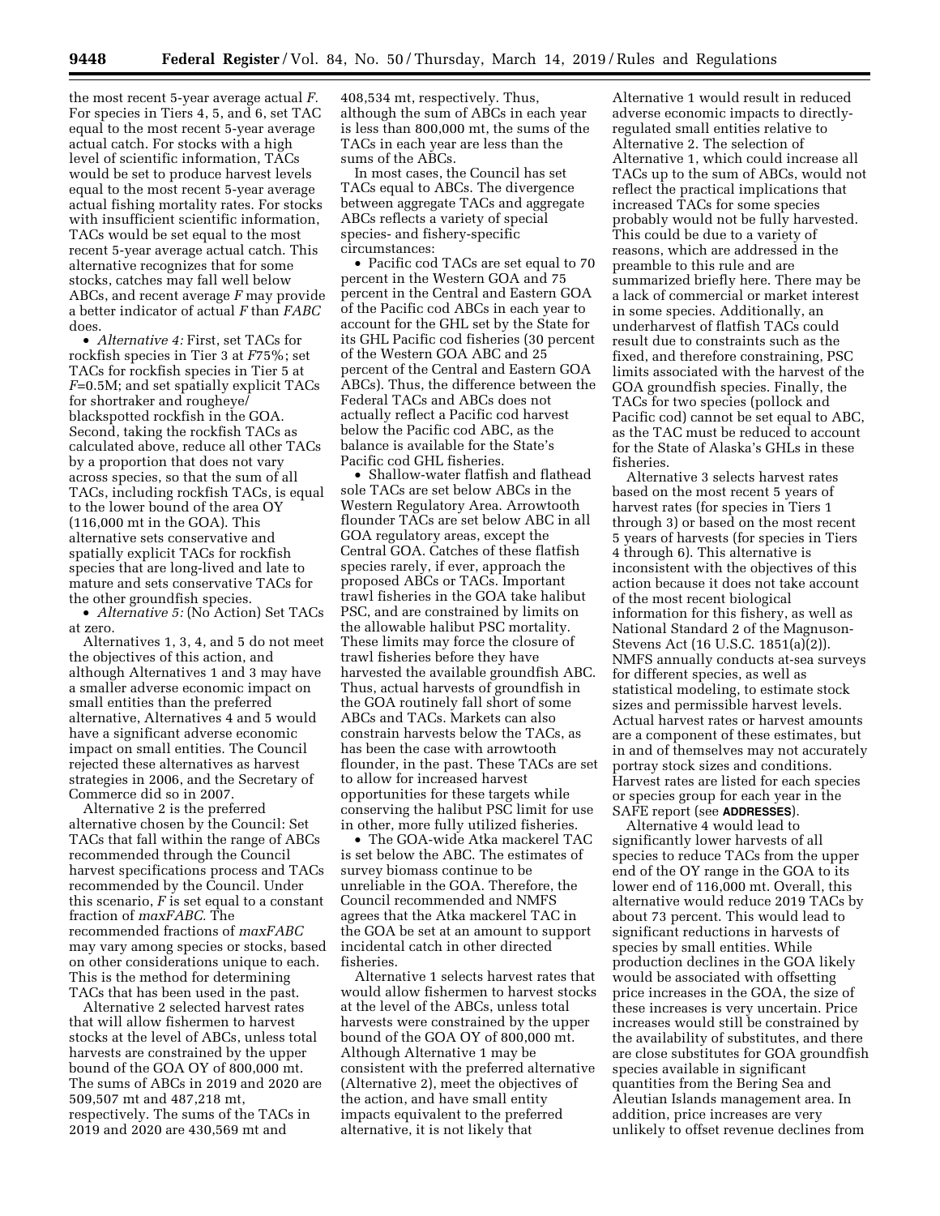the most recent 5-year average actual *F*. For species in Tiers 4, 5, and 6, set TAC equal to the most recent 5-year average actual catch. For stocks with a high level of scientific information, TACs would be set to produce harvest levels equal to the most recent 5-year average actual fishing mortality rates. For stocks with insufficient scientific information, TACs would be set equal to the most recent 5-year average actual catch. This alternative recognizes that for some stocks, catches may fall well below ABCs, and recent average *F* may provide a better indicator of actual *F* than *FABC* does.

- *Alternative 4:* First, set TACs for rockfish species in Tier 3 at *F*75%; set TACs for rockfish species in Tier 5 at *F*=0.5M; and set spatially explicit TACs for shortraker and rougheye/blackspotted rockfish in the GOA. Second, taking the rockfish TACs as calculated above, reduce all other TACs by a proportion that does not vary across species, so that the sum of all TACs, including rockfish TACs, is equal to the lower bound of the area OY (116,000 mt in the GOA). This alternative sets conservative and spatially explicit TACs for rockfish species that are long-lived and late to mature and sets conservative TACs for the other groundfish species.
- *Alternative 5:* (No Action) Set TACs at zero.

Alternatives 1, 3, 4, and 5 do not meet the objectives of this action, and although Alternatives 1 and 3 may have a smaller adverse economic impact on small entities than the preferred alternative, Alternatives 4 and 5 would have a significant adverse economic impact on small entities. The Council rejected these alternatives as harvest strategies in 2006, and the Secretary of Commerce did so in 2007.

Alternative 2 is the preferred alternative chosen by the Council: Set TACs that fall within the range of ABCs recommended through the Council harvest specifications process and TACs recommended by the Council. Under this scenario, *F* is set equal to a constant fraction of *maxFABC*. The recommended fractions of *maxFABC* may vary among species or stocks, based on other considerations unique to each. This is the method for determining TACs that has been used in the past.

Alternative 2 selected harvest rates that will allow fishermen to harvest stocks at the level of ABCs, unless total harvests are constrained by the upper bound of the GOA OY of 800,000 mt. The sums of ABCs in 2019 and 2020 are 509,507 mt and 487,218 mt, respectively. The sums of the TACs in 2019 and 2020 are 430,569 mt and 408,534 mt, respectively. Thus, although the sum of ABCs in each year is less than 800,000 mt, the sums of the TACs in each year are less than the sums of the ABCs.

In most cases, the Council has set TACs equal to ABCs. The divergence between aggregate TACs and aggregate ABCs reflects a variety of special species- and fishery-specific circumstances:

- Pacific cod TACs are set equal to 70 percent in the Western GOA and 75 percent in the Central and Eastern GOA of the Pacific cod ABCs in each year to account for the GHL set by the State for its GHL Pacific cod fisheries (30 percent of the Western GOA ABC and 25 percent of the Central and Eastern GOA ABCs). Thus, the difference between the Federal TACs and ABCs does not actually reflect a Pacific cod harvest below the Pacific cod ABC, as the balance is available for the State's Pacific cod GHL fisheries.
- Shallow-water flatfish and flathead sole TACs are set below ABCs in the Western Regulatory Area. Arrowtooth flounder TACs are set below ABC in all GOA regulatory areas, except the Central GOA. Catches of these flatfish species rarely, if ever, approach the proposed ABCs or TACs. Important trawl fisheries in the GOA take halibut PSC, and are constrained by limits on the allowable halibut PSC mortality. These limits may force the closure of trawl fisheries before they have harvested the available groundfish ABC. Thus, actual harvests of groundfish in the GOA routinely fall short of some ABCs and TACs. Markets can also constrain harvests below the TACs, as has been the case with arrowtooth flounder, in the past. These TACs are set to allow for increased harvest opportunities for these targets while conserving the halibut PSC limit for use in other, more fully utilized fisheries.
- The GOA-wide Atka mackerel TAC is set below the ABC. The estimates of survey biomass continue to be unreliable in the GOA. Therefore, the Council recommended and NMFS agrees that the Atka mackerel TAC in the GOA be set at an amount to support incidental catch in other directed fisheries.

Alternative 1 selects harvest rates that would allow fishermen to harvest stocks at the level of the ABCs, unless total harvests were constrained by the upper bound of the GOA OY of 800,000 mt. Although Alternative 1 may be consistent with the preferred alternative (Alternative 2), meet the objectives of the action, and have small entity impacts equivalent to the preferred alternative, it is not likely that Alternative 1 would result in reduced adverse economic impacts to directly-regulated small entities relative to Alternative 2. The selection of Alternative 1, which could increase all TACs up to the sum of ABCs, would not reflect the practical implications that increased TACs for some species probably would not be fully harvested. This could be due to a variety of reasons, which are addressed in the preamble to this rule and are summarized briefly here. There may be a lack of commercial or market interest in some species. Additionally, an underharvest of flatfish TACs could result due to constraints such as the fixed, and therefore constraining, PSC limits associated with the harvest of the GOA groundfish species. Finally, the TACs for two species (pollock and Pacific cod) cannot be set equal to ABC, as the TAC must be reduced to account for the State of Alaska's GHLs in these fisheries.

Alternative 3 selects harvest rates based on the most recent 5 years of harvest rates (for species in Tiers 1 through 3) or based on the most recent 5 years of harvests (for species in Tiers 4 through 6). This alternative is inconsistent with the objectives of this action because it does not take account of the most recent biological information for this fishery, as well as National Standard 2 of the Magnuson-Stevens Act (16 U.S.C. 1851(a)(2)). NMFS annually conducts at-sea surveys for different species, as well as statistical modeling, to estimate stock sizes and permissible harvest levels. Actual harvest rates or harvest amounts are a component of these estimates, but in and of themselves may not accurately portray stock sizes and conditions. Harvest rates are listed for each species or species group for each year in the SAFE report (see **ADDRESSES**).

Alternative 4 would lead to significantly lower harvests of all species to reduce TACs from the upper end of the OY range in the GOA to its lower end of 116,000 mt. Overall, this alternative would reduce 2019 TACs by about 73 percent. This would lead to significant reductions in harvests of species by small entities. While production declines in the GOA likely would be associated with offsetting price increases in the GOA, the size of these increases is very uncertain. Price increases would still be constrained by the availability of substitutes, and there are close substitutes for GOA groundfish species available in significant quantities from the Bering Sea and Aleutian Islands management area. In addition, price increases are very unlikely to offset revenue declines from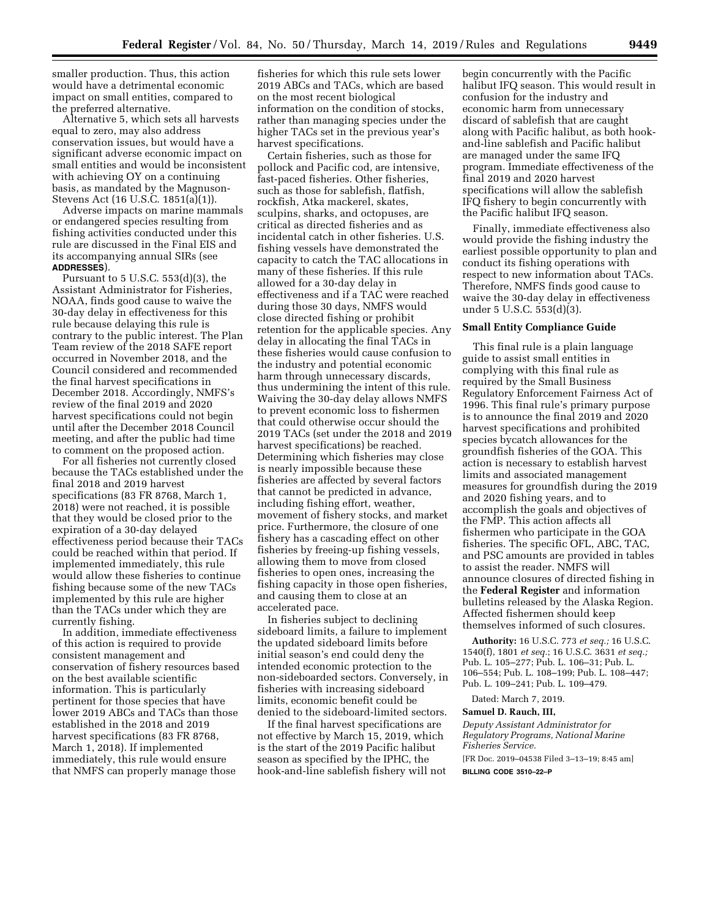smaller production. Thus, this action would have a detrimental economic impact on small entities, compared to the preferred alternative.

Alternative 5, which sets all harvests equal to zero, may also address conservation issues, but would have a significant adverse economic impact on small entities and would be inconsistent with achieving OY on a continuing basis, as mandated by the Magnuson-Stevens Act (16 U.S.C. 1851(a)(1)).

Adverse impacts on marine mammals or endangered species resulting from fishing activities conducted under this rule are discussed in the Final EIS and its accompanying annual SIRs (see **ADDRESSES**).

Pursuant to 5 U.S.C. 553(d)(3), the Assistant Administrator for Fisheries, NOAA, finds good cause to waive the 30-day delay in effectiveness for this rule because delaying this rule is contrary to the public interest. The Plan Team review of the 2018 SAFE report occurred in November 2018, and the Council considered and recommended the final harvest specifications in December 2018. Accordingly, NMFS's review of the final 2019 and 2020 harvest specifications could not begin until after the December 2018 Council meeting, and after the public had time to comment on the proposed action.

For all fisheries not currently closed because the TACs established under the final 2018 and 2019 harvest specifications (83 FR 8768, March 1, 2018) were not reached, it is possible that they would be closed prior to the expiration of a 30-day delayed effectiveness period because their TACs could be reached within that period. If implemented immediately, this rule would allow these fisheries to continue fishing because some of the new TACs implemented by this rule are higher than the TACs under which they are currently fishing.

In addition, immediate effectiveness of this action is required to provide consistent management and conservation of fishery resources based on the best available scientific information. This is particularly pertinent for those species that have lower 2019 ABCs and TACs than those established in the 2018 and 2019 harvest specifications (83 FR 8768, March 1, 2018). If implemented immediately, this rule would ensure that NMFS can properly manage those fisheries for which this rule sets lower 2019 ABCs and TACs, which are based on the most recent biological information on the condition of stocks, rather than managing species under the higher TACs set in the previous year's harvest specifications.

Certain fisheries, such as those for pollock and Pacific cod, are intensive, fast-paced fisheries. Other fisheries, such as those for sablefish, flatfish, rockfish, Atka mackerel, skates, sculpins, sharks, and octopuses, are critical as directed fisheries and as incidental catch in other fisheries. U.S. fishing vessels have demonstrated the capacity to catch the TAC allocations in many of these fisheries. If this rule allowed for a 30-day delay in effectiveness and if a TAC were reached during those 30 days, NMFS would close directed fishing or prohibit retention for the applicable species. Any delay in allocating the final TACs in these fisheries would cause confusion to the industry and potential economic harm through unnecessary discards, thus undermining the intent of this rule. Waiving the 30-day delay allows NMFS to prevent economic loss to fishermen that could otherwise occur should the 2019 TACs (set under the 2018 and 2019 harvest specifications) be reached. Determining which fisheries may close is nearly impossible because these fisheries are affected by several factors that cannot be predicted in advance, including fishing effort, weather, movement of fishery stocks, and market price. Furthermore, the closure of one fishery has a cascading effect on other fisheries by freeing-up fishing vessels, allowing them to move from closed fisheries to open ones, increasing the fishing capacity in those open fisheries, and causing them to close at an accelerated pace.

In fisheries subject to declining sideboard limits, a failure to implement the updated sideboard limits before initial season's end could deny the intended economic protection to the non-sideboarded sectors. Conversely, in fisheries with increasing sideboard limits, economic benefit could be denied to the sideboard-limited sectors.

If the final harvest specifications are not effective by March 15, 2019, which is the start of the 2019 Pacific halibut season as specified by the IPHC, the hook-and-line sablefish fishery will not begin concurrently with the Pacific halibut IFQ season. This would result in confusion for the industry and economic harm from unnecessary discard of sablefish that are caught along with Pacific halibut, as both hook-and-line sablefish and Pacific halibut are managed under the same IFQ program. Immediate effectiveness of the final 2019 and 2020 harvest specifications will allow the sablefish IFQ fishery to begin concurrently with the Pacific halibut IFQ season.

Finally, immediate effectiveness also would provide the fishing industry the earliest possible opportunity to plan and conduct its fishing operations with respect to new information about TACs. Therefore, NMFS finds good cause to waive the 30-day delay in effectiveness under 5 U.S.C. 553(d)(3).

**Small Entity Compliance Guide**

This final rule is a plain language guide to assist small entities in complying with this final rule as required by the Small Business Regulatory Enforcement Fairness Act of 1996. This final rule's primary purpose is to announce the final 2019 and 2020 harvest specifications and prohibited species bycatch allowances for the groundfish fisheries of the GOA. This action is necessary to establish harvest limits and associated management measures for groundfish during the 2019 and 2020 fishing years, and to accomplish the goals and objectives of the FMP. This action affects all fishermen who participate in the GOA fisheries. The specific OFL, ABC, TAC, and PSC amounts are provided in tables to assist the reader. NMFS will announce closures of directed fishing in the **Federal Register** and information bulletins released by the Alaska Region. Affected fishermen should keep themselves informed of such closures.

**Authority:** 16 U.S.C. 773 *et seq.;* 16 U.S.C. 1540(f), 1801 *et seq.*; 16 U.S.C. 3631 *et seq.;* Pub. L. 105–277; Pub. L. 106–31; Pub. L. 106–554; Pub. L. 108–199; Pub. L. 108–447; Pub. L. 109–241; Pub. L. 109–479.

Dated: March 7, 2019.

**Samuel D. Rauch, III,**

*Deputy Assistant Administrator for Regulatory Programs, National Marine Fisheries Service.*

[FR Doc. 2019–04538 Filed 3–13–19; 8:45 am]

**BILLING CODE 3510–22–P**